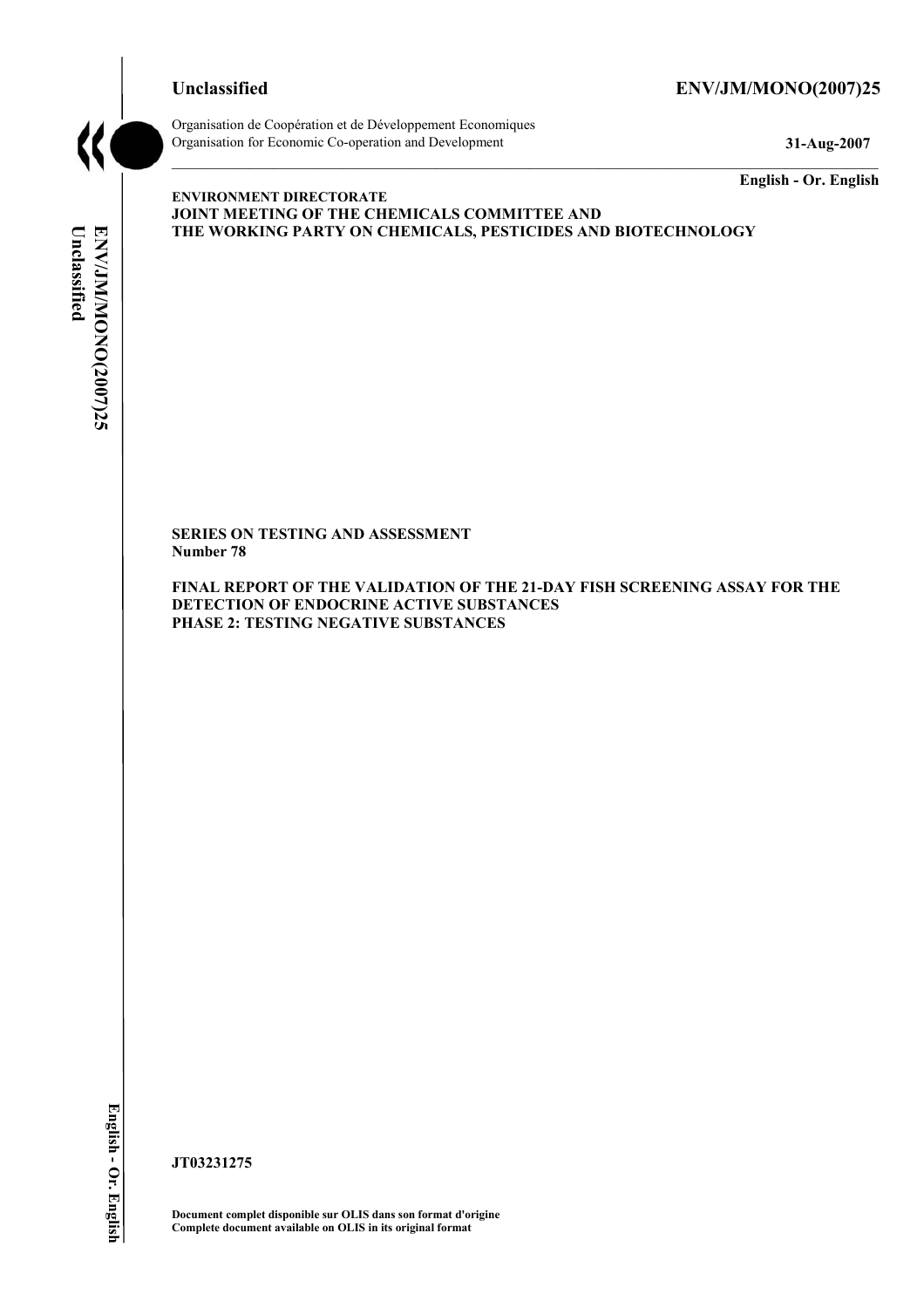**Unclassified** **ENV/JM/MONO(2007)25**

Organisation de Coopération et de Développement Economiques
Organisation for Economic Co-operation and Development **31-Aug-2007**

**English - Or. English**

**ENVIRONMENT DIRECTORATE**
**JOINT MEETING OF THE CHEMICALS COMMITTEE AND**
**THE WORKING PARTY ON CHEMICALS, PESTICIDES AND BIOTECHNOLOGY**

**SERIES ON TESTING AND ASSESSMENT**
**Number 78**

**FINAL REPORT OF THE VALIDATION OF THE 21-DAY FISH SCREENING ASSAY FOR THE DETECTION OF ENDOCRINE ACTIVE SUBSTANCES**
**PHASE 2: TESTING NEGATIVE SUBSTANCES**

**JT03231275**

**Document complet disponible sur OLIS dans son format d'origine**
**Complete document available on OLIS in its original format**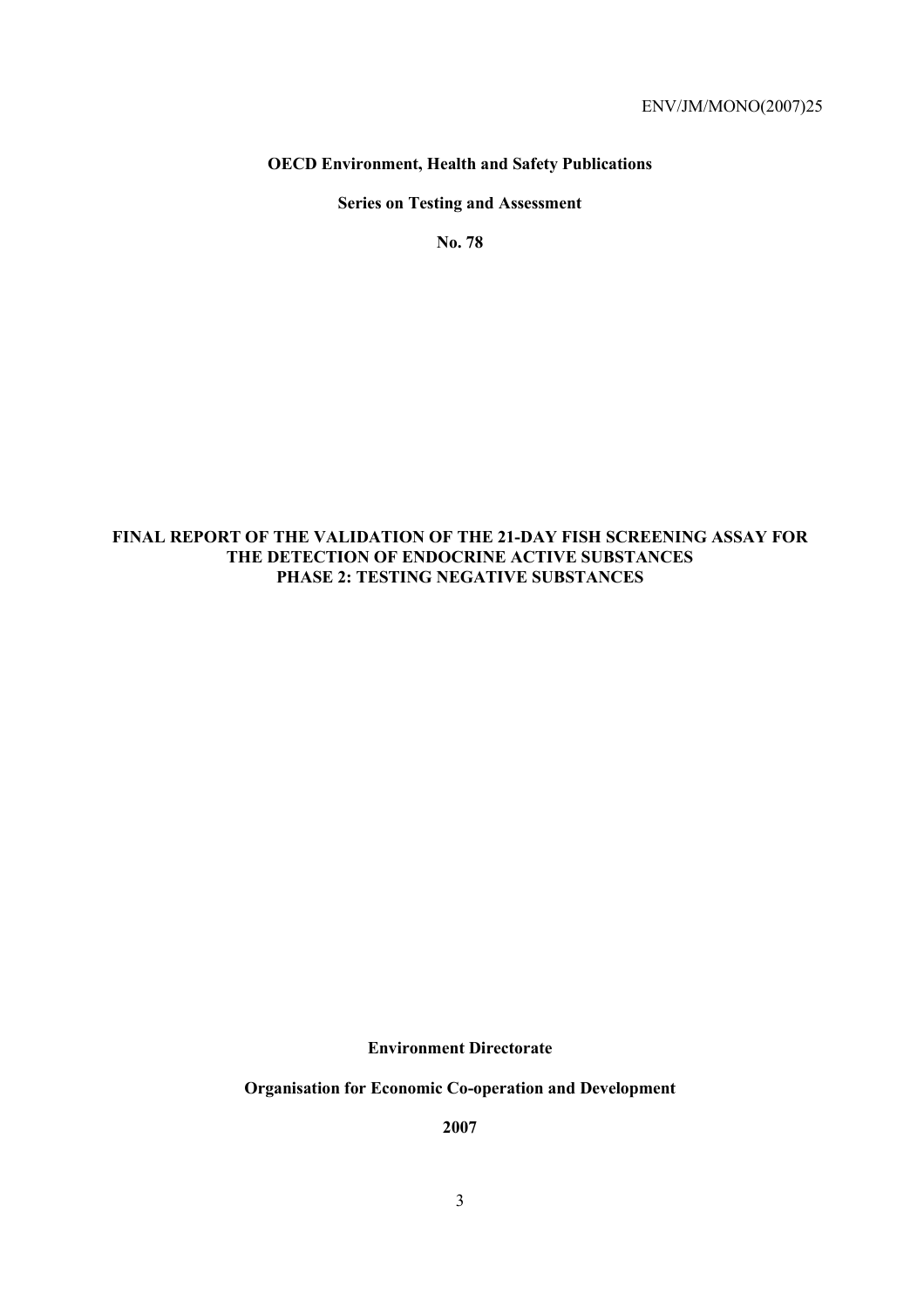**OECD Environment, Health and Safety Publications**

**Series on Testing and Assessment**

**No. 78**

# FINAL REPORT OF THE VALIDATION OF THE 21-DAY FISH SCREENING ASSAY FOR THE DETECTION OF ENDOCRINE ACTIVE SUBSTANCES PHASE 2: TESTING NEGATIVE SUBSTANCES

**Environment Directorate**

**Organisation for Economic Co-operation and Development**

**2007**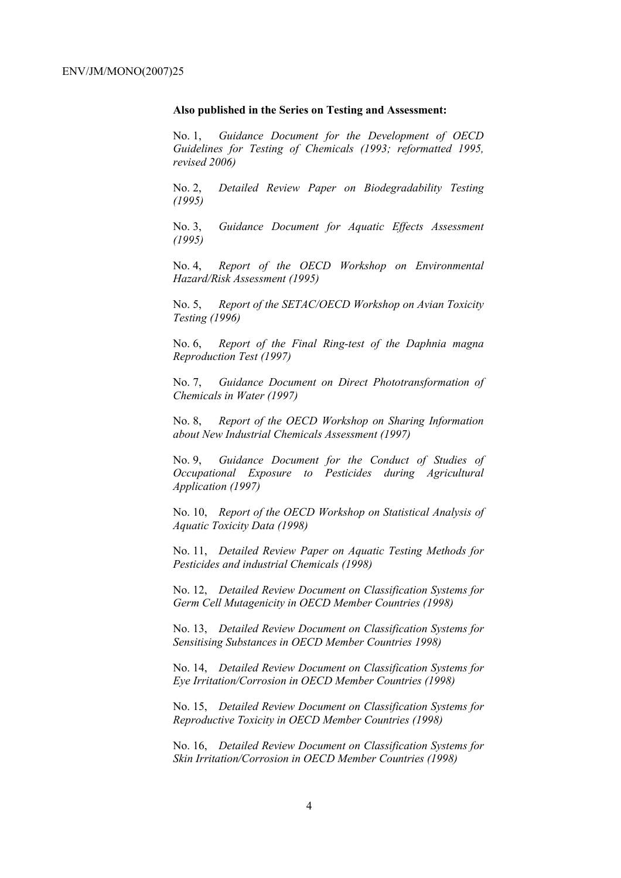**Also published in the Series on Testing and Assessment:**

No. 1, *Guidance Document for the Development of OECD Guidelines for Testing of Chemicals (1993; reformatted 1995, revised 2006)*

No. 2, *Detailed Review Paper on Biodegradability Testing (1995)*

No. 3, *Guidance Document for Aquatic Effects Assessment (1995)*

No. 4, *Report of the OECD Workshop on Environmental Hazard/Risk Assessment (1995)*

No. 5, *Report of the SETAC/OECD Workshop on Avian Toxicity Testing (1996)*

No. 6, *Report of the Final Ring-test of the Daphnia magna Reproduction Test (1997)*

No. 7, *Guidance Document on Direct Phototransformation of Chemicals in Water (1997)*

No. 8, *Report of the OECD Workshop on Sharing Information about New Industrial Chemicals Assessment (1997)*

No. 9, *Guidance Document for the Conduct of Studies of Occupational Exposure to Pesticides during Agricultural Application (1997)*

No. 10, *Report of the OECD Workshop on Statistical Analysis of Aquatic Toxicity Data (1998)*

No. 11, *Detailed Review Paper on Aquatic Testing Methods for Pesticides and industrial Chemicals (1998)*

No. 12, *Detailed Review Document on Classification Systems for Germ Cell Mutagenicity in OECD Member Countries (1998)*

No. 13, *Detailed Review Document on Classification Systems for Sensitising Substances in OECD Member Countries 1998)*

No. 14, *Detailed Review Document on Classification Systems for Eye Irritation/Corrosion in OECD Member Countries (1998)*

No. 15, *Detailed Review Document on Classification Systems for Reproductive Toxicity in OECD Member Countries (1998)*

No. 16, *Detailed Review Document on Classification Systems for Skin Irritation/Corrosion in OECD Member Countries (1998)*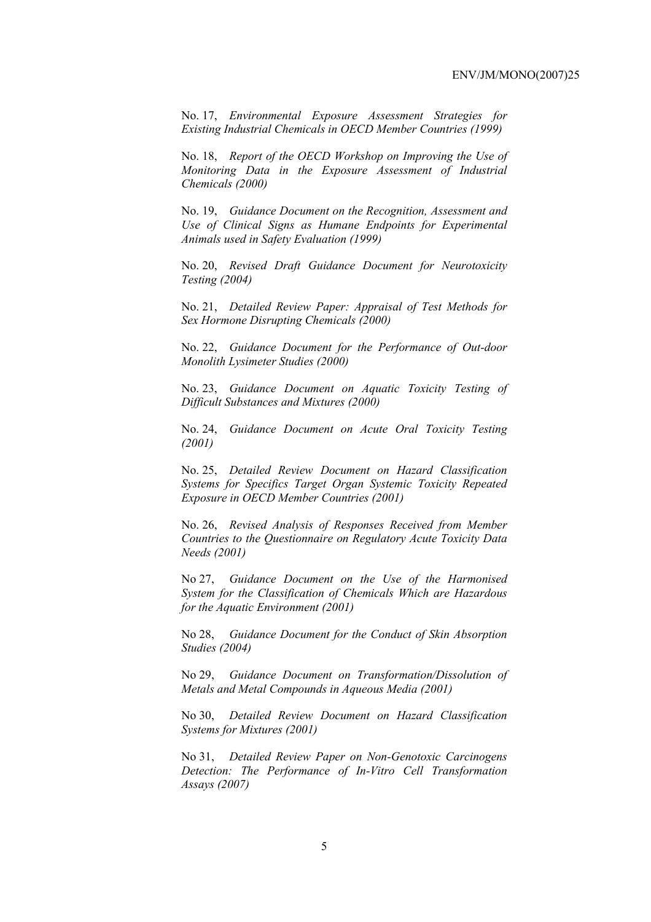No. 17, *Environmental Exposure Assessment Strategies for Existing Industrial Chemicals in OECD Member Countries (1999)*

No. 18, *Report of the OECD Workshop on Improving the Use of Monitoring Data in the Exposure Assessment of Industrial Chemicals (2000)*

No. 19, *Guidance Document on the Recognition, Assessment and Use of Clinical Signs as Humane Endpoints for Experimental Animals used in Safety Evaluation (1999)*

No. 20, *Revised Draft Guidance Document for Neurotoxicity Testing (2004)*

No. 21, *Detailed Review Paper: Appraisal of Test Methods for Sex Hormone Disrupting Chemicals (2000)*

No. 22, *Guidance Document for the Performance of Out-door Monolith Lysimeter Studies (2000)*

No. 23, *Guidance Document on Aquatic Toxicity Testing of Difficult Substances and Mixtures (2000)*

No. 24, *Guidance Document on Acute Oral Toxicity Testing (2001)*

No. 25, *Detailed Review Document on Hazard Classification Systems for Specifics Target Organ Systemic Toxicity Repeated Exposure in OECD Member Countries (2001)*

No. 26, *Revised Analysis of Responses Received from Member Countries to the Questionnaire on Regulatory Acute Toxicity Data Needs (2001)*

No 27, *Guidance Document on the Use of the Harmonised System for the Classification of Chemicals Which are Hazardous for the Aquatic Environment (2001)*

No 28, *Guidance Document for the Conduct of Skin Absorption Studies (2004)*

No 29, *Guidance Document on Transformation/Dissolution of Metals and Metal Compounds in Aqueous Media (2001)*

No 30, *Detailed Review Document on Hazard Classification Systems for Mixtures (2001)*

No 31, *Detailed Review Paper on Non-Genotoxic Carcinogens Detection: The Performance of In-Vitro Cell Transformation Assays (2007)*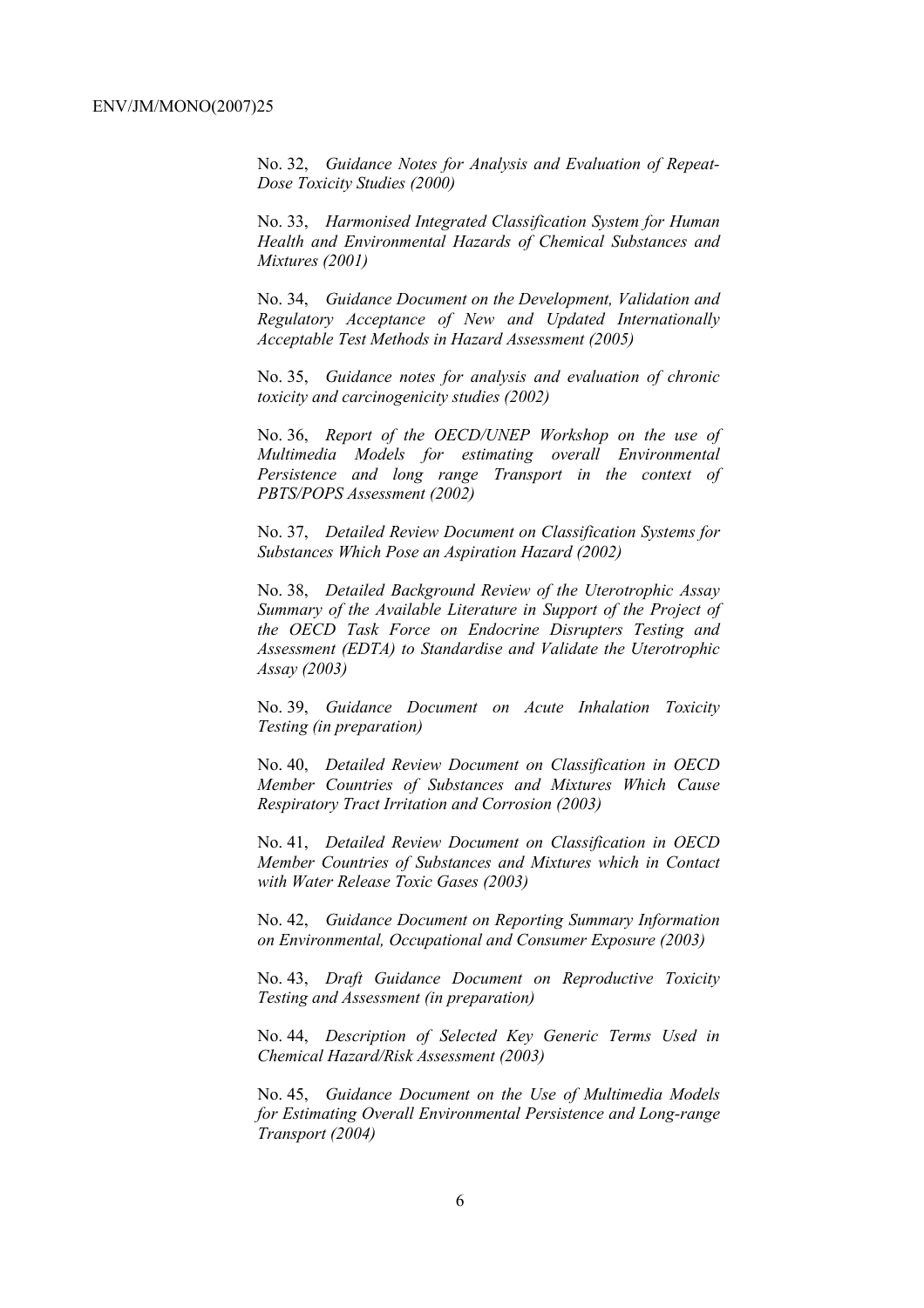No. 32, *Guidance Notes for Analysis and Evaluation of Repeat-Dose Toxicity Studies (2000)*

No. 33, *Harmonised Integrated Classification System for Human Health and Environmental Hazards of Chemical Substances and Mixtures (2001)*

No. 34, *Guidance Document on the Development, Validation and Regulatory Acceptance of New and Updated Internationally Acceptable Test Methods in Hazard Assessment (2005)*

No. 35, *Guidance notes for analysis and evaluation of chronic toxicity and carcinogenicity studies (2002)*

No. 36, *Report of the OECD/UNEP Workshop on the use of Multimedia Models for estimating overall Environmental Persistence and long range Transport in the context of PBTS/POPS Assessment (2002)*

No. 37, *Detailed Review Document on Classification Systems for Substances Which Pose an Aspiration Hazard (2002)*

No. 38, *Detailed Background Review of the Uterotrophic Assay Summary of the Available Literature in Support of the Project of the OECD Task Force on Endocrine Disrupters Testing and Assessment (EDTA) to Standardise and Validate the Uterotrophic Assay (2003)*

No. 39, *Guidance Document on Acute Inhalation Toxicity Testing (in preparation)*

No. 40, *Detailed Review Document on Classification in OECD Member Countries of Substances and Mixtures Which Cause Respiratory Tract Irritation and Corrosion (2003)*

No. 41, *Detailed Review Document on Classification in OECD Member Countries of Substances and Mixtures which in Contact with Water Release Toxic Gases (2003)*

No. 42, *Guidance Document on Reporting Summary Information on Environmental, Occupational and Consumer Exposure (2003)*

No. 43, *Draft Guidance Document on Reproductive Toxicity Testing and Assessment (in preparation)*

No. 44, *Description of Selected Key Generic Terms Used in Chemical Hazard/Risk Assessment (2003)*

No. 45, *Guidance Document on the Use of Multimedia Models for Estimating Overall Environmental Persistence and Long-range Transport (2004)*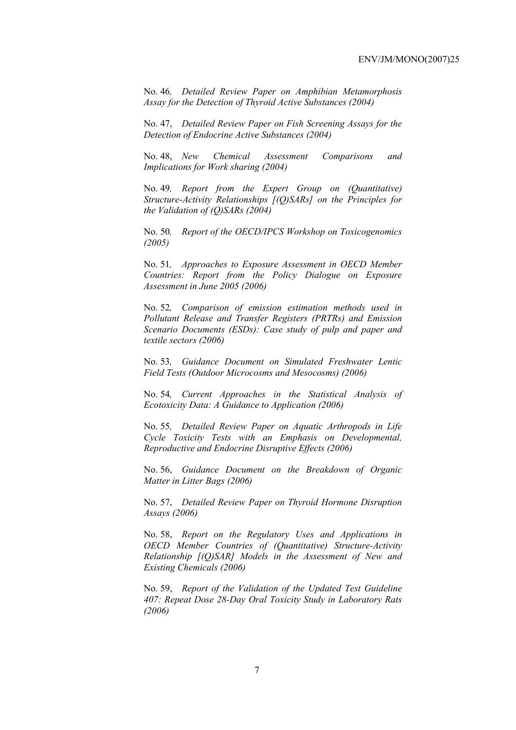No. 46*, Detailed Review Paper on Amphibian Metamorphosis Assay for the Detection of Thyroid Active Substances (2004)*

No. 47, *Detailed Review Paper on Fish Screening Assays for the Detection of Endocrine Active Substances (2004)*

No. 48, *New Chemical Assessment Comparisons and Implications for Work sharing (2004)*

No. 49*, Report from the Expert Group on (Quantitative) Structure-Activity Relationships [(Q)SARs] on the Principles for the Validation of (Q)SARs (2004)*

No. 50*, Report of the OECD/IPCS Workshop on Toxicogenomics (2005)*

No. 51*, Approaches to Exposure Assessment in OECD Member Countries: Report from the Policy Dialogue on Exposure Assessment in June 2005 (2006)*

No. 52*, Comparison of emission estimation methods used in Pollutant Release and Transfer Registers (PRTRs) and Emission Scenario Documents (ESDs): Case study of pulp and paper and textile sectors (2006)*

No. 53*, Guidance Document on Simulated Freshwater Lentic Field Tests (Outdoor Microcosms and Mesocosms) (2006)*

No. 54*, Current Approaches in the Statistical Analysis of Ecotoxicity Data: A Guidance to Application (2006)*

No. 55*, Detailed Review Paper on Aquatic Arthropods in Life Cycle Toxicity Tests with an Emphasis on Developmental, Reproductive and Endocrine Disruptive Effects (2006)*

No. 56, *Guidance Document on the Breakdown of Organic Matter in Litter Bags (2006)*

No. 57, *Detailed Review Paper on Thyroid Hormone Disruption Assays (2006)*

No. 58, *Report on the Regulatory Uses and Applications in OECD Member Countries of (Quantitative) Structure-Activity Relationship [(Q)SAR] Models in the Assessment of New and Existing Chemicals (2006)*

No. 59, *Report of the Validation of the Updated Test Guideline 407: Repeat Dose 28-Day Oral Toxicity Study in Laboratory Rats (2006)*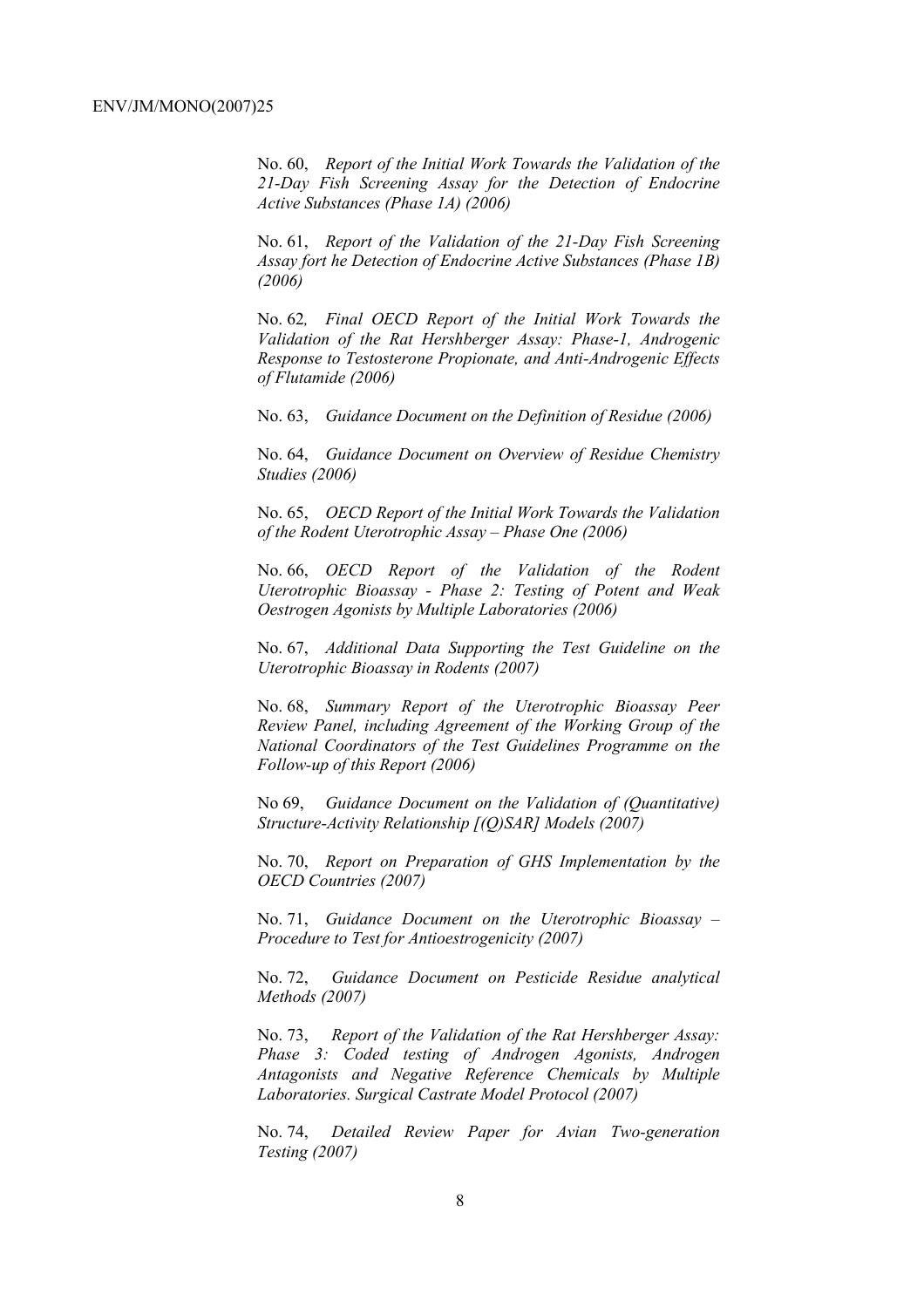No. 60, *Report of the Initial Work Towards the Validation of the 21-Day Fish Screening Assay for the Detection of Endocrine Active Substances (Phase 1A) (2006)*

No. 61, *Report of the Validation of the 21-Day Fish Screening Assay fort he Detection of Endocrine Active Substances (Phase 1B) (2006)*

No. 62, *Final OECD Report of the Initial Work Towards the Validation of the Rat Hershberger Assay: Phase-1, Androgenic Response to Testosterone Propionate, and Anti-Androgenic Effects of Flutamide (2006)*

No. 63, *Guidance Document on the Definition of Residue (2006)*

No. 64, *Guidance Document on Overview of Residue Chemistry Studies (2006)*

No. 65, *OECD Report of the Initial Work Towards the Validation of the Rodent Uterotrophic Assay – Phase One (2006)*

No. 66, *OECD Report of the Validation of the Rodent Uterotrophic Bioassay - Phase 2: Testing of Potent and Weak Oestrogen Agonists by Multiple Laboratories (2006)*

No. 67, *Additional Data Supporting the Test Guideline on the Uterotrophic Bioassay in Rodents (2007)*

No. 68, *Summary Report of the Uterotrophic Bioassay Peer Review Panel, including Agreement of the Working Group of the National Coordinators of the Test Guidelines Programme on the Follow-up of this Report (2006)*

No 69, *Guidance Document on the Validation of (Quantitative) Structure-Activity Relationship [(Q)SAR] Models (2007)*

No. 70, *Report on Preparation of GHS Implementation by the OECD Countries (2007)*

No. 71, *Guidance Document on the Uterotrophic Bioassay – Procedure to Test for Antioestrogenicity (2007)*

No. 72, *Guidance Document on Pesticide Residue analytical Methods (2007)*

No. 73, *Report of the Validation of the Rat Hershberger Assay: Phase 3: Coded testing of Androgen Agonists, Androgen Antagonists and Negative Reference Chemicals by Multiple Laboratories. Surgical Castrate Model Protocol (2007)*

No. 74, *Detailed Review Paper for Avian Two-generation Testing (2007)*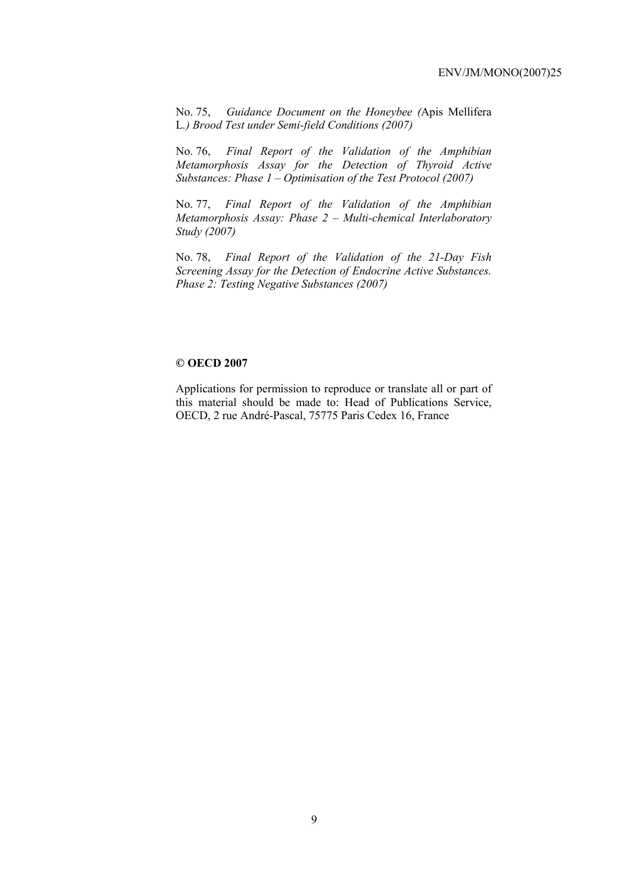No. 75, *Guidance Document on the Honeybee (*Apis Mellifera L.*) Brood Test under Semi-field Conditions (2007)*

No. 76, *Final Report of the Validation of the Amphibian Metamorphosis Assay for the Detection of Thyroid Active Substances: Phase 1 – Optimisation of the Test Protocol (2007)*

No. 77, *Final Report of the Validation of the Amphibian Metamorphosis Assay: Phase 2 – Multi-chemical Interlaboratory Study (2007)*

No. 78, *Final Report of the Validation of the 21-Day Fish Screening Assay for the Detection of Endocrine Active Substances. Phase 2: Testing Negative Substances (2007)*

**© OECD 2007**

Applications for permission to reproduce or translate all or part of this material should be made to: Head of Publications Service, OECD, 2 rue André-Pascal, 75775 Paris Cedex 16, France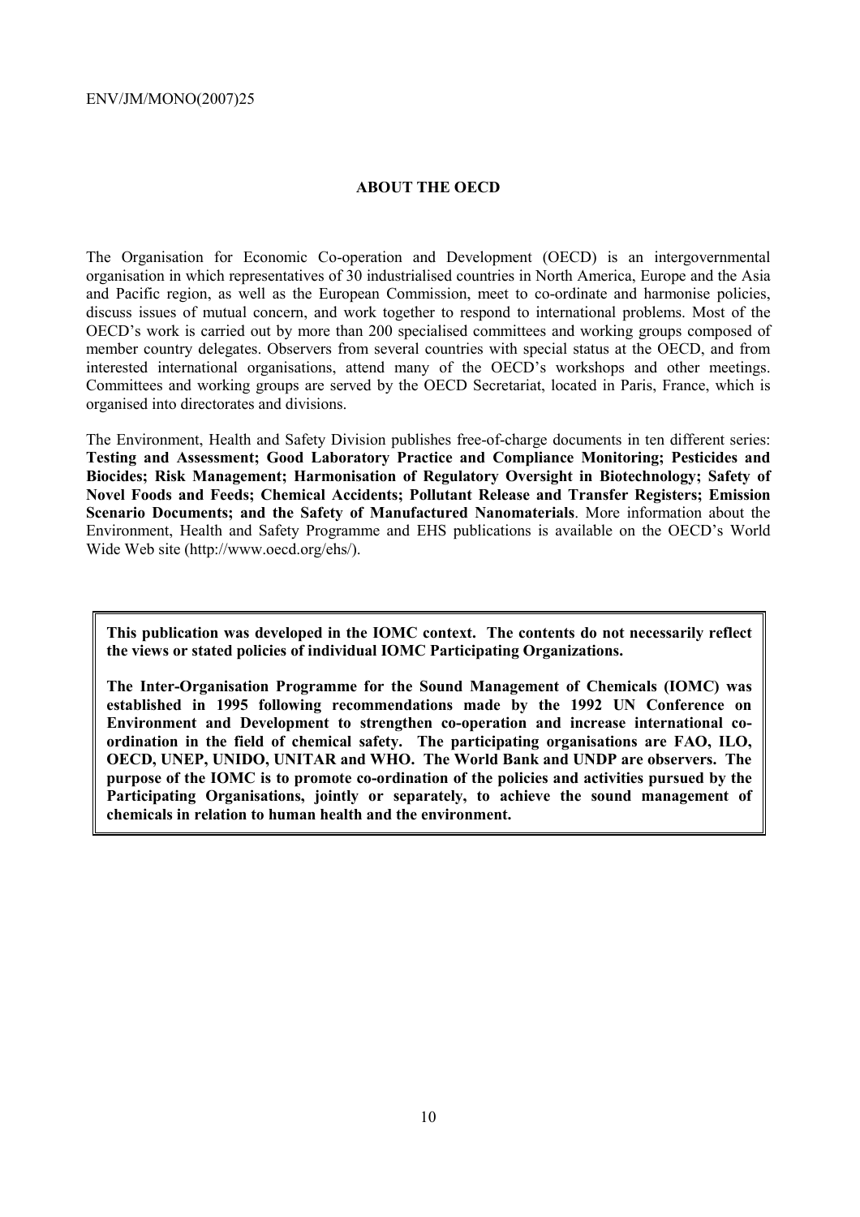## ABOUT THE OECD

The Organisation for Economic Co-operation and Development (OECD) is an intergovernmental organisation in which representatives of 30 industrialised countries in North America, Europe and the Asia and Pacific region, as well as the European Commission, meet to co-ordinate and harmonise policies, discuss issues of mutual concern, and work together to respond to international problems. Most of the OECD's work is carried out by more than 200 specialised committees and working groups composed of member country delegates. Observers from several countries with special status at the OECD, and from interested international organisations, attend many of the OECD's workshops and other meetings. Committees and working groups are served by the OECD Secretariat, located in Paris, France, which is organised into directorates and divisions.

The Environment, Health and Safety Division publishes free-of-charge documents in ten different series: **Testing and Assessment; Good Laboratory Practice and Compliance Monitoring; Pesticides and Biocides; Risk Management; Harmonisation of Regulatory Oversight in Biotechnology; Safety of Novel Foods and Feeds; Chemical Accidents; Pollutant Release and Transfer Registers; Emission Scenario Documents; and the Safety of Manufactured Nanomaterials**. More information about the Environment, Health and Safety Programme and EHS publications is available on the OECD's World Wide Web site (http://www.oecd.org/ehs/).

**This publication was developed in the IOMC context. The contents do not necessarily reflect the views or stated policies of individual IOMC Participating Organizations.**

**The Inter-Organisation Programme for the Sound Management of Chemicals (IOMC) was established in 1995 following recommendations made by the 1992 UN Conference on Environment and Development to strengthen co-operation and increase international co-ordination in the field of chemical safety. The participating organisations are FAO, ILO, OECD, UNEP, UNIDO, UNITAR and WHO. The World Bank and UNDP are observers. The purpose of the IOMC is to promote co-ordination of the policies and activities pursued by the Participating Organisations, jointly or separately, to achieve the sound management of chemicals in relation to human health and the environment.**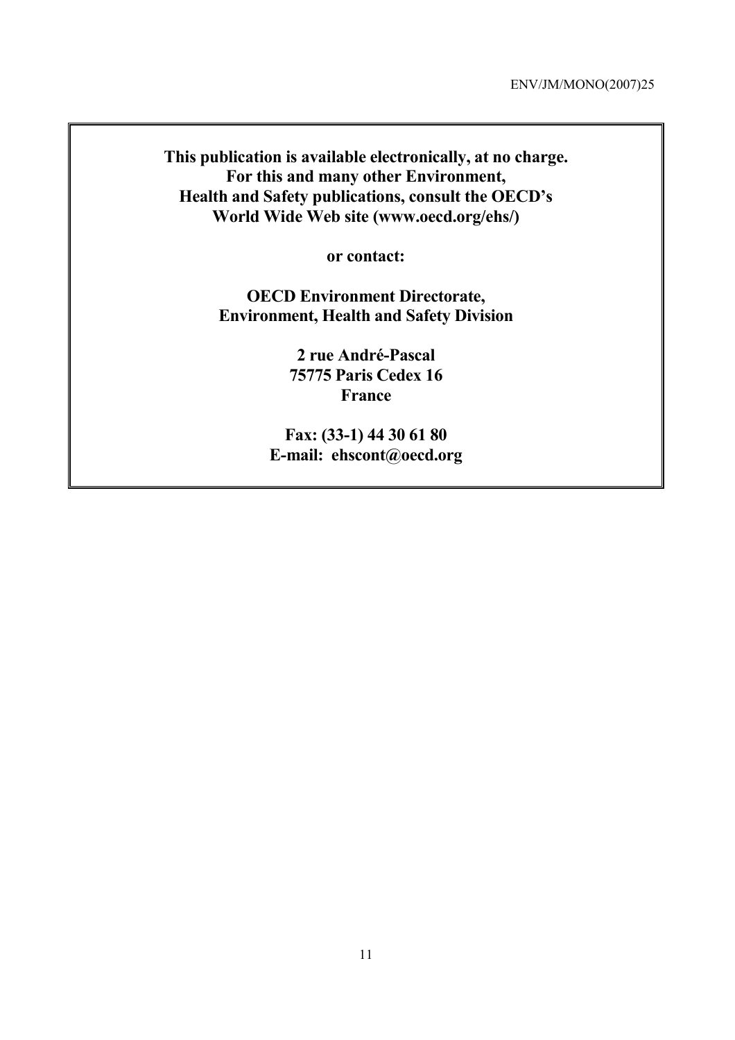**This publication is available electronically, at no charge.**
**For this and many other Environment,**
**Health and Safety publications, consult the OECD's**
**World Wide Web site (www.oecd.org/ehs/)**

**or contact:**

**OECD Environment Directorate,**
**Environment, Health and Safety Division**

**2 rue André-Pascal**
**75775 Paris Cedex 16**
**France**

**Fax: (33-1) 44 30 61 80**
**E-mail: ehscont@oecd.org**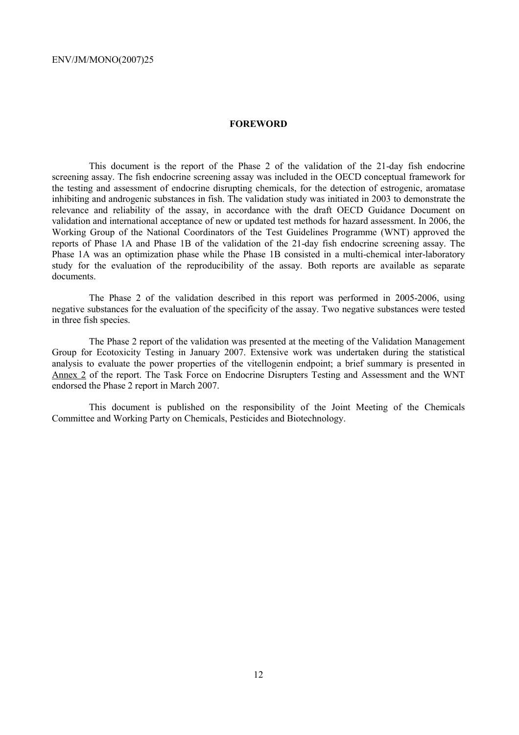# FOREWORD

This document is the report of the Phase 2 of the validation of the 21-day fish endocrine screening assay. The fish endocrine screening assay was included in the OECD conceptual framework for the testing and assessment of endocrine disrupting chemicals, for the detection of estrogenic, aromatase inhibiting and androgenic substances in fish. The validation study was initiated in 2003 to demonstrate the relevance and reliability of the assay, in accordance with the draft OECD Guidance Document on validation and international acceptance of new or updated test methods for hazard assessment. In 2006, the Working Group of the National Coordinators of the Test Guidelines Programme (WNT) approved the reports of Phase 1A and Phase 1B of the validation of the 21-day fish endocrine screening assay. The Phase 1A was an optimization phase while the Phase 1B consisted in a multi-chemical inter-laboratory study for the evaluation of the reproducibility of the assay. Both reports are available as separate documents.

The Phase 2 of the validation described in this report was performed in 2005-2006, using negative substances for the evaluation of the specificity of the assay. Two negative substances were tested in three fish species.

The Phase 2 report of the validation was presented at the meeting of the Validation Management Group for Ecotoxicity Testing in January 2007. Extensive work was undertaken during the statistical analysis to evaluate the power properties of the vitellogenin endpoint; a brief summary is presented in Annex 2 of the report. The Task Force on Endocrine Disrupters Testing and Assessment and the WNT endorsed the Phase 2 report in March 2007.

This document is published on the responsibility of the Joint Meeting of the Chemicals Committee and Working Party on Chemicals, Pesticides and Biotechnology.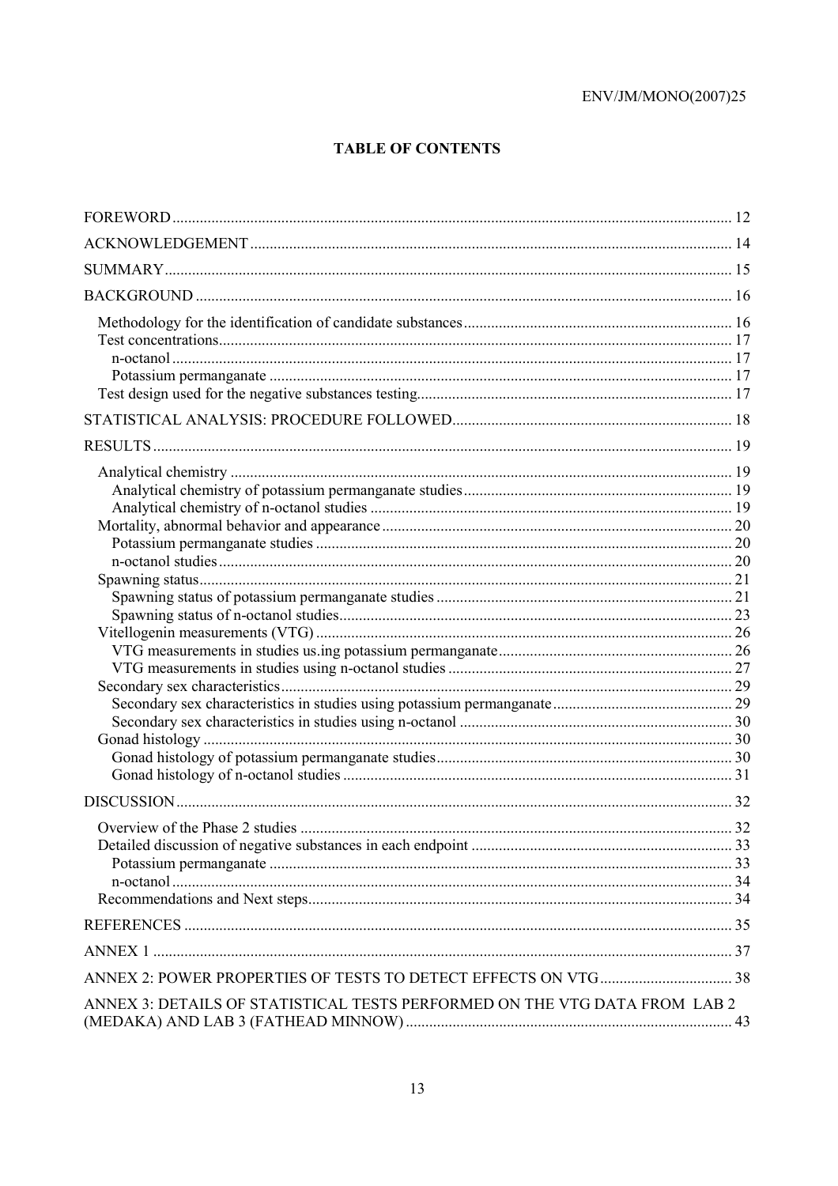## TABLE OF CONTENTS

FOREWORD ... 12

ACKNOWLEDGEMENT ... 14

SUMMARY ... 15

BACKGROUND ... 16

- Methodology for the identification of candidate substances ... 16
- Test concentrations ... 17
  - n-octanol ... 17
  - Potassium permanganate ... 17
- Test design used for the negative substances testing ... 17

STATISTICAL ANALYSIS: PROCEDURE FOLLOWED ... 18

RESULTS ... 19

- Analytical chemistry ... 19
  - Analytical chemistry of potassium permanganate studies ... 19
  - Analytical chemistry of n-octanol studies ... 19
- Mortality, abnormal behavior and appearance ... 20
  - Potassium permanganate studies ... 20
  - n-octanol studies ... 20
- Spawning status ... 21
  - Spawning status of potassium permanganate studies ... 21
  - Spawning status of n-octanol studies ... 23
- Vitellogenin measurements (VTG) ... 26
  - VTG measurements in studies us.ing potassium permanganate ... 26
  - VTG measurements in studies using n-octanol studies ... 27
- Secondary sex characteristics ... 29
  - Secondary sex characteristics in studies using potassium permanganate ... 29
  - Secondary sex characteristics in studies using n-octanol ... 30
- Gonad histology ... 30
  - Gonad histology of potassium permanganate studies ... 30
  - Gonad histology of n-octanol studies ... 31

DISCUSSION ... 32

- Overview of the Phase 2 studies ... 32
- Detailed discussion of negative substances in each endpoint ... 33
  - Potassium permanganate ... 33
  - n-octanol ... 34
- Recommendations and Next steps ... 34

REFERENCES ... 35

ANNEX 1 ... 37

ANNEX 2: POWER PROPERTIES OF TESTS TO DETECT EFFECTS ON VTG ... 38

ANNEX 3: DETAILS OF STATISTICAL TESTS PERFORMED ON THE VTG DATA FROM LAB 2 (MEDAKA) AND LAB 3 (FATHEAD MINNOW) ... 43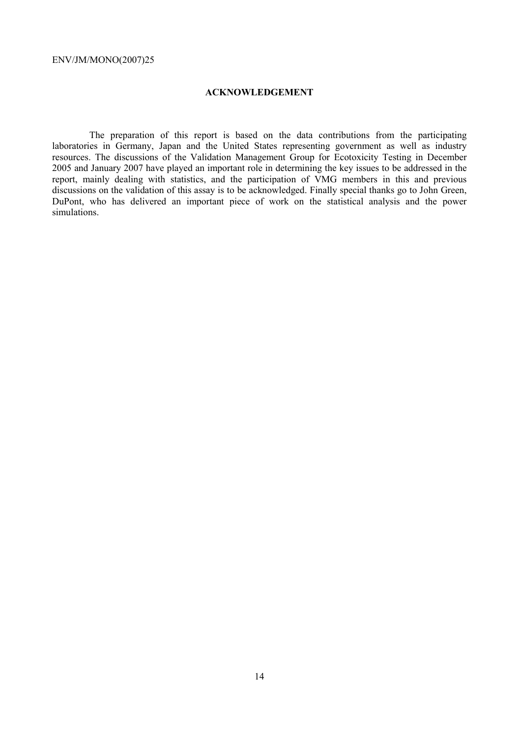## ACKNOWLEDGEMENT

The preparation of this report is based on the data contributions from the participating laboratories in Germany, Japan and the United States representing government as well as industry resources. The discussions of the Validation Management Group for Ecotoxicity Testing in December 2005 and January 2007 have played an important role in determining the key issues to be addressed in the report, mainly dealing with statistics, and the participation of VMG members in this and previous discussions on the validation of this assay is to be acknowledged. Finally special thanks go to John Green, DuPont, who has delivered an important piece of work on the statistical analysis and the power simulations.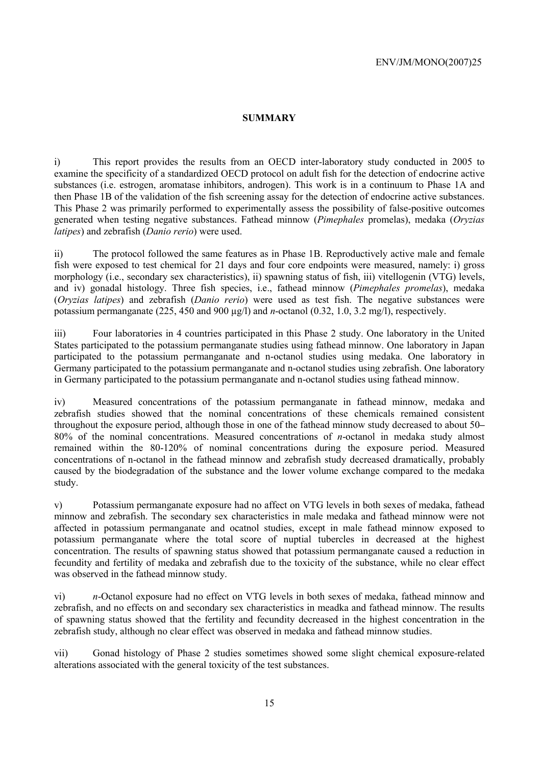## SUMMARY

i) This report provides the results from an OECD inter-laboratory study conducted in 2005 to examine the specificity of a standardized OECD protocol on adult fish for the detection of endocrine active substances (i.e. estrogen, aromatase inhibitors, androgen). This work is in a continuum to Phase 1A and then Phase 1B of the validation of the fish screening assay for the detection of endocrine active substances. This Phase 2 was primarily performed to experimentally assess the possibility of false-positive outcomes generated when testing negative substances. Fathead minnow (*Pimephales* promelas), medaka (*Oryzias latipes*) and zebrafish (*Danio rerio*) were used.

ii) The protocol followed the same features as in Phase 1B. Reproductively active male and female fish were exposed to test chemical for 21 days and four core endpoints were measured, namely: i) gross morphology (i.e., secondary sex characteristics), ii) spawning status of fish, iii) vitellogenin (VTG) levels, and iv) gonadal histology. Three fish species, i.e., fathead minnow (*Pimephales promelas*), medaka (*Oryzias latipes*) and zebrafish (*Danio rerio*) were used as test fish. The negative substances were potassium permanganate (225, 450 and 900 µg/l) and *n*-octanol (0.32, 1.0, 3.2 mg/l), respectively.

iii) Four laboratories in 4 countries participated in this Phase 2 study. One laboratory in the United States participated to the potassium permanganate studies using fathead minnow. One laboratory in Japan participated to the potassium permanganate and n-octanol studies using medaka. One laboratory in Germany participated to the potassium permanganate and n-octanol studies using zebrafish. One laboratory in Germany participated to the potassium permanganate and n-octanol studies using fathead minnow.

iv) Measured concentrations of the potassium permanganate in fathead minnow, medaka and zebrafish studies showed that the nominal concentrations of these chemicals remained consistent throughout the exposure period, although those in one of the fathead minnow study decreased to about 50–80% of the nominal concentrations. Measured concentrations of *n*-octanol in medaka study almost remained within the 80-120% of nominal concentrations during the exposure period. Measured concentrations of n-octanol in the fathead minnow and zebrafish study decreased dramatically, probably caused by the biodegradation of the substance and the lower volume exchange compared to the medaka study.

v) Potassium permanganate exposure had no affect on VTG levels in both sexes of medaka, fathead minnow and zebrafish. The secondary sex characteristics in male medaka and fathead minnow were not affected in potassium permanganate and ocatnol studies, except in male fathead minnow exposed to potassium permanganate where the total score of nuptial tubercles in decreased at the highest concentration. The results of spawning status showed that potassium permanganate caused a reduction in fecundity and fertility of medaka and zebrafish due to the toxicity of the substance, while no clear effect was observed in the fathead minnow study.

vi) *n*-Octanol exposure had no effect on VTG levels in both sexes of medaka, fathead minnow and zebrafish, and no effects on and secondary sex characteristics in meadka and fathead minnow. The results of spawning status showed that the fertility and fecundity decreased in the highest concentration in the zebrafish study, although no clear effect was observed in medaka and fathead minnow studies.

vii) Gonad histology of Phase 2 studies sometimes showed some slight chemical exposure-related alterations associated with the general toxicity of the test substances.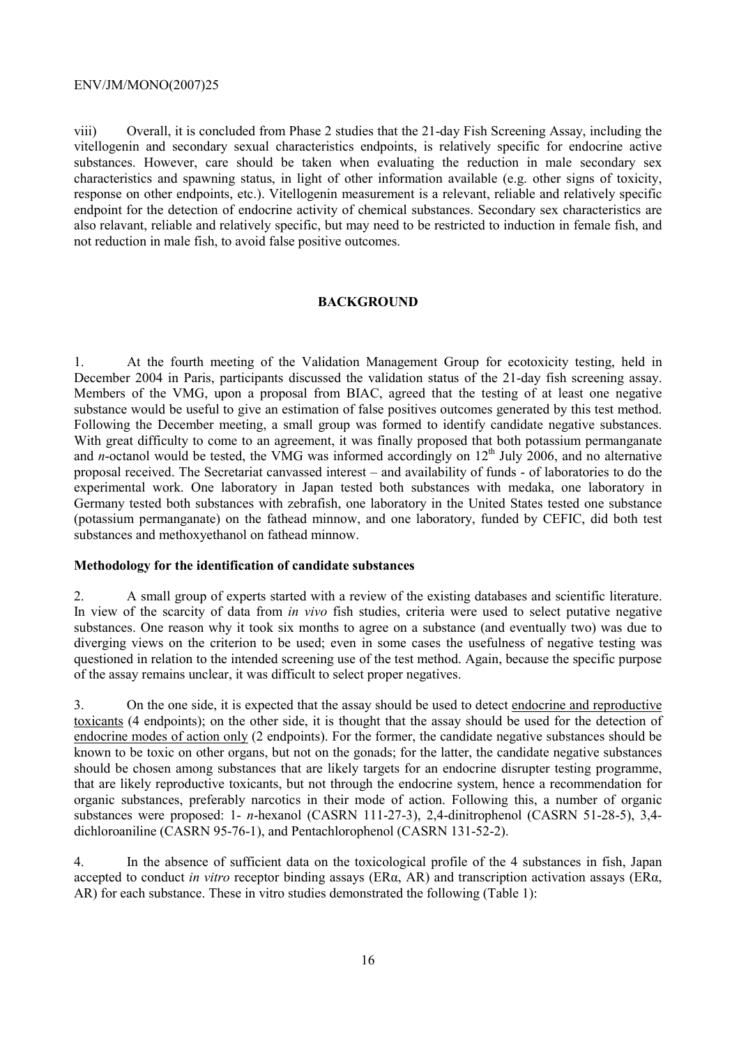viii) Overall, it is concluded from Phase 2 studies that the 21-day Fish Screening Assay, including the vitellogenin and secondary sexual characteristics endpoints, is relatively specific for endocrine active substances. However, care should be taken when evaluating the reduction in male secondary sex characteristics and spawning status, in light of other information available (e.g. other signs of toxicity, response on other endpoints, etc.). Vitellogenin measurement is a relevant, reliable and relatively specific endpoint for the detection of endocrine activity of chemical substances. Secondary sex characteristics are also relavant, reliable and relatively specific, but may need to be restricted to induction in female fish, and not reduction in male fish, to avoid false positive outcomes.

## BACKGROUND

1. At the fourth meeting of the Validation Management Group for ecotoxicity testing, held in December 2004 in Paris, participants discussed the validation status of the 21-day fish screening assay. Members of the VMG, upon a proposal from BIAC, agreed that the testing of at least one negative substance would be useful to give an estimation of false positives outcomes generated by this test method. Following the December meeting, a small group was formed to identify candidate negative substances. With great difficulty to come to an agreement, it was finally proposed that both potassium permanganate and *n*-octanol would be tested, the VMG was informed accordingly on 12th July 2006, and no alternative proposal received. The Secretariat canvassed interest – and availability of funds - of laboratories to do the experimental work. One laboratory in Japan tested both substances with medaka, one laboratory in Germany tested both substances with zebrafish, one laboratory in the United States tested one substance (potassium permanganate) on the fathead minnow, and one laboratory, funded by CEFIC, did both test substances and methoxyethanol on fathead minnow.

### Methodology for the identification of candidate substances

2. A small group of experts started with a review of the existing databases and scientific literature. In view of the scarcity of data from *in vivo* fish studies, criteria were used to select putative negative substances. One reason why it took six months to agree on a substance (and eventually two) was due to diverging views on the criterion to be used; even in some cases the usefulness of negative testing was questioned in relation to the intended screening use of the test method. Again, because the specific purpose of the assay remains unclear, it was difficult to select proper negatives.

3. On the one side, it is expected that the assay should be used to detect endocrine and reproductive toxicants (4 endpoints); on the other side, it is thought that the assay should be used for the detection of endocrine modes of action only (2 endpoints). For the former, the candidate negative substances should be known to be toxic on other organs, but not on the gonads; for the latter, the candidate negative substances should be chosen among substances that are likely targets for an endocrine disrupter testing programme, that are likely reproductive toxicants, but not through the endocrine system, hence a recommendation for organic substances, preferably narcotics in their mode of action. Following this, a number of organic substances were proposed: 1- *n*-hexanol (CASRN 111-27-3), 2,4-dinitrophenol (CASRN 51-28-5), 3,4-dichloroaniline (CASRN 95-76-1), and Pentachlorophenol (CASRN 131-52-2).

4. In the absence of sufficient data on the toxicological profile of the 4 substances in fish, Japan accepted to conduct *in vitro* receptor binding assays (ERα, AR) and transcription activation assays (ERα, AR) for each substance. These in vitro studies demonstrated the following (Table 1):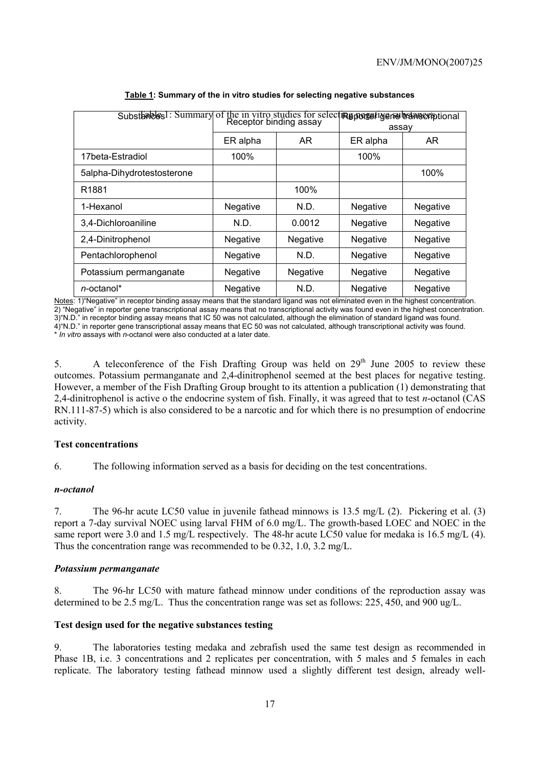**Table 1: Summary of the in vitro studies for selecting negative substances**

| Substances | Receptor binding assay | | Reporter gene transcriptional assay | |
|---|---|---|---|---|
| | ER alpha | AR | ER alpha | AR |
| 17beta-Estradiol | 100% | | 100% | |
| 5alpha-Dihydrotestosterone | | | | 100% |
| R1881 | | 100% | | |
| 1-Hexanol | Negative | N.D. | Negative | Negative |
| 3,4-Dichloroaniline | N.D. | 0.0012 | Negative | Negative |
| 2,4-Dinitrophenol | Negative | Negative | Negative | Negative |
| Pentachlorophenol | Negative | N.D. | Negative | Negative |
| Potassium permanganate | Negative | Negative | Negative | Negative |
| *n*-octanol* | Negative | N.D. | Negative | Negative |

Notes: 1)"Negative" in receptor binding assay means that the standard ligand was not eliminated even in the highest concentration.
2) "Negative" in reporter gene transcriptional assay means that no transcriptional activity was found even in the highest concentration.
3)"N.D." in receptor binding assay means that IC 50 was not calculated, although the elimination of standard ligand was found.
4)"N.D." in reporter gene transcriptional assay means that EC 50 was not calculated, although transcriptional activity was found.
\* *In vitro* assays with *n*-octanol were also conducted at a later date.

5. A teleconference of the Fish Drafting Group was held on 29th June 2005 to review these outcomes. Potassium permanganate and 2,4-dinitrophenol seemed at the best places for negative testing. However, a member of the Fish Drafting Group brought to its attention a publication (1) demonstrating that 2,4-dinitrophenol is active o the endocrine system of fish. Finally, it was agreed that to test *n*-octanol (CAS RN.111-87-5) which is also considered to be a narcotic and for which there is no presumption of endocrine activity.

### Test concentrations

6. The following information served as a basis for deciding on the test concentrations.

#### *n-octanol*

7. The 96-hr acute LC50 value in juvenile fathead minnows is 13.5 mg/L (2). Pickering et al. (3) report a 7-day survival NOEC using larval FHM of 6.0 mg/L. The growth-based LOEC and NOEC in the same report were 3.0 and 1.5 mg/L respectively. The 48-hr acute LC50 value for medaka is 16.5 mg/L (4). Thus the concentration range was recommended to be 0.32, 1.0, 3.2 mg/L.

#### *Potassium permanganate*

8. The 96-hr LC50 with mature fathead minnow under conditions of the reproduction assay was determined to be 2.5 mg/L. Thus the concentration range was set as follows: 225, 450, and 900 ug/L.

### Test design used for the negative substances testing

9. The laboratories testing medaka and zebrafish used the same test design as recommended in Phase 1B, i.e. 3 concentrations and 2 replicates per concentration, with 5 males and 5 females in each replicate. The laboratory testing fathead minnow used a slightly different test design, already well-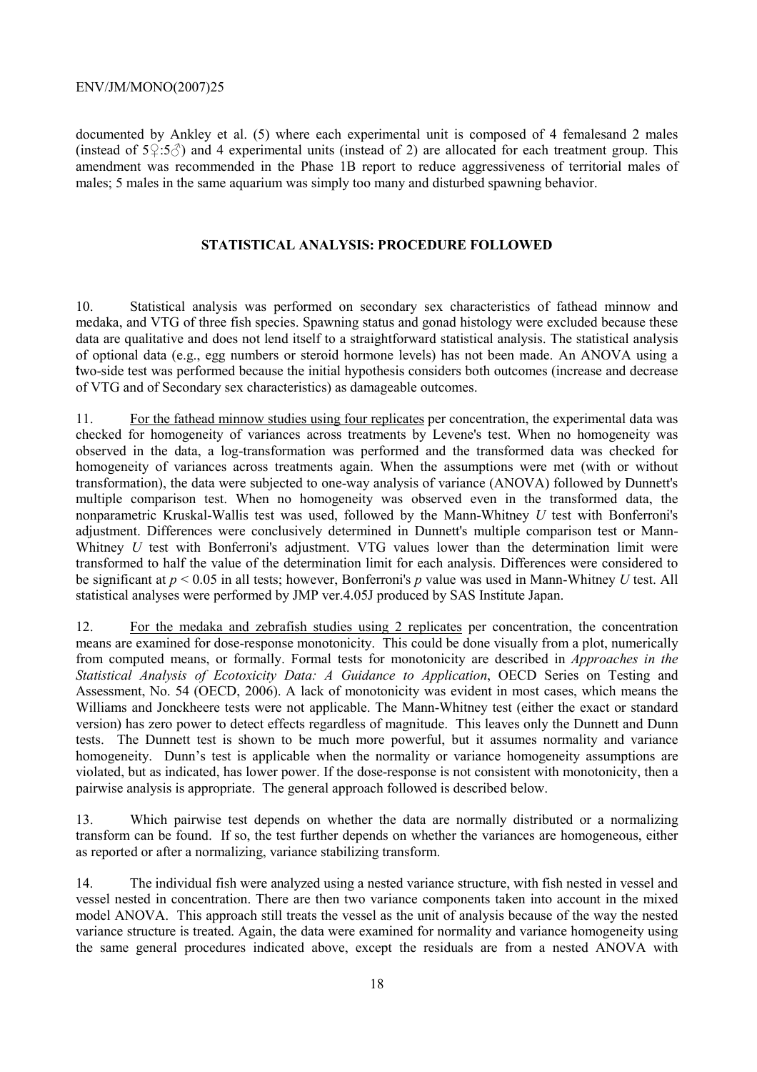documented by Ankley et al. (5) where each experimental unit is composed of 4 femalesand 2 males (instead of 5♀:5♂) and 4 experimental units (instead of 2) are allocated for each treatment group. This amendment was recommended in the Phase 1B report to reduce aggressiveness of territorial males of males; 5 males in the same aquarium was simply too many and disturbed spawning behavior.

## STATISTICAL ANALYSIS: PROCEDURE FOLLOWED

10. Statistical analysis was performed on secondary sex characteristics of fathead minnow and medaka, and VTG of three fish species. Spawning status and gonad histology were excluded because these data are qualitative and does not lend itself to a straightforward statistical analysis. The statistical analysis of optional data (e.g., egg numbers or steroid hormone levels) has not been made. An ANOVA using a two-side test was performed because the initial hypothesis considers both outcomes (increase and decrease of VTG and of Secondary sex characteristics) as damageable outcomes.

11. For the fathead minnow studies using four replicates per concentration, the experimental data was checked for homogeneity of variances across treatments by Levene's test. When no homogeneity was observed in the data, a log-transformation was performed and the transformed data was checked for homogeneity of variances across treatments again. When the assumptions were met (with or without transformation), the data were subjected to one-way analysis of variance (ANOVA) followed by Dunnett's multiple comparison test. When no homogeneity was observed even in the transformed data, the nonparametric Kruskal-Wallis test was used, followed by the Mann-Whitney *U* test with Bonferroni's adjustment. Differences were conclusively determined in Dunnett's multiple comparison test or Mann-Whitney *U* test with Bonferroni's adjustment. VTG values lower than the determination limit were transformed to half the value of the determination limit for each analysis. Differences were considered to be significant at $p < 0.05$ in all tests; however, Bonferroni's *p* value was used in Mann-Whitney *U* test. All statistical analyses were performed by JMP ver.4.05J produced by SAS Institute Japan.

12. For the medaka and zebrafish studies using 2 replicates per concentration, the concentration means are examined for dose-response monotonicity. This could be done visually from a plot, numerically from computed means, or formally. Formal tests for monotonicity are described in *Approaches in the Statistical Analysis of Ecotoxicity Data: A Guidance to Application*, OECD Series on Testing and Assessment, No. 54 (OECD, 2006). A lack of monotonicity was evident in most cases, which means the Williams and Jonckheere tests were not applicable. The Mann-Whitney test (either the exact or standard version) has zero power to detect effects regardless of magnitude. This leaves only the Dunnett and Dunn tests. The Dunnett test is shown to be much more powerful, but it assumes normality and variance homogeneity. Dunn's test is applicable when the normality or variance homogeneity assumptions are violated, but as indicated, has lower power. If the dose-response is not consistent with monotonicity, then a pairwise analysis is appropriate. The general approach followed is described below.

13. Which pairwise test depends on whether the data are normally distributed or a normalizing transform can be found. If so, the test further depends on whether the variances are homogeneous, either as reported or after a normalizing, variance stabilizing transform.

14. The individual fish were analyzed using a nested variance structure, with fish nested in vessel and vessel nested in concentration. There are then two variance components taken into account in the mixed model ANOVA. This approach still treats the vessel as the unit of analysis because of the way the nested variance structure is treated. Again, the data were examined for normality and variance homogeneity using the same general procedures indicated above, except the residuals are from a nested ANOVA with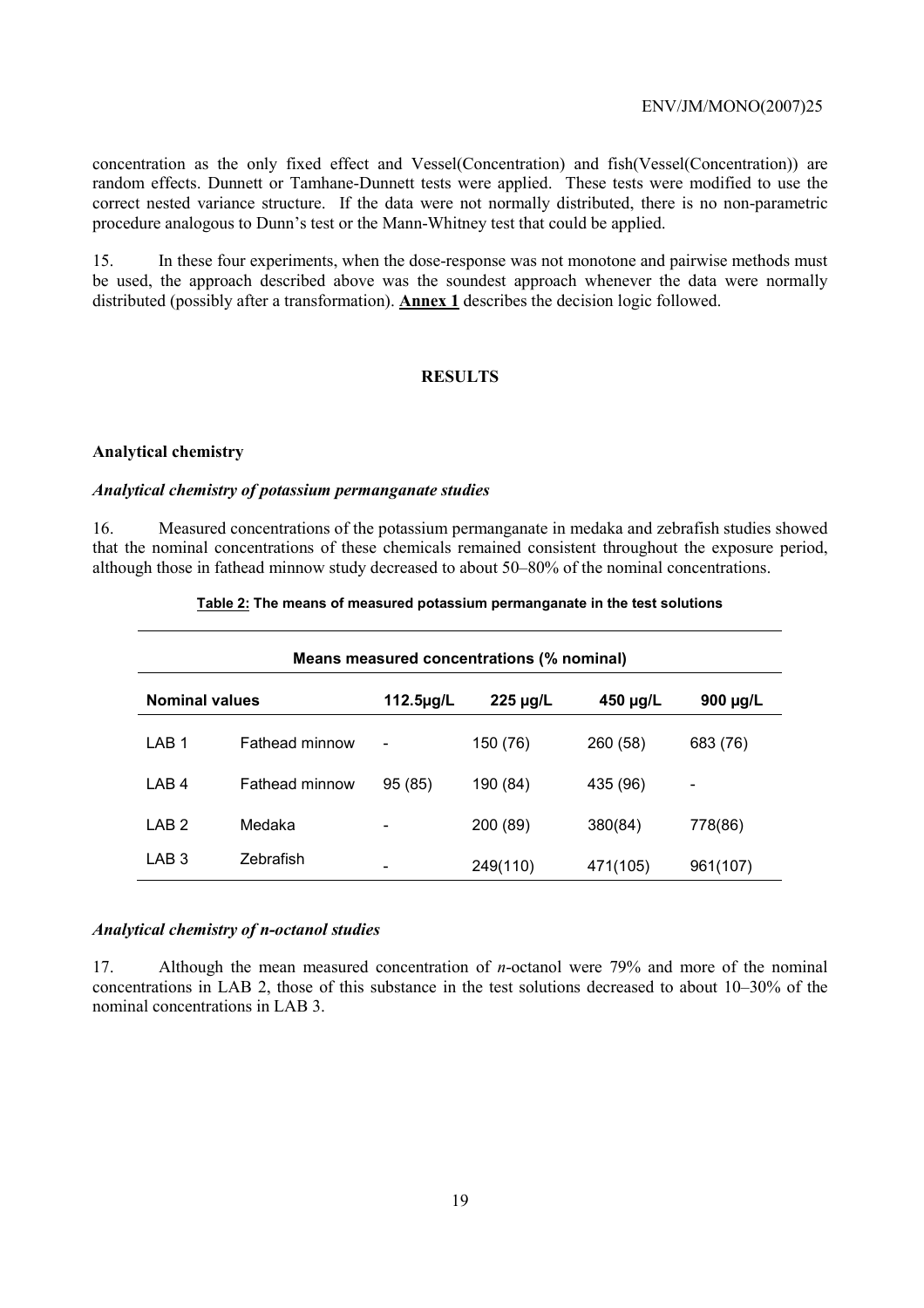concentration as the only fixed effect and Vessel(Concentration) and fish(Vessel(Concentration)) are random effects. Dunnett or Tamhane-Dunnett tests were applied. These tests were modified to use the correct nested variance structure. If the data were not normally distributed, there is no non-parametric procedure analogous to Dunn's test or the Mann-Whitney test that could be applied.

15. In these four experiments, when the dose-response was not monotone and pairwise methods must be used, the approach described above was the soundest approach whenever the data were normally distributed (possibly after a transformation). **Annex 1** describes the decision logic followed.

## RESULTS

### Analytical chemistry

#### *Analytical chemistry of potassium permanganate studies*

16. Measured concentrations of the potassium permanganate in medaka and zebrafish studies showed that the nominal concentrations of these chemicals remained consistent throughout the exposure period, although those in fathead minnow study decreased to about 50–80% of the nominal concentrations.

**Table 2: The means of measured potassium permanganate in the test solutions**

| Means measured concentrations (% nominal) | | | | | |
|---|---|---|---|---|---|
| **Nominal values** | | **112.5µg/L** | **225 µg/L** | **450 µg/L** | **900 µg/L** |
| LAB 1 | Fathead minnow | - | 150 (76) | 260 (58) | 683 (76) |
| LAB 4 | Fathead minnow | 95 (85) | 190 (84) | 435 (96) | - |
| LAB 2 | Medaka | - | 200 (89) | 380(84) | 778(86) |
| LAB 3 | Zebrafish | - | 249(110) | 471(105) | 961(107) |

#### *Analytical chemistry of n-octanol studies*

17. Although the mean measured concentration of *n*-octanol were 79% and more of the nominal concentrations in LAB 2, those of this substance in the test solutions decreased to about 10–30% of the nominal concentrations in LAB 3.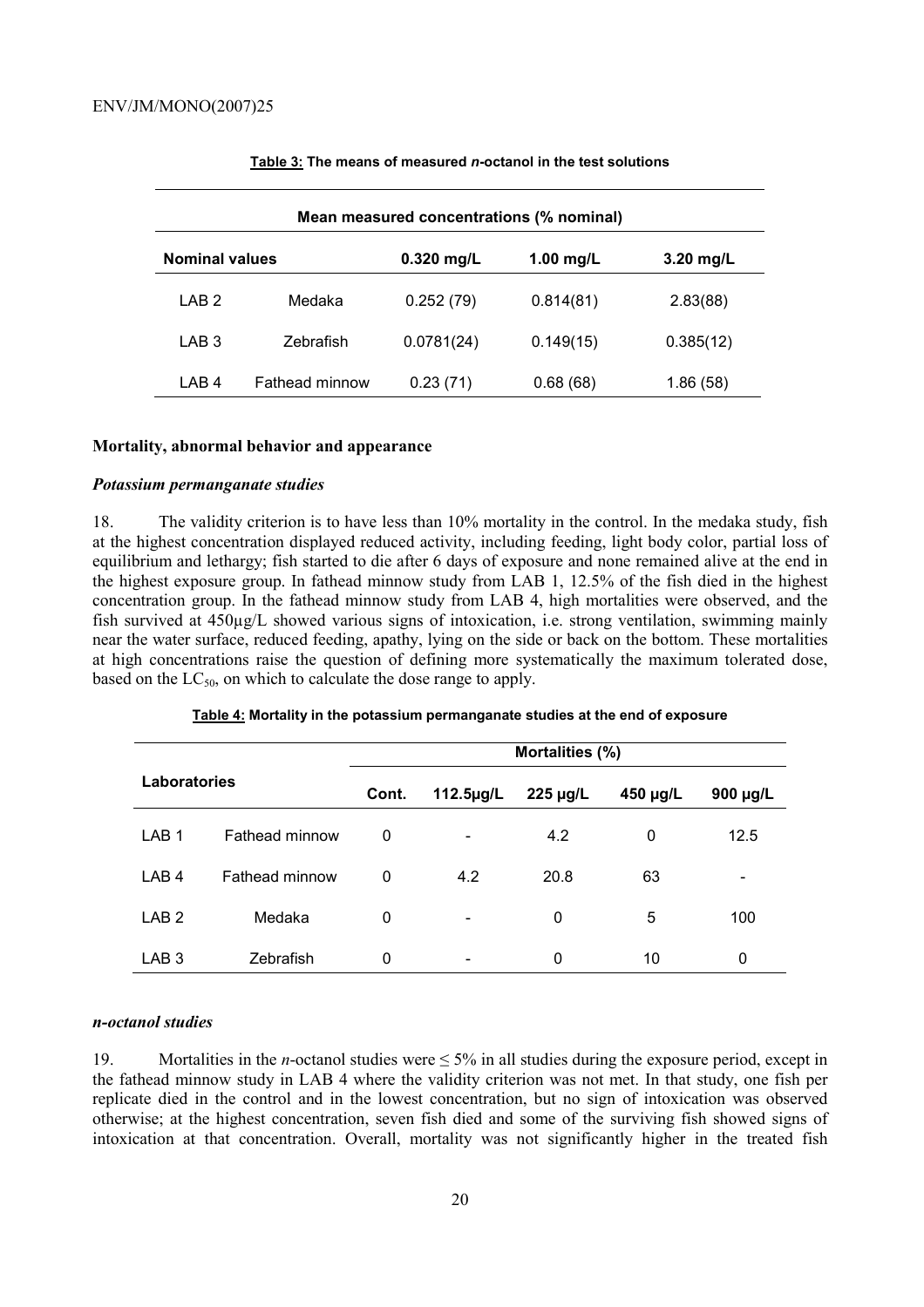**Table 3: The means of measured *n*-octanol in the test solutions**

| Mean measured concentrations (% nominal) | | | | |
|---|---|---|---|---|
| **Nominal values** | | **0.320 mg/L** | **1.00 mg/L** | **3.20 mg/L** |
| LAB 2 | Medaka | 0.252 (79) | 0.814(81) | 2.83(88) |
| LAB 3 | Zebrafish | 0.0781(24) | 0.149(15) | 0.385(12) |
| LAB 4 | Fathead minnow | 0.23 (71) | 0.68 (68) | 1.86 (58) |

### Mortality, abnormal behavior and appearance

#### *Potassium permanganate studies*

18. The validity criterion is to have less than 10% mortality in the control. In the medaka study, fish at the highest concentration displayed reduced activity, including feeding, light body color, partial loss of equilibrium and lethargy; fish started to die after 6 days of exposure and none remained alive at the end in the highest exposure group. In fathead minnow study from LAB 1, 12.5% of the fish died in the highest concentration group. In the fathead minnow study from LAB 4, high mortalities were observed, and the fish survived at 450µg/L showed various signs of intoxication, i.e. strong ventilation, swimming mainly near the water surface, reduced feeding, apathy, lying on the side or back on the bottom. These mortalities at high concentrations raise the question of defining more systematically the maximum tolerated dose, based on the $LC_{50}$, on which to calculate the dose range to apply.

**Table 4: Mortality in the potassium permanganate studies at the end of exposure**

| Laboratories | | Mortalities (%) | | | | |
|---|---|---|---|---|---|---|
| | | **Cont.** | **112.5µg/L** | **225 µg/L** | **450 µg/L** | **900 µg/L** |
| LAB 1 | Fathead minnow | 0 | - | 4.2 | 0 | 12.5 |
| LAB 4 | Fathead minnow | 0 | 4.2 | 20.8 | 63 | - |
| LAB 2 | Medaka | 0 | - | 0 | 5 | 100 |
| LAB 3 | Zebrafish | 0 | - | 0 | 10 | 0 |

#### *n-octanol studies*

19. Mortalities in the *n*-octanol studies were ≤ 5% in all studies during the exposure period, except in the fathead minnow study in LAB 4 where the validity criterion was not met. In that study, one fish per replicate died in the control and in the lowest concentration, but no sign of intoxication was observed otherwise; at the highest concentration, seven fish died and some of the surviving fish showed signs of intoxication at that concentration. Overall, mortality was not significantly higher in the treated fish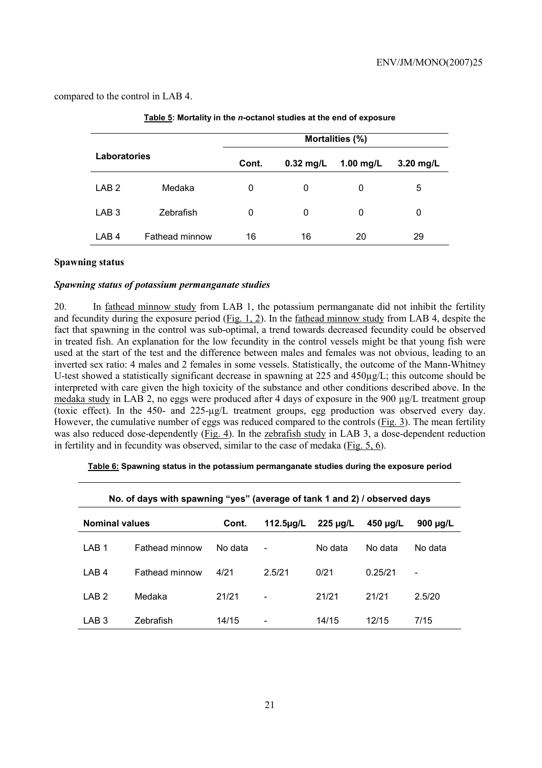compared to the control in LAB 4.

**Table 5: Mortality in the *n*-octanol studies at the end of exposure**

| Laboratories | | Mortalities (%) | | | |
|---|---|---|---|---|---|
| | | Cont. | 0.32 mg/L | 1.00 mg/L | 3.20 mg/L |
| LAB 2 | Medaka | 0 | 0 | 0 | 5 |
| LAB 3 | Zebrafish | 0 | 0 | 0 | 0 |
| LAB 4 | Fathead minnow | 16 | 16 | 20 | 29 |

### Spawning status

#### *Spawning status of potassium permanganate studies*

20. In fathead minnow study from LAB 1, the potassium permanganate did not inhibit the fertility and fecundity during the exposure period (Fig. 1, 2). In the fathead minnow study from LAB 4, despite the fact that spawning in the control was sub-optimal, a trend towards decreased fecundity could be observed in treated fish. An explanation for the low fecundity in the control vessels might be that young fish were used at the start of the test and the difference between males and females was not obvious, leading to an inverted sex ratio: 4 males and 2 females in some vessels. Statistically, the outcome of the Mann-Whitney U-test showed a statistically significant decrease in spawning at 225 and 450µg/L; this outcome should be interpreted with care given the high toxicity of the substance and other conditions described above. In the medaka study in LAB 2, no eggs were produced after 4 days of exposure in the 900 µg/L treatment group (toxic effect). In the 450- and 225-µg/L treatment groups, egg production was observed every day. However, the cumulative number of eggs was reduced compared to the controls (Fig. 3). The mean fertility was also reduced dose-dependently (Fig. 4). In the zebrafish study in LAB 3, a dose-dependent reduction in fertility and in fecundity was observed, similar to the case of medaka (Fig. 5, 6).

**Table 6: Spawning status in the potassium permanganate studies during the exposure period**

| No. of days with spawning "yes" (average of tank 1 and 2) / observed days | | | | | | |
|---|---|---|---|---|---|---|
| Nominal values | | Cont. | 112.5µg/L | 225 µg/L | 450 µg/L | 900 µg/L |
| LAB 1 | Fathead minnow | No data | - | No data | No data | No data |
| LAB 4 | Fathead minnow | 4/21 | 2.5/21 | 0/21 | 0.25/21 | - |
| LAB 2 | Medaka | 21/21 | - | 21/21 | 21/21 | 2.5/20 |
| LAB 3 | Zebrafish | 14/15 | - | 14/15 | 12/15 | 7/15 |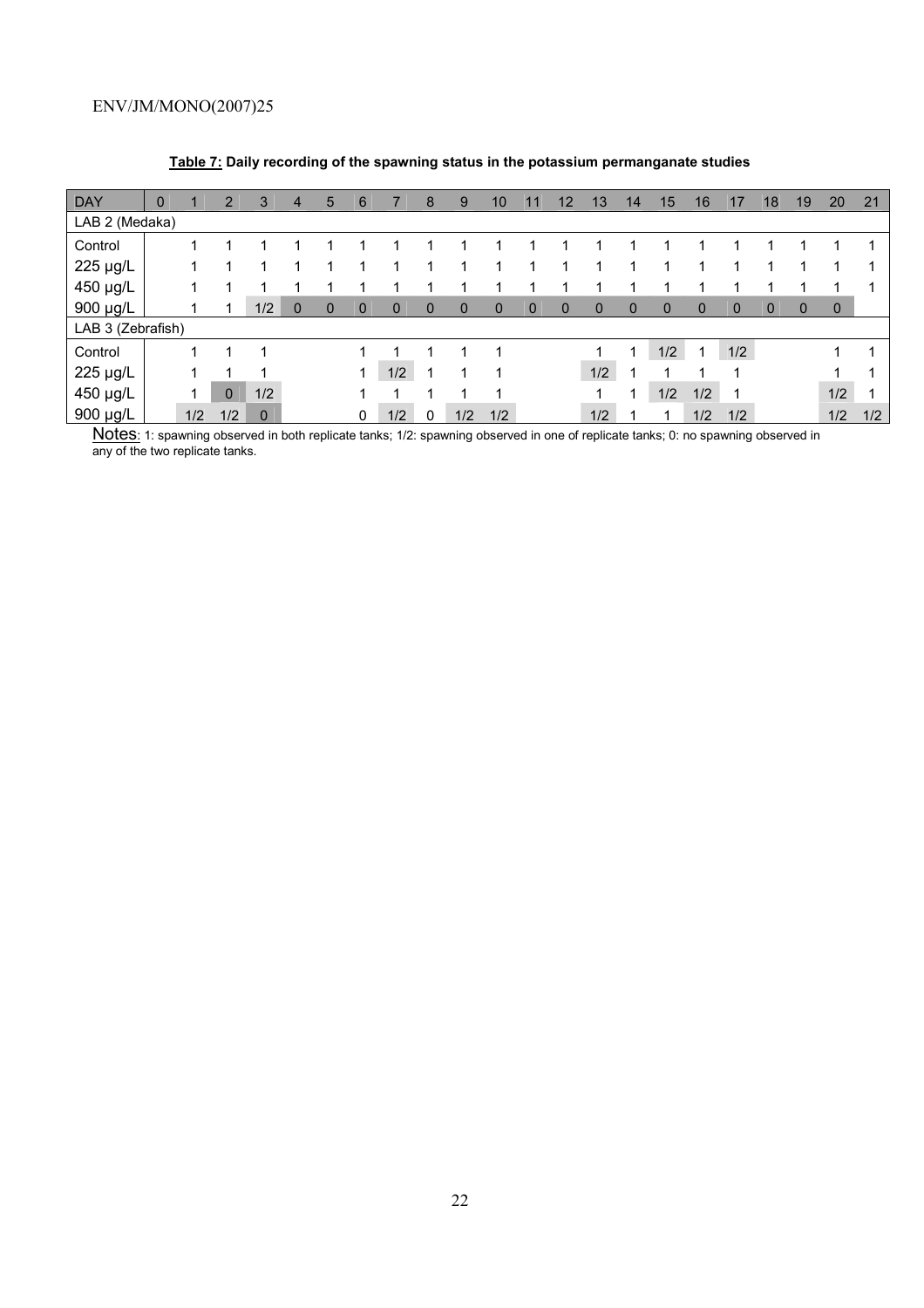**Table 7: Daily recording of the spawning status in the potassium permanganate studies**

| DAY | 0 | 1 | 2 | 3 | 4 | 5 | 6 | 7 | 8 | 9 | 10 | 11 | 12 | 13 | 14 | 15 | 16 | 17 | 18 | 19 | 20 | 21 |
|---|---|---|---|---|---|---|---|---|---|---|---|---|---|---|---|---|---|---|---|---|---|---|
| LAB 2 (Medaka) | | | | | | | | | | | | | | | | | | | | | | |
| Control | | 1 | 1 | 1 | 1 | 1 | 1 | 1 | 1 | 1 | 1 | 1 | 1 | 1 | 1 | 1 | 1 | 1 | 1 | 1 | 1 | 1 |
| 225 µg/L | | 1 | 1 | 1 | 1 | 1 | 1 | 1 | 1 | 1 | 1 | 1 | 1 | 1 | 1 | 1 | 1 | 1 | 1 | 1 | 1 | 1 |
| 450 µg/L | | 1 | 1 | 1 | 1 | 1 | 1 | 1 | 1 | 1 | 1 | 1 | 1 | 1 | 1 | 1 | 1 | 1 | 1 | 1 | 1 | 1 |
| 900 µg/L | | 1 | 1 | 1/2 | 0 | 0 | 0 | 0 | 0 | 0 | 0 | 0 | 0 | 0 | 0 | 0 | 0 | 0 | 0 | 0 | 0 | |
| LAB 3 (Zebrafish) | | | | | | | | | | | | | | | | | | | | | | |
| Control | | 1 | 1 | 1 | | | 1 | 1 | 1 | 1 | 1 | | | 1 | 1 | 1/2 | 1 | 1/2 | | | 1 | 1 |
| 225 µg/L | | 1 | 1 | 1 | | | 1 | 1/2 | 1 | 1 | 1 | | | 1/2 | 1 | 1 | 1 | 1 | | | 1 | 1 |
| 450 µg/L | | 1 | 0 | 1/2 | | | 1 | 1 | 1 | 1 | 1 | | | 1 | 1 | 1/2 | 1/2 | 1 | | | 1/2 | 1 |
| 900 µg/L | | 1/2 | 1/2 | 0 | | | 0 | 1/2 | 0 | 1/2 | 1/2 | | | 1/2 | 1 | 1 | 1/2 | 1/2 | | | 1/2 | 1/2 |

Notes: 1: spawning observed in both replicate tanks; 1/2: spawning observed in one of replicate tanks; 0: no spawning observed in any of the two replicate tanks.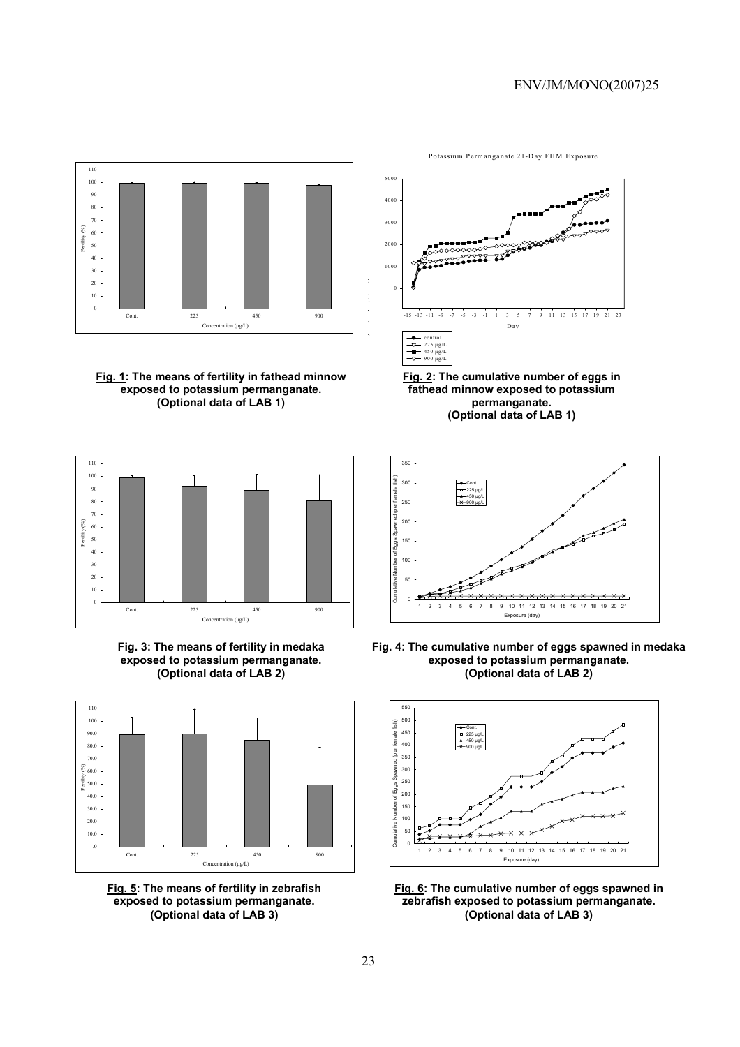**Fig. 1: The means of fertility in fathead minnow exposed to potassium permanganate. (Optional data of LAB 1)**

**Fig. 2: The cumulative number of eggs in fathead minnow exposed to potassium permanganate. (Optional data of LAB 1)**

**Fig. 3: The means of fertility in medaka exposed to potassium permanganate. (Optional data of LAB 2)**

**Fig. 4: The cumulative number of eggs spawned in medaka exposed to potassium permanganate. (Optional data of LAB 2)**

**Fig. 5: The means of fertility in zebrafish exposed to potassium permanganate. (Optional data of LAB 3)**

**Fig. 6: The cumulative number of eggs spawned in zebrafish exposed to potassium permanganate. (Optional data of LAB 3)**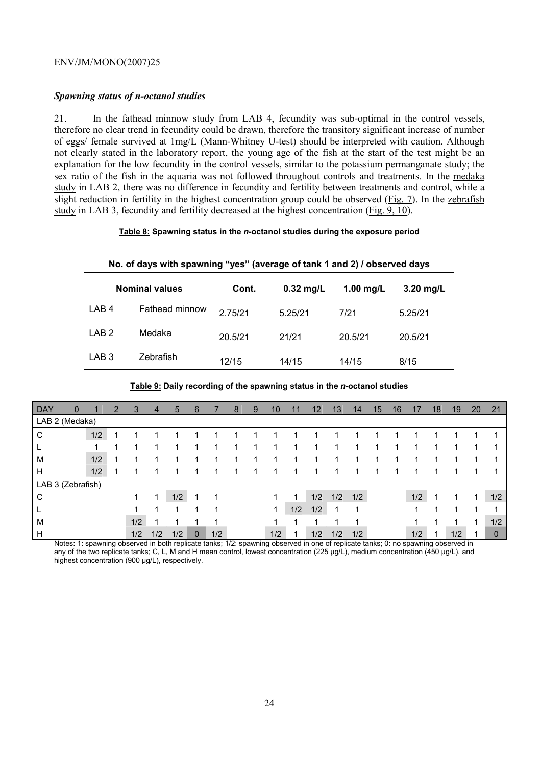### *Spawning status of n-octanol studies*

21. In the fathead minnow study from LAB 4, fecundity was sub-optimal in the control vessels, therefore no clear trend in fecundity could be drawn, therefore the transitory significant increase of number of eggs/ female survived at 1mg/L (Mann-Whitney U-test) should be interpreted with caution. Although not clearly stated in the laboratory report, the young age of the fish at the start of the test might be an explanation for the low fecundity in the control vessels, similar to the potassium permanganate study; the sex ratio of the fish in the aquaria was not followed throughout controls and treatments. In the medaka study in LAB 2, there was no difference in fecundity and fertility between treatments and control, while a slight reduction in fertility in the highest concentration group could be observed (Fig. 7). In the zebrafish study in LAB 3, fecundity and fertility decreased at the highest concentration (Fig. 9, 10).

**Table 8: Spawning status in the *n*-octanol studies during the exposure period**

| No. of days with spawning "yes" (average of tank 1 and 2) / observed days | | | | | |
|---|---|---|---|---|---|
| **Nominal values** | | **Cont.** | **0.32 mg/L** | **1.00 mg/L** | **3.20 mg/L** |
| LAB 4 | Fathead minnow | 2.75/21 | 5.25/21 | 7/21 | 5.25/21 |
| LAB 2 | Medaka | 20.5/21 | 21/21 | 20.5/21 | 20.5/21 |
| LAB 3 | Zebrafish | 12/15 | 14/15 | 14/15 | 8/15 |

**Table 9: Daily recording of the spawning status in the *n*-octanol studies**

| DAY | 0 | 1 | 2 | 3 | 4 | 5 | 6 | 7 | 8 | 9 | 10 | 11 | 12 | 13 | 14 | 15 | 16 | 17 | 18 | 19 | 20 | 21 |
|---|---|---|---|---|---|---|---|---|---|---|---|---|---|---|---|---|---|---|---|---|---|---|
| LAB 2 (Medaka) | | | | | | | | | | | | | | | | | | | | | | |
| C | | 1/2 | 1 | 1 | 1 | 1 | 1 | 1 | 1 | 1 | 1 | 1 | 1 | 1 | 1 | 1 | 1 | 1 | 1 | 1 | 1 | 1 |
| L | | 1 | 1 | 1 | 1 | 1 | 1 | 1 | 1 | 1 | 1 | 1 | 1 | 1 | 1 | 1 | 1 | 1 | 1 | 1 | 1 | 1 |
| M | | 1/2 | 1 | 1 | 1 | 1 | 1 | 1 | 1 | 1 | 1 | 1 | 1 | 1 | 1 | 1 | 1 | 1 | 1 | 1 | 1 | 1 |
| H | | 1/2 | 1 | 1 | 1 | 1 | 1 | 1 | 1 | 1 | 1 | 1 | 1 | 1 | 1 | 1 | 1 | 1 | 1 | 1 | 1 | 1 |
| LAB 3 (Zebrafish) | | | | | | | | | | | | | | | | | | | | | | |
| C | | | | 1 | 1 | 1/2 | 1 | 1 | | | 1 | 1 | 1/2 | 1/2 | 1/2 | | | 1/2 | 1 | 1 | 1 | 1/2 |
| L | | | | 1 | 1 | 1 | 1 | 1 | | | 1 | 1/2 | 1/2 | 1 | 1 | | | 1 | 1 | 1 | 1 | 1 |
| M | | | | 1/2 | 1 | 1 | 1 | 1 | | | 1 | 1 | 1 | 1 | 1 | | | 1 | 1 | 1 | 1 | 1/2 |
| H | | | | 1/2 | 1/2 | 1/2 | 0 | 1/2 | | | 1/2 | 1 | 1/2 | 1/2 | 1/2 | | | 1/2 | 1 | 1/2 | 1 | 0 |

Notes: 1: spawning observed in both replicate tanks; 1/2: spawning observed in one of replicate tanks; 0: no spawning observed in any of the two replicate tanks; C, L, M and H mean control, lowest concentration (225 µg/L), medium concentration (450 µg/L), and highest concentration (900 µg/L), respectively.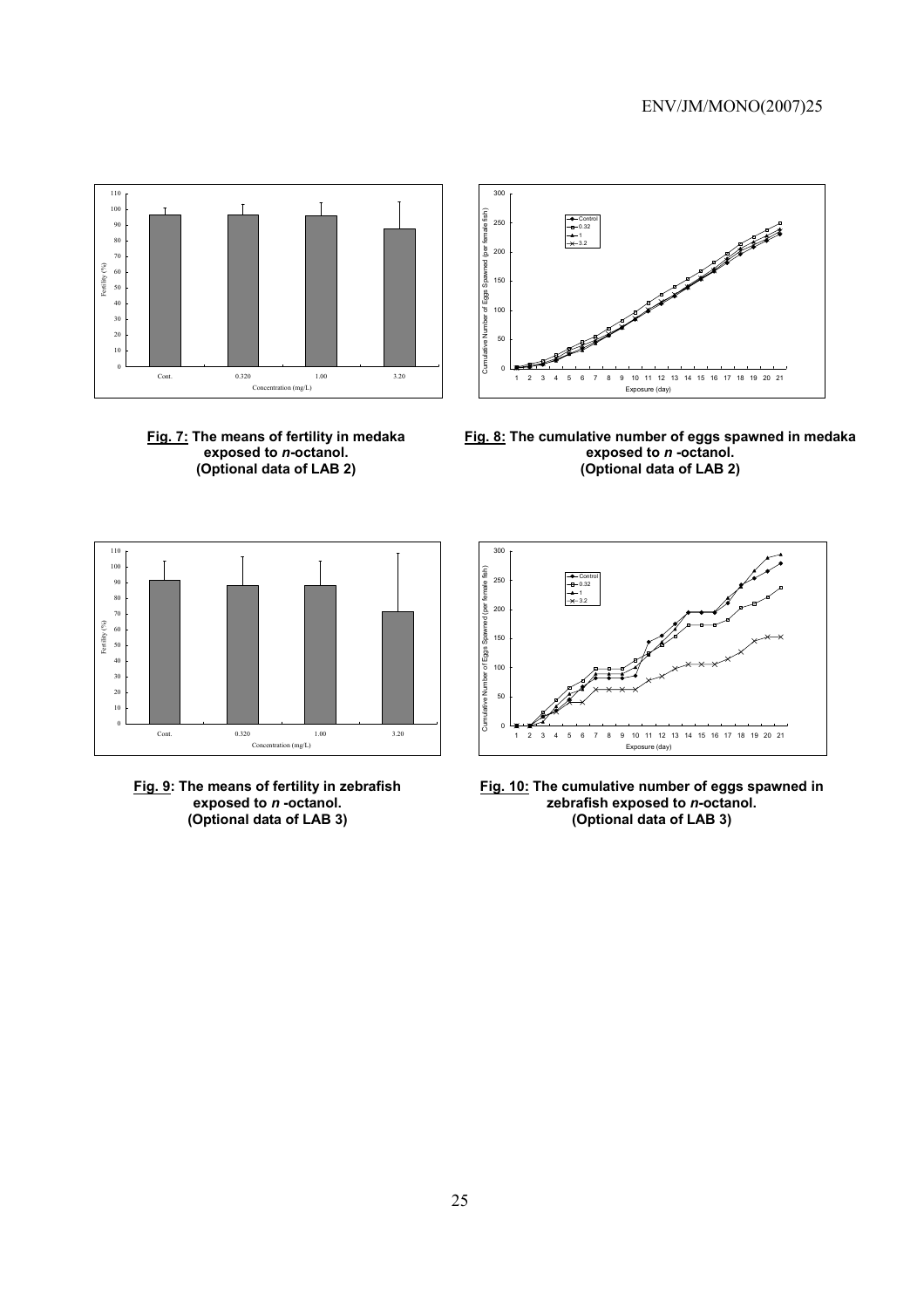**Fig. 7:** **The means of fertility in medaka exposed to *n*-octanol. (Optional data of LAB 2)**

**Fig. 8:** **The cumulative number of eggs spawned in medaka exposed to *n* -octanol. (Optional data of LAB 2)**

**Fig. 9**: **The means of fertility in zebrafish exposed to *n* -octanol. (Optional data of LAB 3)**

**Fig. 10:** **The cumulative number of eggs spawned in zebrafish exposed to *n*-octanol. (Optional data of LAB 3)**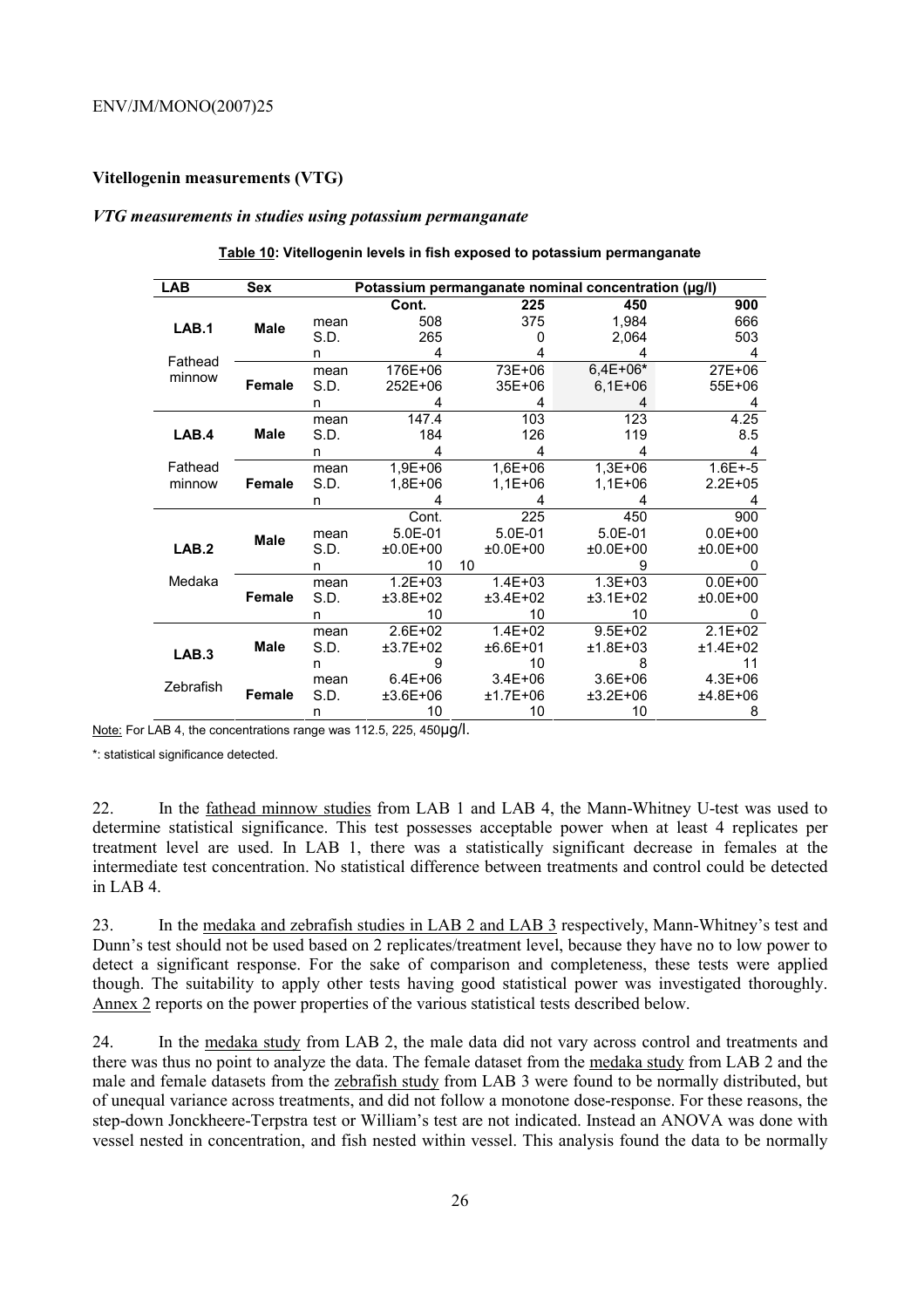## Vitellogenin measurements (VTG)

### *VTG measurements in studies using potassium permanganate*

**Table 10: Vitellogenin levels in fish exposed to potassium permanganate**

| LAB | Sex | | Potassium permanganate nominal concentration (µg/l) | | | |
|---|---|---|---|---|---|---|
| | | | **Cont.** | **225** | **450** | **900** |
| **LAB.1** | **Male** | mean | 508 | 375 | 1,984 | 666 |
| | | S.D. | 265 | 0 | 2,064 | 503 |
| Fathead minnow | | n | 4 | 4 | 4 | 4 |
| | **Female** | mean | 176E+06 | 73E+06 | 6,4E+06* | 27E+06 |
| | | S.D. | 252E+06 | 35E+06 | 6,1E+06 | 55E+06 |
| | | n | 4 | 4 | 4 | 4 |
| **LAB.4** | **Male** | mean | 147.4 | 103 | 123 | 4.25 |
| | | S.D. | 184 | 126 | 119 | 8.5 |
| | | n | 4 | 4 | 4 | 4 |
| Fathead minnow | **Female** | mean | 1,9E+06 | 1,6E+06 | 1,3E+06 | 1.6E+-5 |
| | | S.D. | 1,8E+06 | 1,1E+06 | 1,1E+06 | 2.2E+05 |
| | | n | 4 | 4 | 4 | 4 |
| | | | Cont. | 225 | 450 | 900 |
| **LAB.2** | **Male** | mean | 5.0E-01 | 5.0E-01 | 5.0E-01 | 0.0E+00 |
| | | S.D. | ±0.0E+00 | ±0.0E+00 | ±0.0E+00 | ±0.0E+00 |
| | | n | 10 | 10 | 9 | 0 |
| Medaka | **Female** | mean | 1.2E+03 | 1.4E+03 | 1.3E+03 | 0.0E+00 |
| | | S.D. | ±3.8E+02 | ±3.4E+02 | ±3.1E+02 | ±0.0E+00 |
| | | n | 10 | 10 | 10 | 0 |
| **LAB.3** | **Male** | mean | 2.6E+02 | 1.4E+02 | 9.5E+02 | 2.1E+02 |
| | | S.D. | ±3.7E+02 | ±6.6E+01 | ±1.8E+03 | ±1.4E+02 |
| | | n | 9 | 10 | 8 | 11 |
| Zebrafish | **Female** | mean | 6.4E+06 | 3.4E+06 | 3.6E+06 | 4.3E+06 |
| | | S.D. | ±3.6E+06 | ±1.7E+06 | ±3.2E+06 | ±4.8E+06 |
| | | n | 10 | 10 | 10 | 8 |

Note: For LAB 4, the concentrations range was 112.5, 225, 450µg/l.

*: statistical significance detected.

22. In the fathead minnow studies from LAB 1 and LAB 4, the Mann-Whitney U-test was used to determine statistical significance. This test possesses acceptable power when at least 4 replicates per treatment level are used. In LAB 1, there was a statistically significant decrease in females at the intermediate test concentration. No statistical difference between treatments and control could be detected in LAB 4.

23. In the medaka and zebrafish studies in LAB 2 and LAB 3 respectively, Mann-Whitney's test and Dunn's test should not be used based on 2 replicates/treatment level, because they have no to low power to detect a significant response. For the sake of comparison and completeness, these tests were applied though. The suitability to apply other tests having good statistical power was investigated thoroughly. Annex 2 reports on the power properties of the various statistical tests described below.

24. In the medaka study from LAB 2, the male data did not vary across control and treatments and there was thus no point to analyze the data. The female dataset from the medaka study from LAB 2 and the male and female datasets from the zebrafish study from LAB 3 were found to be normally distributed, but of unequal variance across treatments, and did not follow a monotone dose-response. For these reasons, the step-down Jonckheere-Terpstra test or William's test are not indicated. Instead an ANOVA was done with vessel nested in concentration, and fish nested within vessel. This analysis found the data to be normally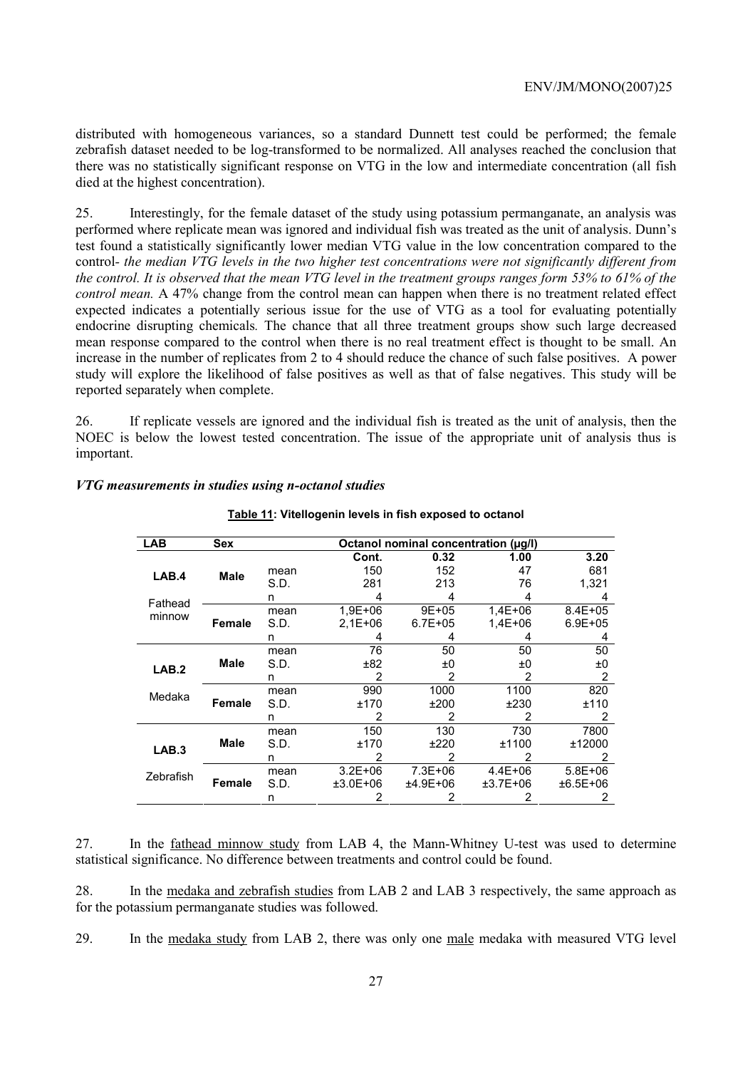distributed with homogeneous variances, so a standard Dunnett test could be performed; the female zebrafish dataset needed to be log-transformed to be normalized. All analyses reached the conclusion that there was no statistically significant response on VTG in the low and intermediate concentration (all fish died at the highest concentration).

25. Interestingly, for the female dataset of the study using potassium permanganate, an analysis was performed where replicate mean was ignored and individual fish was treated as the unit of analysis. Dunn's test found a statistically significantly lower median VTG value in the low concentration compared to the control- *the median VTG levels in the two higher test concentrations were not significantly different from the control. It is observed that the mean VTG level in the treatment groups ranges form 53% to 61% of the control mean.* A 47% change from the control mean can happen when there is no treatment related effect expected indicates a potentially serious issue for the use of VTG as a tool for evaluating potentially endocrine disrupting chemicals. The chance that all three treatment groups show such large decreased mean response compared to the control when there is no real treatment effect is thought to be small. An increase in the number of replicates from 2 to 4 should reduce the chance of such false positives. A power study will explore the likelihood of false positives as well as that of false negatives. This study will be reported separately when complete.

26. If replicate vessels are ignored and the individual fish is treated as the unit of analysis, then the NOEC is below the lowest tested concentration. The issue of the appropriate unit of analysis thus is important.

### *VTG measurements in studies using n-octanol studies*

**Table 11: Vitellogenin levels in fish exposed to octanol**

| LAB | Sex | | Octanol nominal concentration (µg/l) | | | |
|---|---|---|---|---|---|---|
| | | | **Cont.** | **0.32** | **1.00** | **3.20** |
| **LAB.4** | **Male** | mean | 150 | 152 | 47 | 681 |
| | | S.D. | 281 | 213 | 76 | 1,321 |
| Fathead minnow | | n | 4 | 4 | 4 | 4 |
| | **Female** | mean | 1,9E+06 | 9E+05 | 1,4E+06 | 8.4E+05 |
| | | S.D. | 2,1E+06 | 6.7E+05 | 1,4E+06 | 6.9E+05 |
| | | n | 4 | 4 | 4 | 4 |
| **LAB.2** | **Male** | mean | 76 | 50 | 50 | 50 |
| | | S.D. | ±82 | ±0 | ±0 | ±0 |
| | | n | 2 | 2 | 2 | 2 |
| Medaka | **Female** | mean | 990 | 1000 | 1100 | 820 |
| | | S.D. | ±170 | ±200 | ±230 | ±110 |
| | | n | 2 | 2 | 2 | 2 |
| **LAB.3** | **Male** | mean | 150 | 130 | 730 | 7800 |
| | | S.D. | ±170 | ±220 | ±1100 | ±12000 |
| | | n | 2 | 2 | 2 | 2 |
| Zebrafish | **Female** | mean | 3.2E+06 | 7.3E+06 | 4.4E+06 | 5.8E+06 |
| | | S.D. | ±3.0E+06 | ±4.9E+06 | ±3.7E+06 | ±6.5E+06 |
| | | n | 2 | 2 | 2 | 2 |

27. In the fathead minnow study from LAB 4, the Mann-Whitney U-test was used to determine statistical significance. No difference between treatments and control could be found.

28. In the medaka and zebrafish studies from LAB 2 and LAB 3 respectively, the same approach as for the potassium permanganate studies was followed.

29. In the medaka study from LAB 2, there was only one male medaka with measured VTG level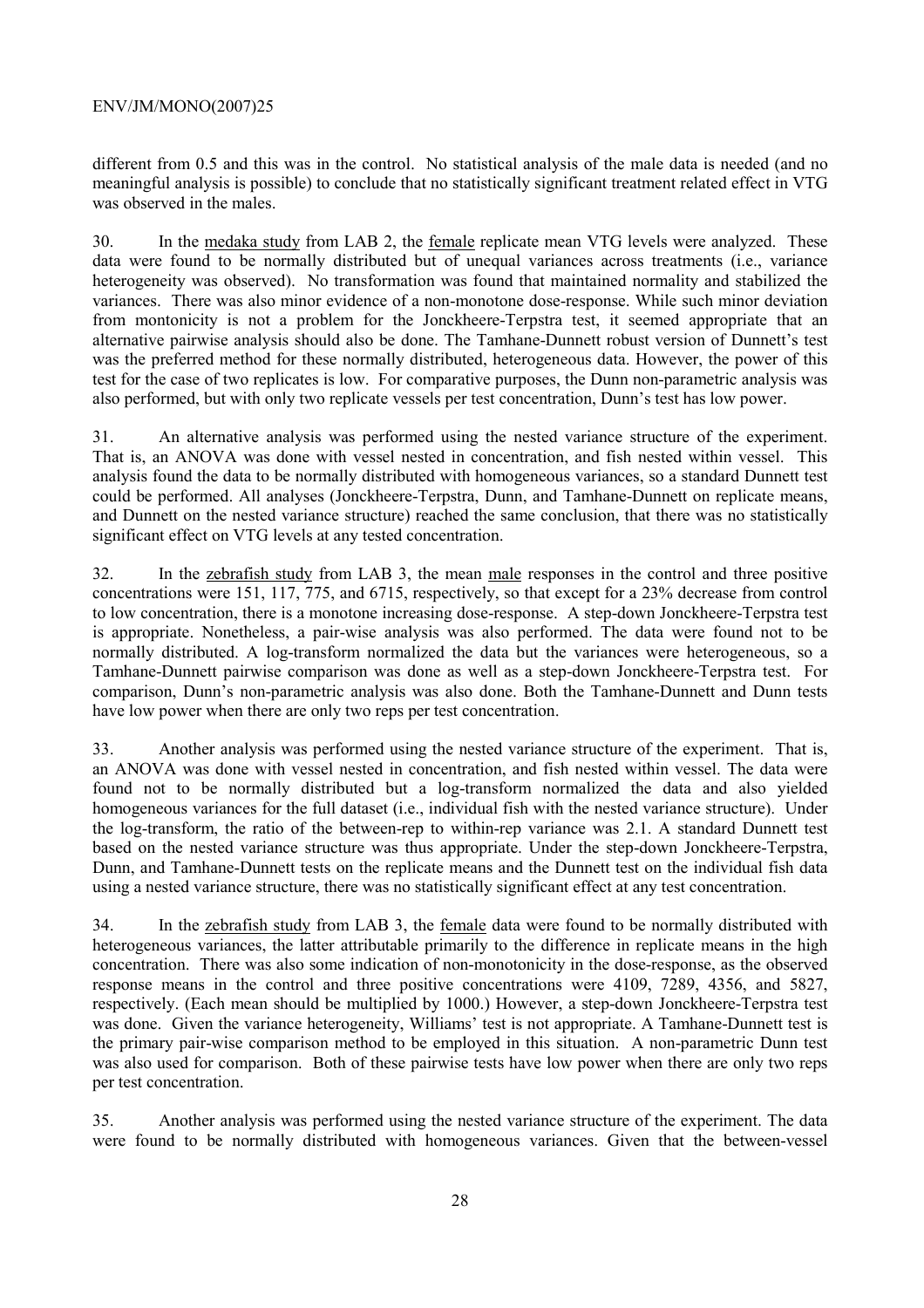different from 0.5 and this was in the control. No statistical analysis of the male data is needed (and no meaningful analysis is possible) to conclude that no statistically significant treatment related effect in VTG was observed in the males.

30. In the medaka study from LAB 2, the female replicate mean VTG levels were analyzed. These data were found to be normally distributed but of unequal variances across treatments (i.e., variance heterogeneity was observed). No transformation was found that maintained normality and stabilized the variances. There was also minor evidence of a non-monotone dose-response. While such minor deviation from montonicity is not a problem for the Jonckheere-Terpstra test, it seemed appropriate that an alternative pairwise analysis should also be done. The Tamhane-Dunnett robust version of Dunnett's test was the preferred method for these normally distributed, heterogeneous data. However, the power of this test for the case of two replicates is low. For comparative purposes, the Dunn non-parametric analysis was also performed, but with only two replicate vessels per test concentration, Dunn's test has low power.

31. An alternative analysis was performed using the nested variance structure of the experiment. That is, an ANOVA was done with vessel nested in concentration, and fish nested within vessel. This analysis found the data to be normally distributed with homogeneous variances, so a standard Dunnett test could be performed. All analyses (Jonckheere-Terpstra, Dunn, and Tamhane-Dunnett on replicate means, and Dunnett on the nested variance structure) reached the same conclusion, that there was no statistically significant effect on VTG levels at any tested concentration.

32. In the zebrafish study from LAB 3, the mean male responses in the control and three positive concentrations were 151, 117, 775, and 6715, respectively, so that except for a 23% decrease from control to low concentration, there is a monotone increasing dose-response. A step-down Jonckheere-Terpstra test is appropriate. Nonetheless, a pair-wise analysis was also performed. The data were found not to be normally distributed. A log-transform normalized the data but the variances were heterogeneous, so a Tamhane-Dunnett pairwise comparison was done as well as a step-down Jonckheere-Terpstra test. For comparison, Dunn's non-parametric analysis was also done. Both the Tamhane-Dunnett and Dunn tests have low power when there are only two reps per test concentration.

33. Another analysis was performed using the nested variance structure of the experiment. That is, an ANOVA was done with vessel nested in concentration, and fish nested within vessel. The data were found not to be normally distributed but a log-transform normalized the data and also yielded homogeneous variances for the full dataset (i.e., individual fish with the nested variance structure). Under the log-transform, the ratio of the between-rep to within-rep variance was 2.1. A standard Dunnett test based on the nested variance structure was thus appropriate. Under the step-down Jonckheere-Terpstra, Dunn, and Tamhane-Dunnett tests on the replicate means and the Dunnett test on the individual fish data using a nested variance structure, there was no statistically significant effect at any test concentration.

34. In the zebrafish study from LAB 3, the female data were found to be normally distributed with heterogeneous variances, the latter attributable primarily to the difference in replicate means in the high concentration. There was also some indication of non-monotonicity in the dose-response, as the observed response means in the control and three positive concentrations were 4109, 7289, 4356, and 5827, respectively. (Each mean should be multiplied by 1000.) However, a step-down Jonckheere-Terpstra test was done. Given the variance heterogeneity, Williams' test is not appropriate. A Tamhane-Dunnett test is the primary pair-wise comparison method to be employed in this situation. A non-parametric Dunn test was also used for comparison. Both of these pairwise tests have low power when there are only two reps per test concentration.

35. Another analysis was performed using the nested variance structure of the experiment. The data were found to be normally distributed with homogeneous variances. Given that the between-vessel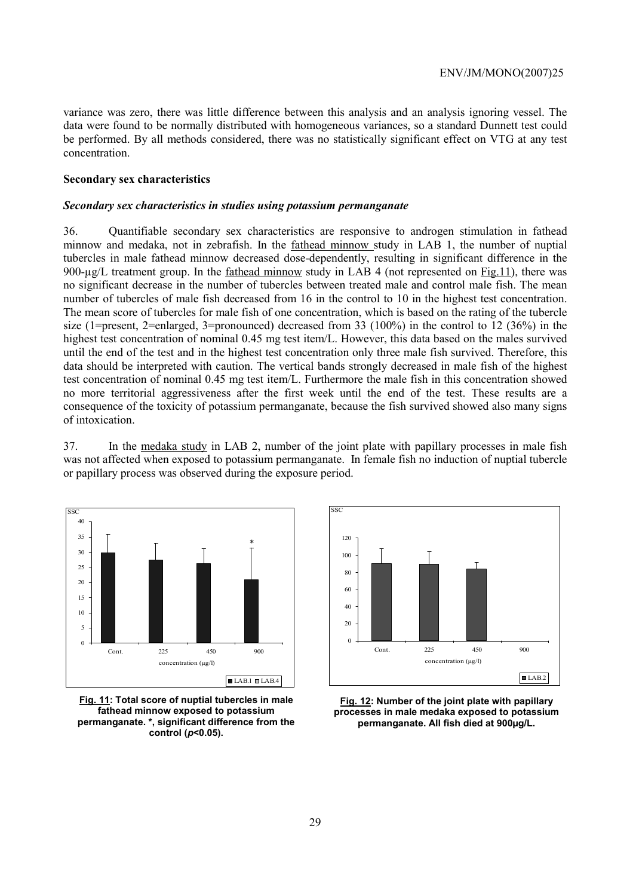variance was zero, there was little difference between this analysis and an analysis ignoring vessel. The data were found to be normally distributed with homogeneous variances, so a standard Dunnett test could be performed. By all methods considered, there was no statistically significant effect on VTG at any test concentration.

**Secondary sex characteristics**

***Secondary sex characteristics in studies using potassium permanganate***

36. Quantifiable secondary sex characteristics are responsive to androgen stimulation in fathead minnow and medaka, not in zebrafish. In the fathead minnow study in LAB 1, the number of nuptial tubercles in male fathead minnow decreased dose-dependently, resulting in significant difference in the 900-µg/L treatment group. In the fathead minnow study in LAB 4 (not represented on Fig.11), there was no significant decrease in the number of tubercles between treated male and control male fish. The mean number of tubercles of male fish decreased from 16 in the control to 10 in the highest test concentration. The mean score of tubercles for male fish of one concentration, which is based on the rating of the tubercle size (1=present, 2=enlarged, 3=pronounced) decreased from 33 (100%) in the control to 12 (36%) in the highest test concentration of nominal 0.45 mg test item/L. However, this data based on the males survived until the end of the test and in the highest test concentration only three male fish survived. Therefore, this data should be interpreted with caution. The vertical bands strongly decreased in male fish of the highest test concentration of nominal 0.45 mg test item/L. Furthermore the male fish in this concentration showed no more territorial aggressiveness after the first week until the end of the test. These results are a consequence of the toxicity of potassium permanganate, because the fish survived showed also many signs of intoxication.

37. In the medaka study in LAB 2, number of the joint plate with papillary processes in male fish was not affected when exposed to potassium permanganate. In female fish no induction of nuptial tubercle or papillary process was observed during the exposure period.

**Fig. 11: Total score of nuptial tubercles in male fathead minnow exposed to potassium permanganate. *, significant difference from the control ($p$<0.05).**

**Fig. 12: Number of the joint plate with papillary processes in male medaka exposed to potassium permanganate. All fish died at 900µg/L.**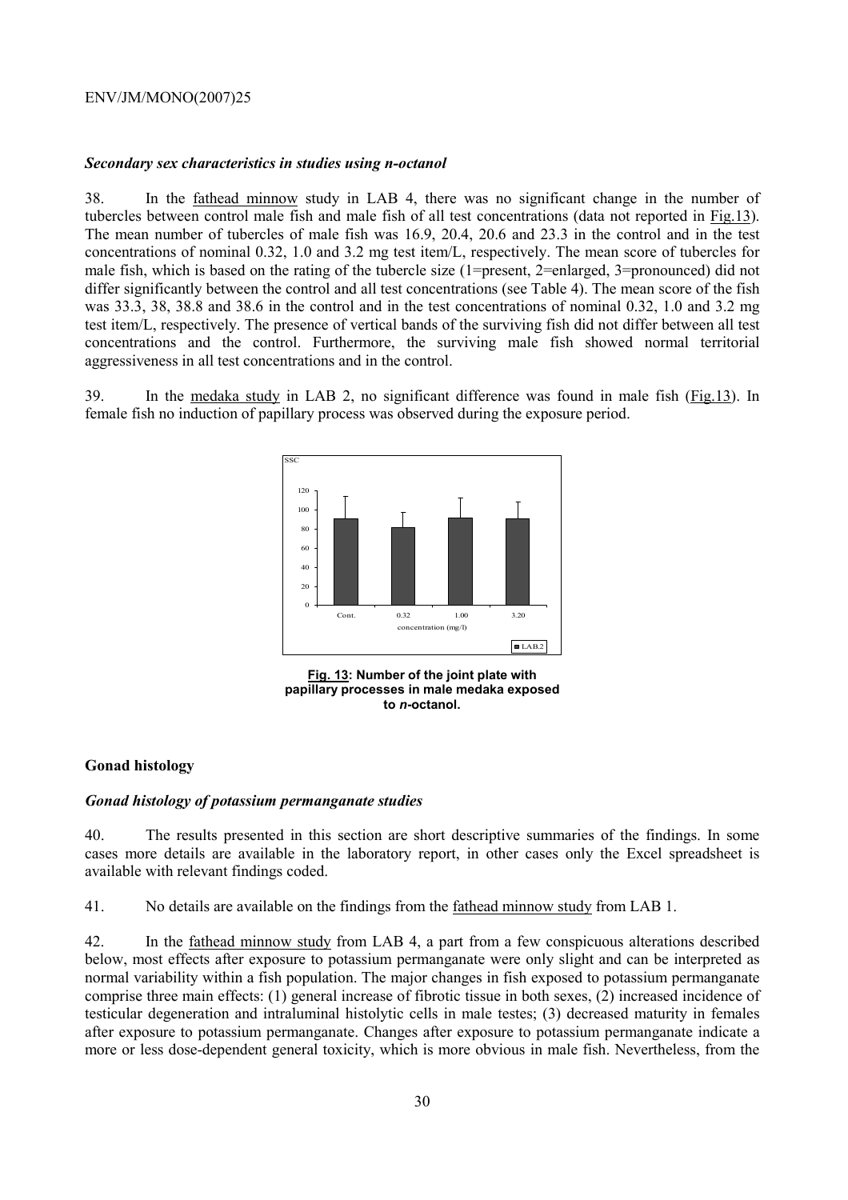### *Secondary sex characteristics in studies using n-octanol*

38. In the fathead minnow study in LAB 4, there was no significant change in the number of tubercles between control male fish and male fish of all test concentrations (data not reported in Fig.13). The mean number of tubercles of male fish was 16.9, 20.4, 20.6 and 23.3 in the control and in the test concentrations of nominal 0.32, 1.0 and 3.2 mg test item/L, respectively. The mean score of tubercles for male fish, which is based on the rating of the tubercle size (1=present, 2=enlarged, 3=pronounced) did not differ significantly between the control and all test concentrations (see Table 4). The mean score of the fish was 33.3, 38, 38.8 and 38.6 in the control and in the test concentrations of nominal 0.32, 1.0 and 3.2 mg test item/L, respectively. The presence of vertical bands of the surviving fish did not differ between all test concentrations and the control. Furthermore, the surviving male fish showed normal territorial aggressiveness in all test concentrations and in the control.

39. In the medaka study in LAB 2, no significant difference was found in male fish (Fig.13). In female fish no induction of papillary process was observed during the exposure period.

**Fig. 13: Number of the joint plate with papillary processes in male medaka exposed to *n*-octanol.**

## Gonad histology

### *Gonad histology of potassium permanganate studies*

40. The results presented in this section are short descriptive summaries of the findings. In some cases more details are available in the laboratory report, in other cases only the Excel spreadsheet is available with relevant findings coded.

41. No details are available on the findings from the fathead minnow study from LAB 1.

42. In the fathead minnow study from LAB 4, a part from a few conspicuous alterations described below, most effects after exposure to potassium permanganate were only slight and can be interpreted as normal variability within a fish population. The major changes in fish exposed to potassium permanganate comprise three main effects: (1) general increase of fibrotic tissue in both sexes, (2) increased incidence of testicular degeneration and intraluminal histolytic cells in male testes; (3) decreased maturity in females after exposure to potassium permanganate. Changes after exposure to potassium permanganate indicate a more or less dose-dependent general toxicity, which is more obvious in male fish. Nevertheless, from the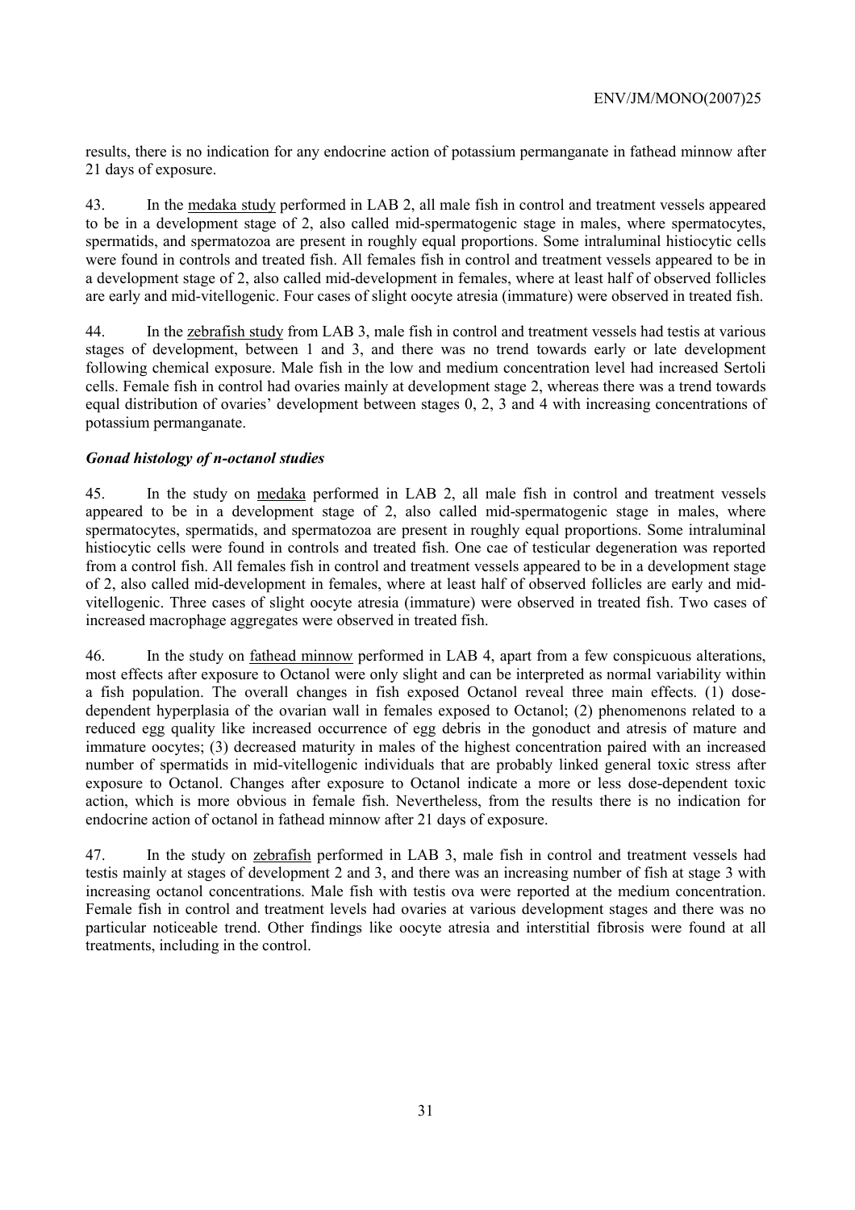results, there is no indication for any endocrine action of potassium permanganate in fathead minnow after 21 days of exposure.

43. In the medaka study performed in LAB 2, all male fish in control and treatment vessels appeared to be in a development stage of 2, also called mid-spermatogenic stage in males, where spermatocytes, spermatids, and spermatozoa are present in roughly equal proportions. Some intraluminal histiocytic cells were found in controls and treated fish. All females fish in control and treatment vessels appeared to be in a development stage of 2, also called mid-development in females, where at least half of observed follicles are early and mid-vitellogenic. Four cases of slight oocyte atresia (immature) were observed in treated fish.

44. In the zebrafish study from LAB 3, male fish in control and treatment vessels had testis at various stages of development, between 1 and 3, and there was no trend towards early or late development following chemical exposure. Male fish in the low and medium concentration level had increased Sertoli cells. Female fish in control had ovaries mainly at development stage 2, whereas there was a trend towards equal distribution of ovaries' development between stages 0, 2, 3 and 4 with increasing concentrations of potassium permanganate.

### *Gonad histology of n-octanol studies*

45. In the study on medaka performed in LAB 2, all male fish in control and treatment vessels appeared to be in a development stage of 2, also called mid-spermatogenic stage in males, where spermatocytes, spermatids, and spermatozoa are present in roughly equal proportions. Some intraluminal histiocytic cells were found in controls and treated fish. One cae of testicular degeneration was reported from a control fish. All females fish in control and treatment vessels appeared to be in a development stage of 2, also called mid-development in females, where at least half of observed follicles are early and mid-vitellogenic. Three cases of slight oocyte atresia (immature) were observed in treated fish. Two cases of increased macrophage aggregates were observed in treated fish.

46. In the study on fathead minnow performed in LAB 4, apart from a few conspicuous alterations, most effects after exposure to Octanol were only slight and can be interpreted as normal variability within a fish population. The overall changes in fish exposed Octanol reveal three main effects. (1) dose-dependent hyperplasia of the ovarian wall in females exposed to Octanol; (2) phenomenons related to a reduced egg quality like increased occurrence of egg debris in the gonoduct and atresis of mature and immature oocytes; (3) decreased maturity in males of the highest concentration paired with an increased number of spermatids in mid-vitellogenic individuals that are probably linked general toxic stress after exposure to Octanol. Changes after exposure to Octanol indicate a more or less dose-dependent toxic action, which is more obvious in female fish. Nevertheless, from the results there is no indication for endocrine action of octanol in fathead minnow after 21 days of exposure.

47. In the study on zebrafish performed in LAB 3, male fish in control and treatment vessels had testis mainly at stages of development 2 and 3, and there was an increasing number of fish at stage 3 with increasing octanol concentrations. Male fish with testis ova were reported at the medium concentration. Female fish in control and treatment levels had ovaries at various development stages and there was no particular noticeable trend. Other findings like oocyte atresia and interstitial fibrosis were found at all treatments, including in the control.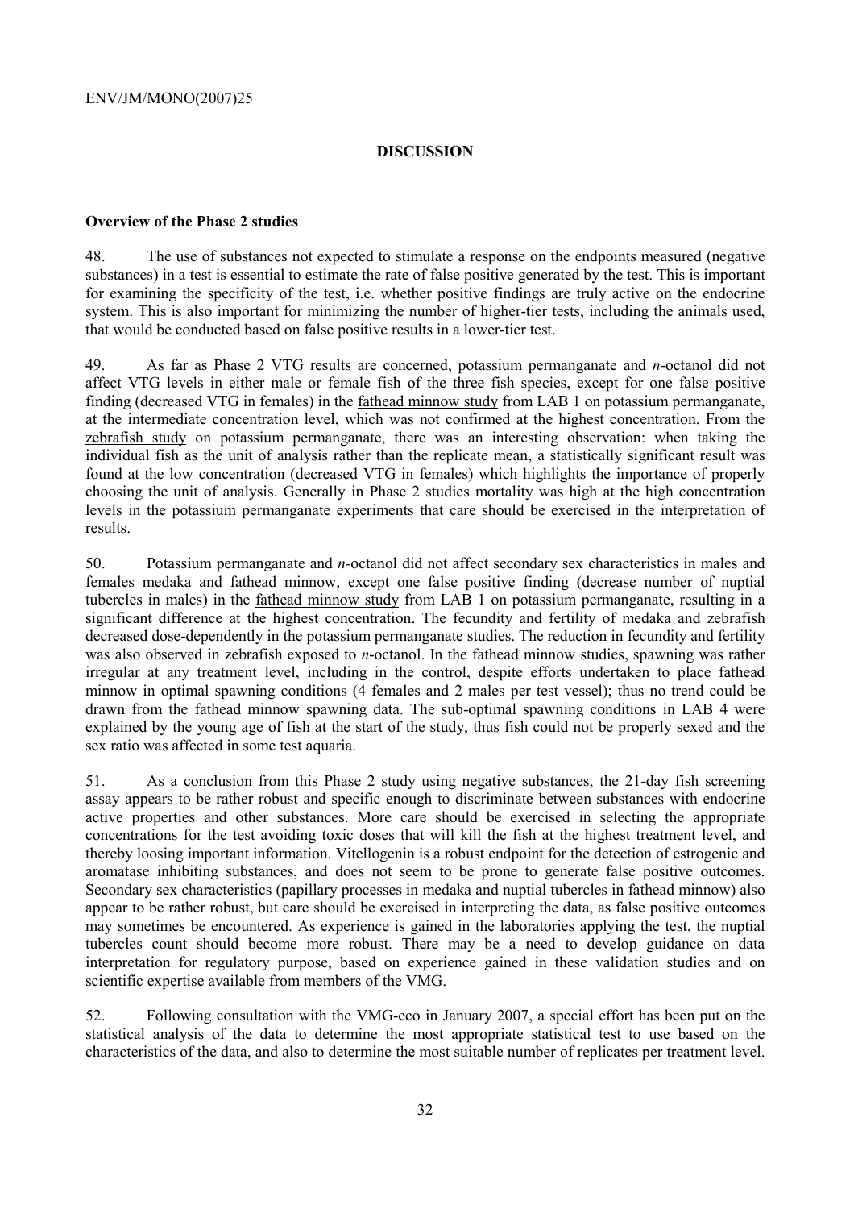## DISCUSSION

### Overview of the Phase 2 studies

48. The use of substances not expected to stimulate a response on the endpoints measured (negative substances) in a test is essential to estimate the rate of false positive generated by the test. This is important for examining the specificity of the test, i.e. whether positive findings are truly active on the endocrine system. This is also important for minimizing the number of higher-tier tests, including the animals used, that would be conducted based on false positive results in a lower-tier test.

49. As far as Phase 2 VTG results are concerned, potassium permanganate and *n*-octanol did not affect VTG levels in either male or female fish of the three fish species, except for one false positive finding (decreased VTG in females) in the fathead minnow study from LAB 1 on potassium permanganate, at the intermediate concentration level, which was not confirmed at the highest concentration. From the zebrafish study on potassium permanganate, there was an interesting observation: when taking the individual fish as the unit of analysis rather than the replicate mean, a statistically significant result was found at the low concentration (decreased VTG in females) which highlights the importance of properly choosing the unit of analysis. Generally in Phase 2 studies mortality was high at the high concentration levels in the potassium permanganate experiments that care should be exercised in the interpretation of results.

50. Potassium permanganate and *n*-octanol did not affect secondary sex characteristics in males and females medaka and fathead minnow, except one false positive finding (decrease number of nuptial tubercles in males) in the fathead minnow study from LAB 1 on potassium permanganate, resulting in a significant difference at the highest concentration. The fecundity and fertility of medaka and zebrafish decreased dose-dependently in the potassium permanganate studies. The reduction in fecundity and fertility was also observed in zebrafish exposed to *n*-octanol. In the fathead minnow studies, spawning was rather irregular at any treatment level, including in the control, despite efforts undertaken to place fathead minnow in optimal spawning conditions (4 females and 2 males per test vessel); thus no trend could be drawn from the fathead minnow spawning data. The sub-optimal spawning conditions in LAB 4 were explained by the young age of fish at the start of the study, thus fish could not be properly sexed and the sex ratio was affected in some test aquaria.

51. As a conclusion from this Phase 2 study using negative substances, the 21-day fish screening assay appears to be rather robust and specific enough to discriminate between substances with endocrine active properties and other substances. More care should be exercised in selecting the appropriate concentrations for the test avoiding toxic doses that will kill the fish at the highest treatment level, and thereby loosing important information. Vitellogenin is a robust endpoint for the detection of estrogenic and aromatase inhibiting substances, and does not seem to be prone to generate false positive outcomes. Secondary sex characteristics (papillary processes in medaka and nuptial tubercles in fathead minnow) also appear to be rather robust, but care should be exercised in interpreting the data, as false positive outcomes may sometimes be encountered. As experience is gained in the laboratories applying the test, the nuptial tubercles count should become more robust. There may be a need to develop guidance on data interpretation for regulatory purpose, based on experience gained in these validation studies and on scientific expertise available from members of the VMG.

52. Following consultation with the VMG-eco in January 2007, a special effort has been put on the statistical analysis of the data to determine the most appropriate statistical test to use based on the characteristics of the data, and also to determine the most suitable number of replicates per treatment level.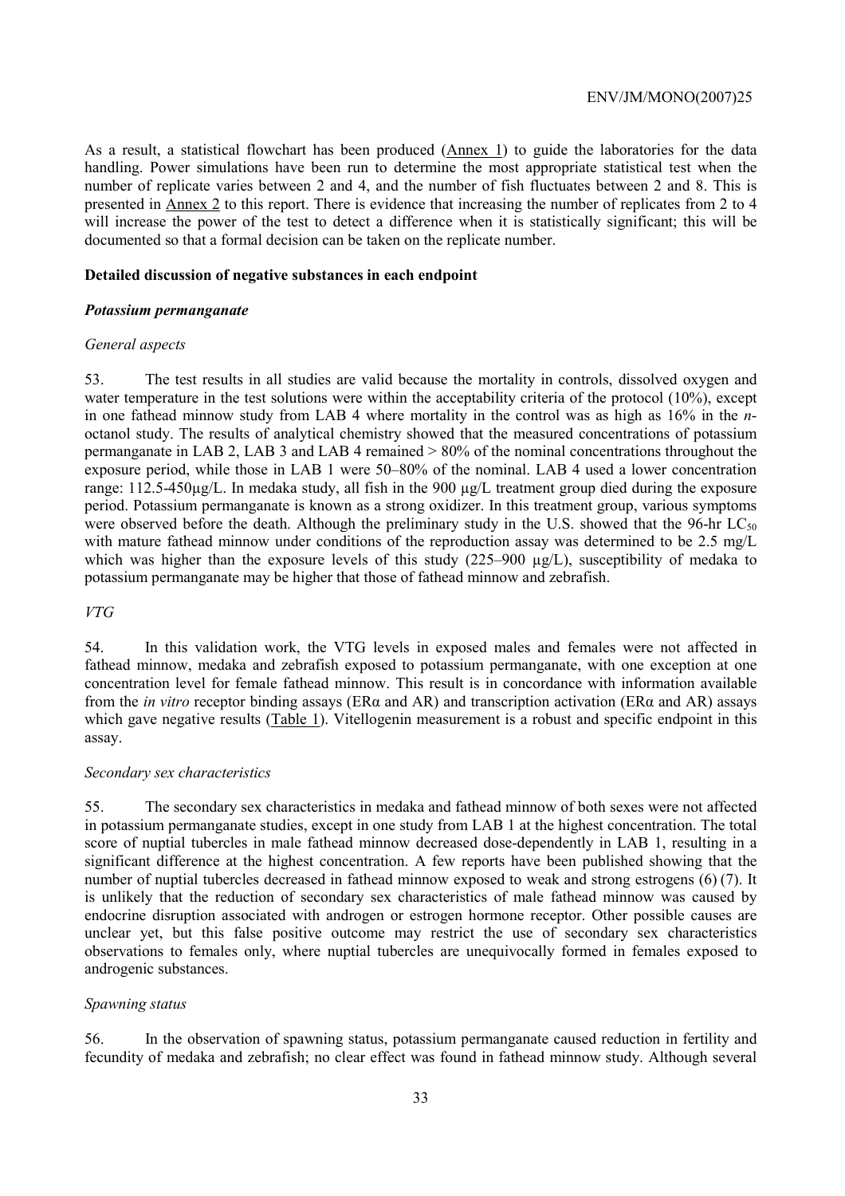As a result, a statistical flowchart has been produced (Annex 1) to guide the laboratories for the data handling. Power simulations have been run to determine the most appropriate statistical test when the number of replicate varies between 2 and 4, and the number of fish fluctuates between 2 and 8. This is presented in Annex 2 to this report. There is evidence that increasing the number of replicates from 2 to 4 will increase the power of the test to detect a difference when it is statistically significant; this will be documented so that a formal decision can be taken on the replicate number.

**Detailed discussion of negative substances in each endpoint**

***Potassium permanganate***

*General aspects*

53. The test results in all studies are valid because the mortality in controls, dissolved oxygen and water temperature in the test solutions were within the acceptability criteria of the protocol (10%), except in one fathead minnow study from LAB 4 where mortality in the control was as high as 16% in the *n*-octanol study. The results of analytical chemistry showed that the measured concentrations of potassium permanganate in LAB 2, LAB 3 and LAB 4 remained > 80% of the nominal concentrations throughout the exposure period, while those in LAB 1 were 50–80% of the nominal. LAB 4 used a lower concentration range: 112.5-450µg/L. In medaka study, all fish in the 900 µg/L treatment group died during the exposure period. Potassium permanganate is known as a strong oxidizer. In this treatment group, various symptoms were observed before the death. Although the preliminary study in the U.S. showed that the 96-hr $LC_{50}$ with mature fathead minnow under conditions of the reproduction assay was determined to be 2.5 mg/L which was higher than the exposure levels of this study (225–900 µg/L), susceptibility of medaka to potassium permanganate may be higher that those of fathead minnow and zebrafish.

*VTG*

54. In this validation work, the VTG levels in exposed males and females were not affected in fathead minnow, medaka and zebrafish exposed to potassium permanganate, with one exception at one concentration level for female fathead minnow. This result is in concordance with information available from the *in vitro* receptor binding assays (ERα and AR) and transcription activation (ERα and AR) assays which gave negative results (Table 1). Vitellogenin measurement is a robust and specific endpoint in this assay.

*Secondary sex characteristics*

55. The secondary sex characteristics in medaka and fathead minnow of both sexes were not affected in potassium permanganate studies, except in one study from LAB 1 at the highest concentration. The total score of nuptial tubercles in male fathead minnow decreased dose-dependently in LAB 1, resulting in a significant difference at the highest concentration. A few reports have been published showing that the number of nuptial tubercles decreased in fathead minnow exposed to weak and strong estrogens (6) (7). It is unlikely that the reduction of secondary sex characteristics of male fathead minnow was caused by endocrine disruption associated with androgen or estrogen hormone receptor. Other possible causes are unclear yet, but this false positive outcome may restrict the use of secondary sex characteristics observations to females only, where nuptial tubercles are unequivocally formed in females exposed to androgenic substances.

*Spawning status*

56. In the observation of spawning status, potassium permanganate caused reduction in fertility and fecundity of medaka and zebrafish; no clear effect was found in fathead minnow study. Although several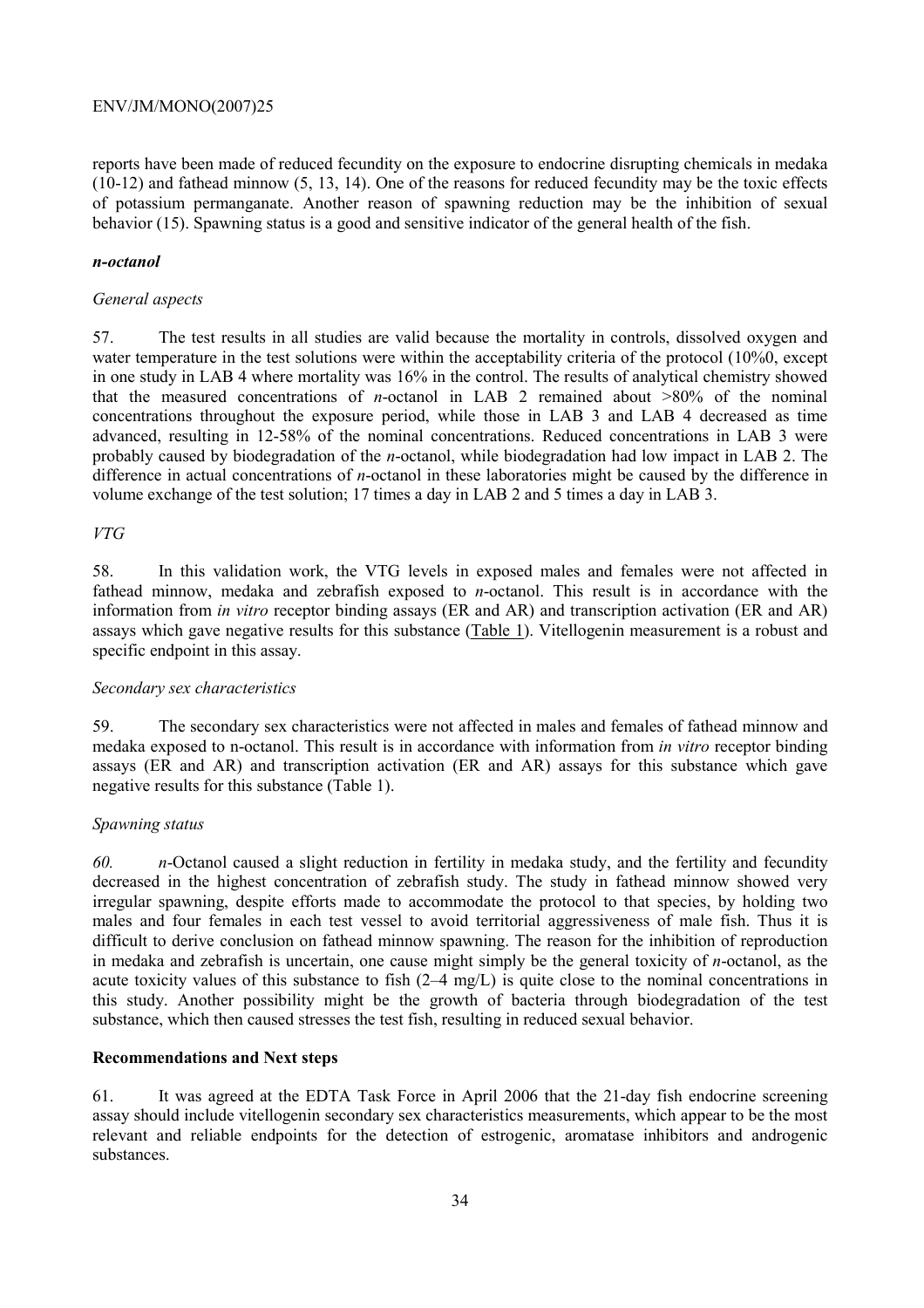reports have been made of reduced fecundity on the exposure to endocrine disrupting chemicals in medaka (10-12) and fathead minnow (5, 13, 14). One of the reasons for reduced fecundity may be the toxic effects of potassium permanganate. Another reason of spawning reduction may be the inhibition of sexual behavior (15). Spawning status is a good and sensitive indicator of the general health of the fish.

### *n-octanol*

*General aspects*

57. The test results in all studies are valid because the mortality in controls, dissolved oxygen and water temperature in the test solutions were within the acceptability criteria of the protocol (10%0, except in one study in LAB 4 where mortality was 16% in the control. The results of analytical chemistry showed that the measured concentrations of *n*-octanol in LAB 2 remained about >80% of the nominal concentrations throughout the exposure period, while those in LAB 3 and LAB 4 decreased as time advanced, resulting in 12-58% of the nominal concentrations. Reduced concentrations in LAB 3 were probably caused by biodegradation of the *n*-octanol, while biodegradation had low impact in LAB 2. The difference in actual concentrations of *n*-octanol in these laboratories might be caused by the difference in volume exchange of the test solution; 17 times a day in LAB 2 and 5 times a day in LAB 3.

*VTG*

58. In this validation work, the VTG levels in exposed males and females were not affected in fathead minnow, medaka and zebrafish exposed to *n*-octanol. This result is in accordance with the information from *in vitro* receptor binding assays (ER and AR) and transcription activation (ER and AR) assays which gave negative results for this substance (Table 1). Vitellogenin measurement is a robust and specific endpoint in this assay.

*Secondary sex characteristics*

59. The secondary sex characteristics were not affected in males and females of fathead minnow and medaka exposed to n-octanol. This result is in accordance with information from *in vitro* receptor binding assays (ER and AR) and transcription activation (ER and AR) assays for this substance which gave negative results for this substance (Table 1).

*Spawning status*

*60.* *n*-Octanol caused a slight reduction in fertility in medaka study, and the fertility and fecundity decreased in the highest concentration of zebrafish study. The study in fathead minnow showed very irregular spawning, despite efforts made to accommodate the protocol to that species, by holding two males and four females in each test vessel to avoid territorial aggressiveness of male fish. Thus it is difficult to derive conclusion on fathead minnow spawning. The reason for the inhibition of reproduction in medaka and zebrafish is uncertain, one cause might simply be the general toxicity of *n*-octanol, as the acute toxicity values of this substance to fish (2–4 mg/L) is quite close to the nominal concentrations in this study. Another possibility might be the growth of bacteria through biodegradation of the test substance, which then caused stresses the test fish, resulting in reduced sexual behavior.

## Recommendations and Next steps

61. It was agreed at the EDTA Task Force in April 2006 that the 21-day fish endocrine screening assay should include vitellogenin secondary sex characteristics measurements, which appear to be the most relevant and reliable endpoints for the detection of estrogenic, aromatase inhibitors and androgenic substances.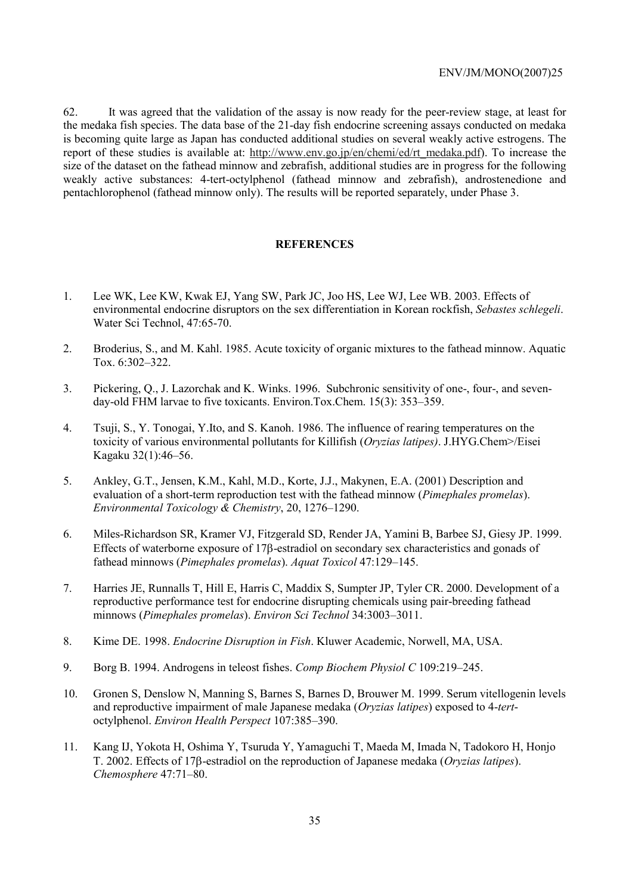62. It was agreed that the validation of the assay is now ready for the peer-review stage, at least for the medaka fish species. The data base of the 21-day fish endocrine screening assays conducted on medaka is becoming quite large as Japan has conducted additional studies on several weakly active estrogens. The report of these studies is available at: http://www.env.go.jp/en/chemi/ed/rt_medaka.pdf). To increase the size of the dataset on the fathead minnow and zebrafish, additional studies are in progress for the following weakly active substances: 4-tert-octylphenol (fathead minnow and zebrafish), androstenedione and pentachlorophenol (fathead minnow only). The results will be reported separately, under Phase 3.

## REFERENCES

1. Lee WK, Lee KW, Kwak EJ, Yang SW, Park JC, Joo HS, Lee WJ, Lee WB. 2003. Effects of environmental endocrine disruptors on the sex differentiation in Korean rockfish, *Sebastes schlegeli*. Water Sci Technol, 47:65-70.

2. Broderius, S., and M. Kahl. 1985. Acute toxicity of organic mixtures to the fathead minnow. Aquatic Tox. 6:302–322.

3. Pickering, Q., J. Lazorchak and K. Winks. 1996. Subchronic sensitivity of one-, four-, and seven-day-old FHM larvae to five toxicants. Environ.Tox.Chem. 15(3): 353–359.

4. Tsuji, S., Y. Tonogai, Y.Ito, and S. Kanoh. 1986. The influence of rearing temperatures on the toxicity of various environmental pollutants for Killifish (*Oryzias latipes)*. J.HYG.Chem>/Eisei Kagaku 32(1):46–56.

5. Ankley, G.T., Jensen, K.M., Kahl, M.D., Korte, J.J., Makynen, E.A. (2001) Description and evaluation of a short-term reproduction test with the fathead minnow (*Pimephales promelas*). *Environmental Toxicology & Chemistry*, 20, 1276–1290.

6. Miles-Richardson SR, Kramer VJ, Fitzgerald SD, Render JA, Yamini B, Barbee SJ, Giesy JP. 1999. Effects of waterborne exposure of 17β-estradiol on secondary sex characteristics and gonads of fathead minnows (*Pimephales promelas*). *Aquat Toxicol* 47:129–145.

7. Harries JE, Runnalls T, Hill E, Harris C, Maddix S, Sumpter JP, Tyler CR. 2000. Development of a reproductive performance test for endocrine disrupting chemicals using pair-breeding fathead minnows (*Pimephales promelas*). *Environ Sci Technol* 34:3003–3011.

8. Kime DE. 1998. *Endocrine Disruption in Fish*. Kluwer Academic, Norwell, MA, USA.

9. Borg B. 1994. Androgens in teleost fishes. *Comp Biochem Physiol C* 109:219–245.

10. Gronen S, Denslow N, Manning S, Barnes S, Barnes D, Brouwer M. 1999. Serum vitellogenin levels and reproductive impairment of male Japanese medaka (*Oryzias latipes*) exposed to 4-*tert*-octylphenol. *Environ Health Perspect* 107:385–390.

11. Kang IJ, Yokota H, Oshima Y, Tsuruda Y, Yamaguchi T, Maeda M, Imada N, Tadokoro H, Honjo T. 2002. Effects of 17β-estradiol on the reproduction of Japanese medaka (*Oryzias latipes*). *Chemosphere* 47:71–80.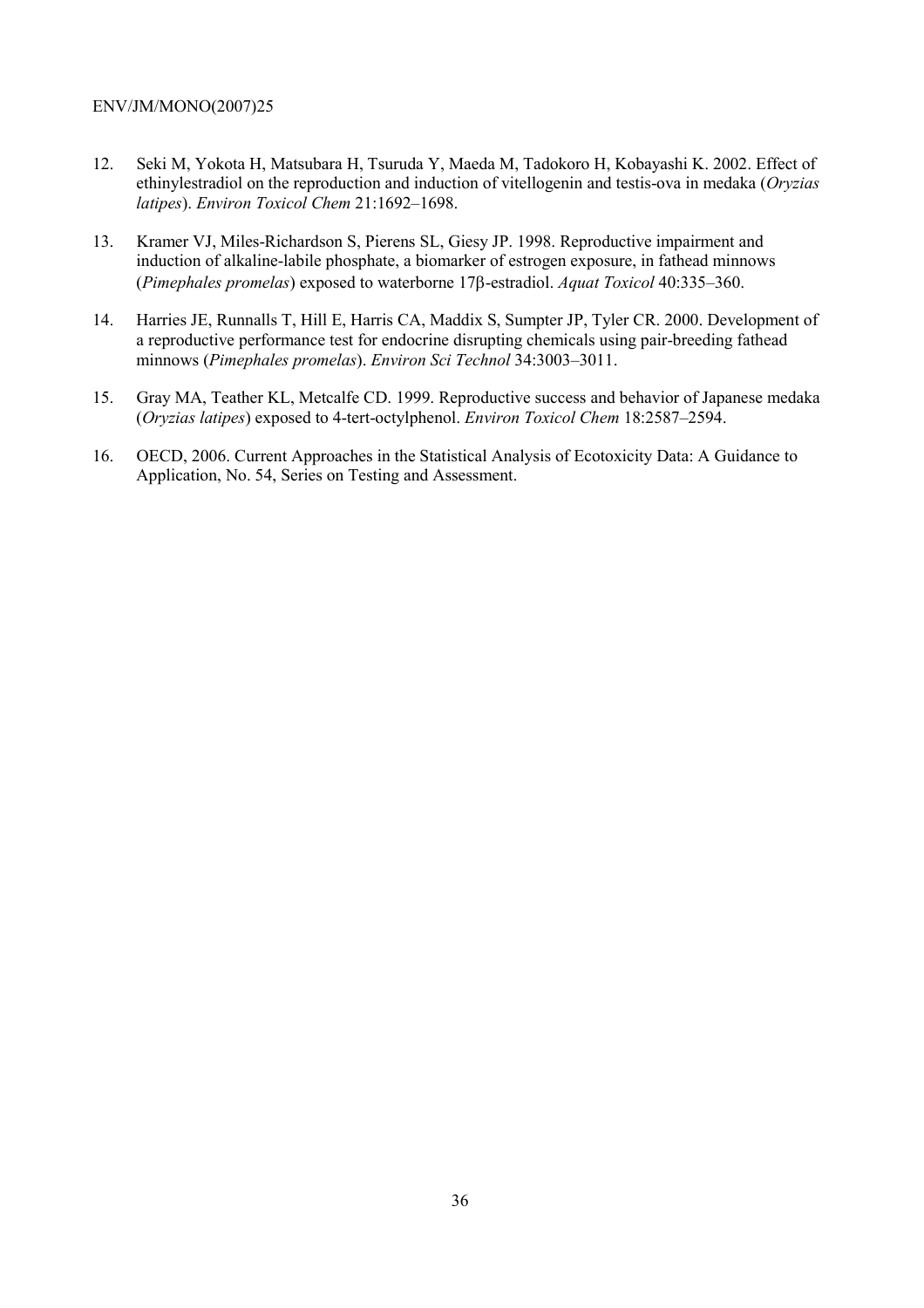12. Seki M, Yokota H, Matsubara H, Tsuruda Y, Maeda M, Tadokoro H, Kobayashi K. 2002. Effect of ethinylestradiol on the reproduction and induction of vitellogenin and testis-ova in medaka (*Oryzias latipes*). *Environ Toxicol Chem* 21:1692–1698.

13. Kramer VJ, Miles-Richardson S, Pierens SL, Giesy JP. 1998. Reproductive impairment and induction of alkaline-labile phosphate, a biomarker of estrogen exposure, in fathead minnows (*Pimephales promelas*) exposed to waterborne 17β-estradiol. *Aquat Toxicol* 40:335–360.

14. Harries JE, Runnalls T, Hill E, Harris CA, Maddix S, Sumpter JP, Tyler CR. 2000. Development of a reproductive performance test for endocrine disrupting chemicals using pair-breeding fathead minnows (*Pimephales promelas*). *Environ Sci Technol* 34:3003–3011.

15. Gray MA, Teather KL, Metcalfe CD. 1999. Reproductive success and behavior of Japanese medaka (*Oryzias latipes*) exposed to 4-tert-octylphenol. *Environ Toxicol Chem* 18:2587–2594.

16. OECD, 2006. Current Approaches in the Statistical Analysis of Ecotoxicity Data: A Guidance to Application, No. 54, Series on Testing and Assessment.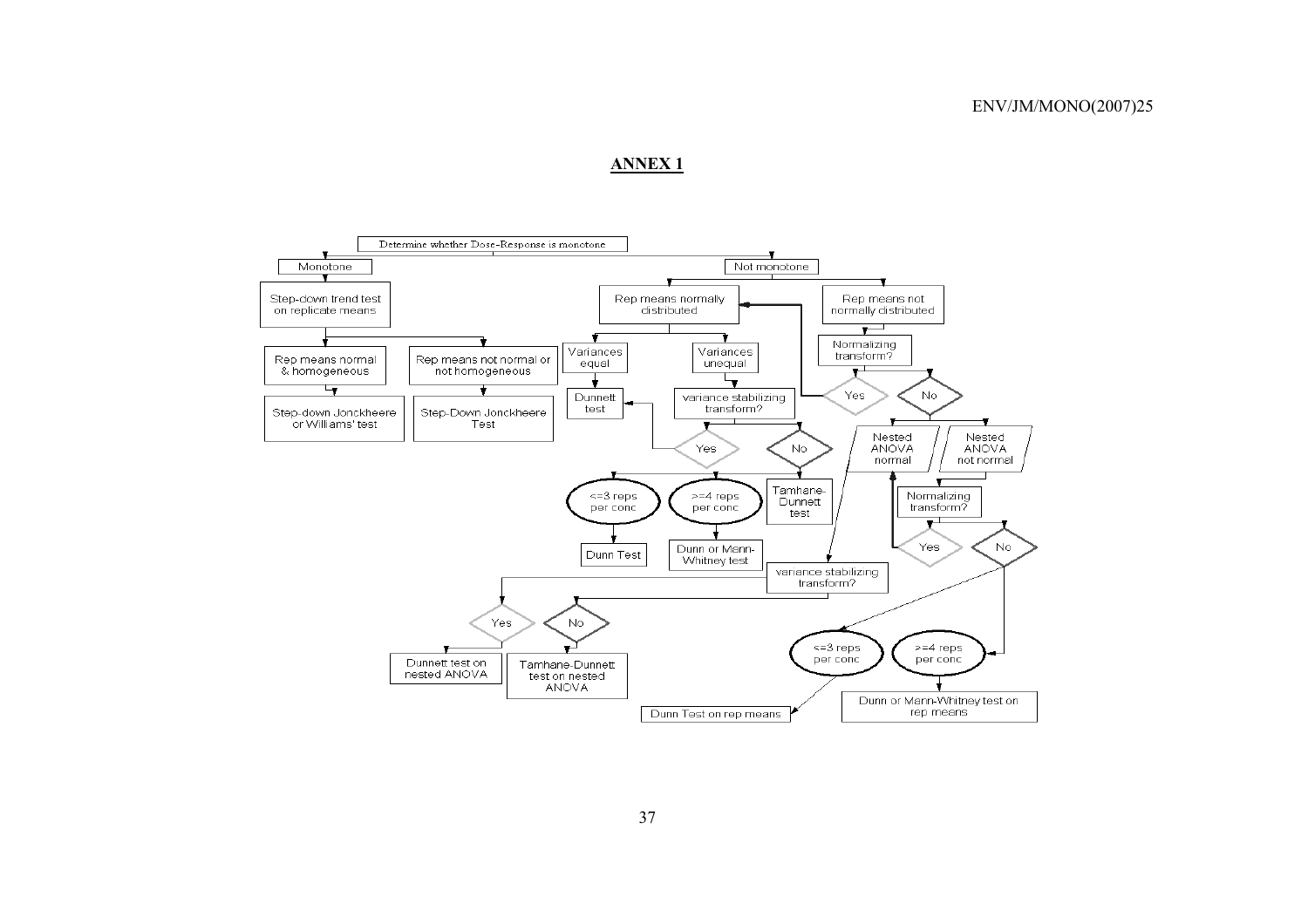## ANNEX 1

- Determine whether Dose-Response is monotone
  - Monotone
    - Step-down trend test on replicate means
      - Rep means normal & homogeneous
        - Step-down Jonckheere or Williams' test
      - Rep means not normal or not homogeneous
        - Step-Down Jonckheere Test
  - Not monotone
    - Rep means normally distributed
      - Variances equal
        - Dunnett test
      - Variances unequal
        - variance stabilizing transform?
          - Yes
            - Dunnett test
          - No
            - Tamhane-Dunnett test
            - <=3 reps per conc
              - Dunn Test
            - >=4 reps per conc
              - Dunn or Mann-Whitney test
    - Rep means not normally distributed
      - Normalizing transform?
        - Yes
          - Rep means normally distributed
        - No
          - Nested ANOVA normal
            - variance stabilizing transform?
              - Yes
                - Dunnett test on nested ANOVA
              - No
                - Tamhane-Dunnett test on nested ANOVA
          - Nested ANOVA not normal
            - Normalizing transform?
              - Yes
                - Nested ANOVA normal
              - No
                - <=3 reps per conc
                  - Dunn Test on rep means
                - >=4 reps per conc
                  - Dunn or Mann-Whitney test on rep means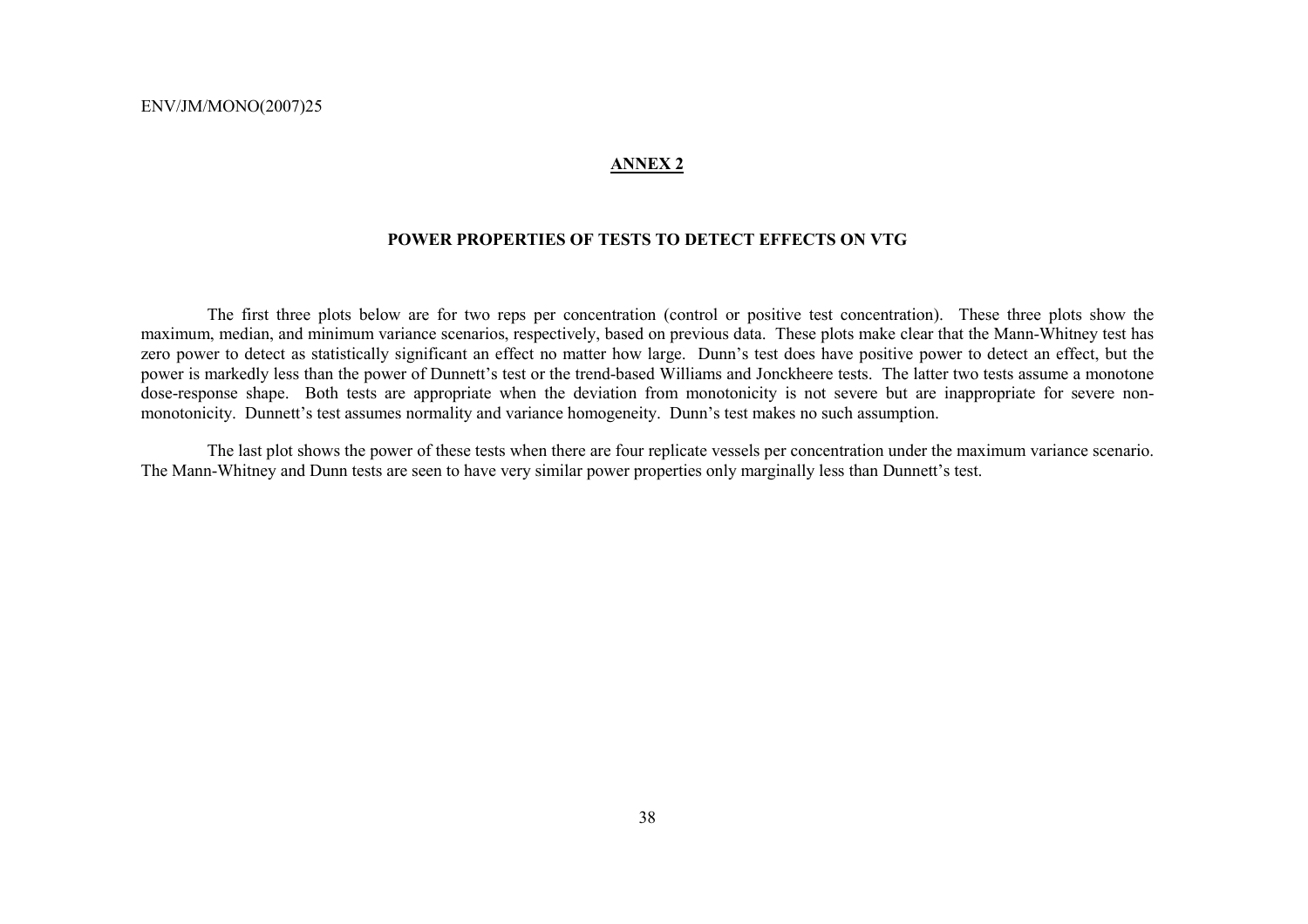## ANNEX 2

### POWER PROPERTIES OF TESTS TO DETECT EFFECTS ON VTG

The first three plots below are for two reps per concentration (control or positive test concentration). These three plots show the maximum, median, and minimum variance scenarios, respectively, based on previous data. These plots make clear that the Mann-Whitney test has zero power to detect as statistically significant an effect no matter how large. Dunn's test does have positive power to detect an effect, but the power is markedly less than the power of Dunnett's test or the trend-based Williams and Jonckheere tests. The latter two tests assume a monotone dose-response shape. Both tests are appropriate when the deviation from monotonicity is not severe but are inappropriate for severe non-monotonicity. Dunnett's test assumes normality and variance homogeneity. Dunn's test makes no such assumption.

The last plot shows the power of these tests when there are four replicate vessels per concentration under the maximum variance scenario. The Mann-Whitney and Dunn tests are seen to have very similar power properties only marginally less than Dunnett's test.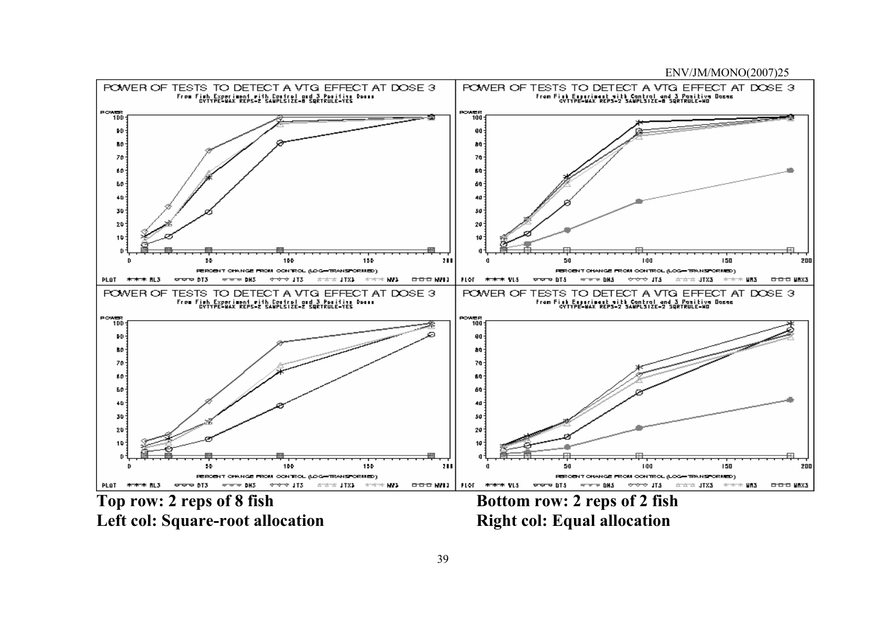POWER OF TESTS TO DETECT A VTG EFFECT AT DOSE 3
From Fish Experiment with Control and 3 Positive Doses
CVTYPE=MAX REPS=2 SAMPLSIZE=8 SQRTRULE=YES

POWER OF TESTS TO DETECT A VTG EFFECT AT DOSE 3
From Fish Experiment with Control and 3 Positive Doses
CVTYPE=MAX REPS=2 SAMPLSIZE=8 SQRTRULE=NO

POWER OF TESTS TO DETECT A VTG EFFECT AT DOSE 3
From Fish Experiment with Control and 3 Positive Doses
CVTYPE=MAX REPS=2 SAMPLSIZE=2 SQRTRULE=YES

POWER OF TESTS TO DETECT A VTG EFFECT AT DOSE 3
From Fish Experiment with Control and 3 Positive Doses
CVTYPE=MAX REPS=2 SAMPLSIZE=2 SQRTRULE=NO

**Top row: 2 reps of 8 fish**
**Left col: Square-root allocation**

**Bottom row: 2 reps of 2 fish**
**Right col: Equal allocation**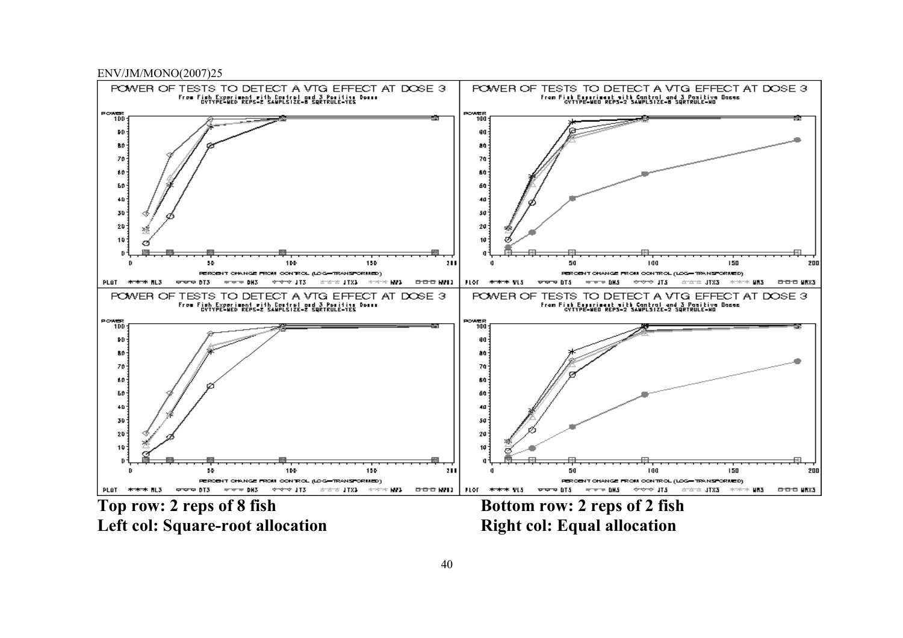POWER OF TESTS TO DETECT A VTG EFFECT AT DOSE 3
From Fish Experiment with Control and 3 Positive Doses
CVTYPE=MED REPS=2 SAMPLESIZE=8 SQRTRULE=YES

POWER OF TESTS TO DETECT A VTG EFFECT AT DOSE 3
From Fish Experiment with Control and 3 Positive Doses
CVTYPE=MED REPS=2 SAMPLESIZE=8 SQRTRULE=NO

POWER OF TESTS TO DETECT A VTG EFFECT AT DOSE 3
From Fish Experiment with Control and 3 Positive Doses
CVTYPE=MED REPS=2 SAMPLESIZE=2 SQRTRULE=YES

POWER OF TESTS TO DETECT A VTG EFFECT AT DOSE 3
From Fish Experiment with Control and 3 Positive Doses
CVTYPE=MED REPS=2 SAMPLESIZE=2 SQRTRULE=NO

**Top row: 2 reps of 8 fish** **Bottom row: 2 reps of 2 fish**

**Left col: Square-root allocation** **Right col: Equal allocation**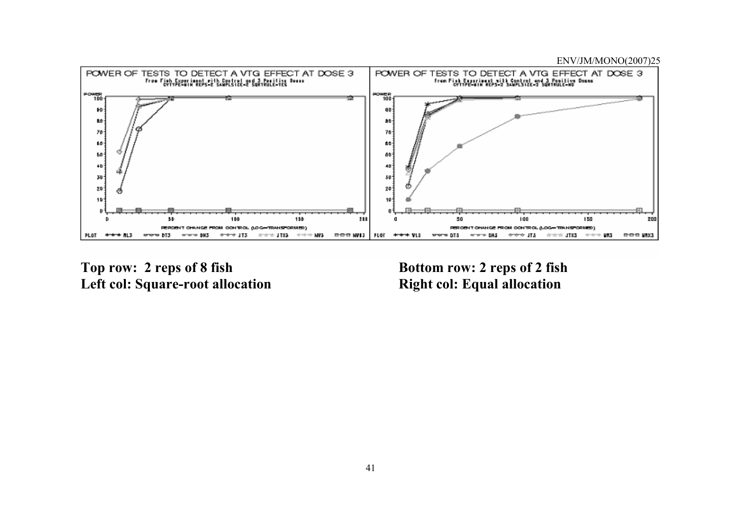**Top row: 2 reps of 8 fish**
**Left col: Square-root allocation**

**Bottom row: 2 reps of 2 fish**
**Right col: Equal allocation**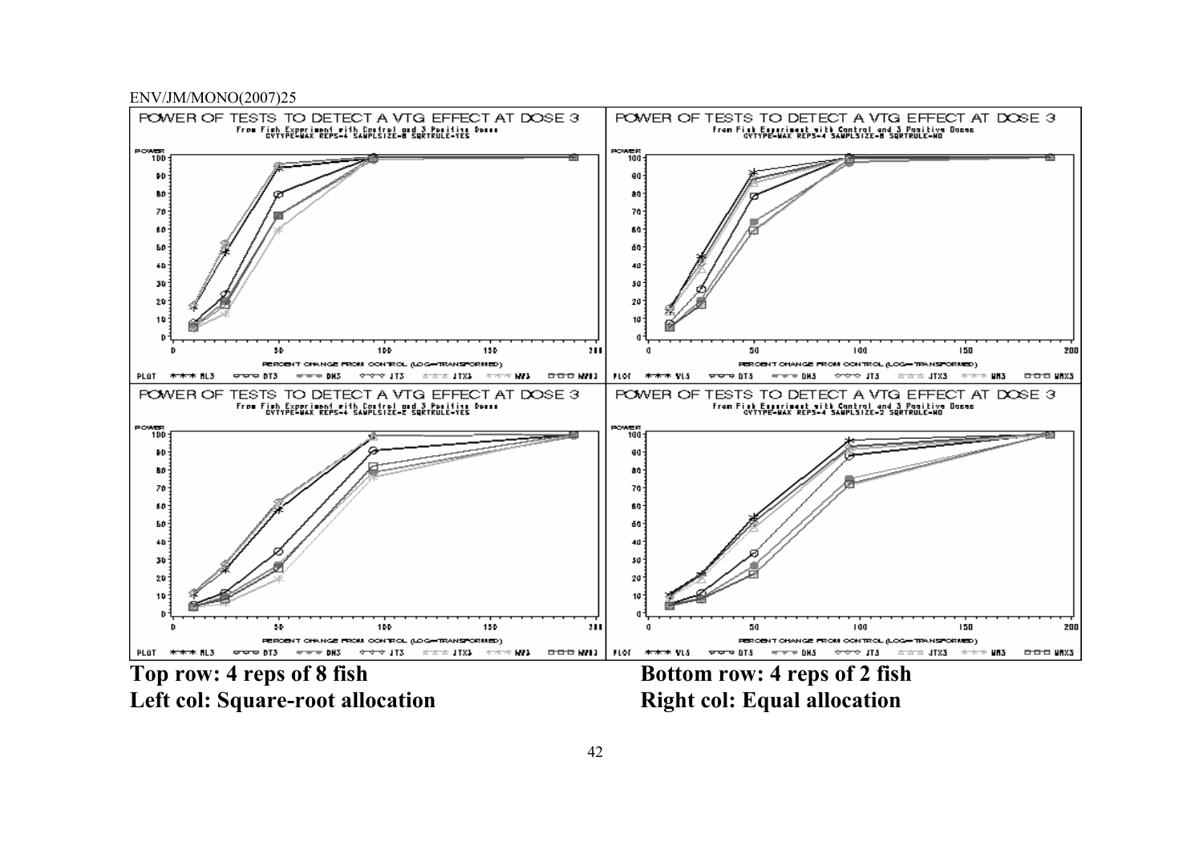POWER OF TESTS TO DETECT A VTG EFFECT AT DOSE 3
From Fish Experiment with Control and 3 Positive Doses
CVTYPE=MAX REPS=4 SAMPLSIZE=8 SQRTRULE=YES

POWER OF TESTS TO DETECT A VTG EFFECT AT DOSE 3
From Fish Experiment with Control and 3 Positive Doses
CVTYPE=MAX REPS=4 SAMPLSIZE=8 SQRTRULE=NO

POWER OF TESTS TO DETECT A VTG EFFECT AT DOSE 3
From Fish Experiment with Control and 3 Positive Doses
CVTYPE=MAX REPS=4 SAMPLSIZE=2 SQRTRULE=YES

POWER OF TESTS TO DETECT A VTG EFFECT AT DOSE 3
From Fish Experiment with Control and 3 Positive Doses
CVTYPE=MAX REPS=4 SAMPLSIZE=2 SQRTRULE=NO

**Top row: 4 reps of 8 fish**
**Left col: Square-root allocation**

**Bottom row: 4 reps of 2 fish**
**Right col: Equal allocation**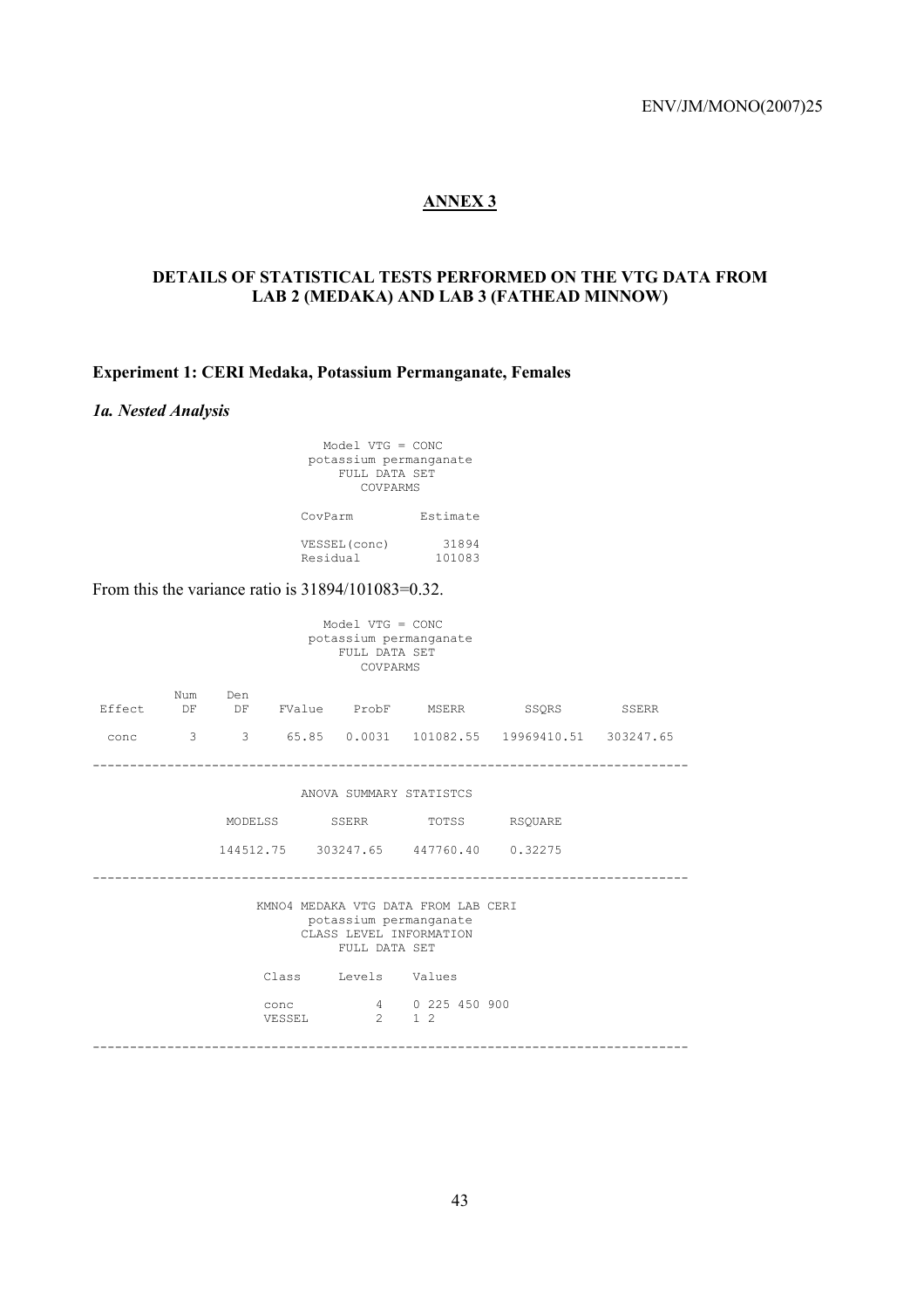## ANNEX 3

### DETAILS OF STATISTICAL TESTS PERFORMED ON THE VTG DATA FROM LAB 2 (MEDAKA) AND LAB 3 (FATHEAD MINNOW)

### Experiment 1: CERI Medaka, Potassium Permanganate, Females

#### *1a. Nested Analysis*

```
                    Model VTG = CONC
                 potassium permanganate
                     FULL DATA SET
                        COVPARMS

                CovParm          Estimate

                VESSEL(conc)        31894
                Residual           101083
```

From this the variance ratio is 31894/101083=0.32.

```
                    Model VTG = CONC
                 potassium permanganate
                     FULL DATA SET
                        COVPARMS

          Num    Den
Effect     DF     DF    FValue    ProbF      MSERR         SSQRS        SSERR

 conc       3      3     65.85   0.0031   101082.55   19969410.51   303247.65

-------------------------------------------------------------------------------

                 ANOVA SUMMARY STATISTCS

          MODELSS       SSERR        TOTSS      RSQUARE

          144512.75    303247.65    447760.40    0.32275

-------------------------------------------------------------------------------

            KMNO4 MEDAKA VTG DATA FROM LAB CERI
                 potassium permanganate
                CLASS LEVEL INFORMATION
                     FULL DATA SET

               Class     Levels    Values

               conc           4    0 225 450 900
               VESSEL         2    1 2

-------------------------------------------------------------------------------
```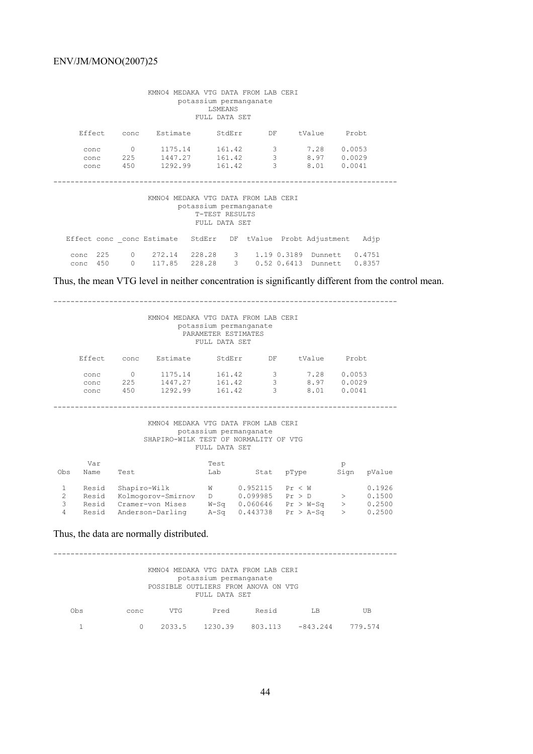```
                    KMNO4 MEDAKA VTG DATA FROM LAB CERI
                          potassium permanganate
                                 LSMEANS
                              FULL DATA SET

     Effect    conc    Estimate      StdErr      DF     tValue     Probt

      conc       0      1175.14      161.42       3       7.28    0.0053
      conc     225      1447.27      161.42       3       8.97    0.0029
      conc     450      1292.99      161.42       3       8.01    0.0041

--------------------------------------------------------------------------------

                    KMNO4 MEDAKA VTG DATA FROM LAB CERI
                          potassium permanganate
                              T-TEST RESULTS
                              FULL DATA SET

   Effect conc _conc Estimate   StdErr   DF  tValue  Probt Adjustment   Adjp

    conc  225     0    272.14   228.28    3    1.19 0.3189  Dunnett   0.4751
    conc  450     0    117.85   228.28    3    0.52 0.6413  Dunnett   0.8357
```

Thus, the mean VTG level in neither concentration is significantly different from the control mean.

```
--------------------------------------------------------------------------------

                    KMNO4 MEDAKA VTG DATA FROM LAB CERI
                          potassium permanganate
                           PARAMETER ESTIMATES
                              FULL DATA SET

     Effect    conc    Estimate      StdErr      DF     tValue     Probt

      conc       0      1175.14      161.42       3       7.28    0.0053
      conc     225      1447.27      161.42       3       8.97    0.0029
      conc     450      1292.99      161.42       3       8.01    0.0041

--------------------------------------------------------------------------------

                    KMNO4 MEDAKA VTG DATA FROM LAB CERI
                          potassium permanganate
                   SHAPIRO-WILK TEST OF NORMALITY OF VTG
                              FULL DATA SET

      Var                          Test                               p
Obs   Name   Test                  Lab        Stat    pType        Sign   pValue

 1    Resid  Shapiro-Wilk          W      0.952115   Pr < W               0.1926
 2    Resid  Kolmogorov-Smirnov    D      0.099985   Pr > D         >     0.1500
 3    Resid  Cramer-von Mises      W-Sq   0.060646   Pr > W-Sq      >     0.2500
 4    Resid  Anderson-Darling      A-Sq   0.443738   Pr > A-Sq      >     0.2500
```

Thus, the data are normally distributed.

```
--------------------------------------------------------------------------------

                    KMNO4 MEDAKA VTG DATA FROM LAB CERI
                          potassium permanganate
                   POSSIBLE OUTLIERS FROM ANOVA ON VTG
                              FULL DATA SET

   Obs          conc      VTG       Pred      Resid        LB         UB

    1             0     2033.5    1230.39    803.113   -843.244    779.574
```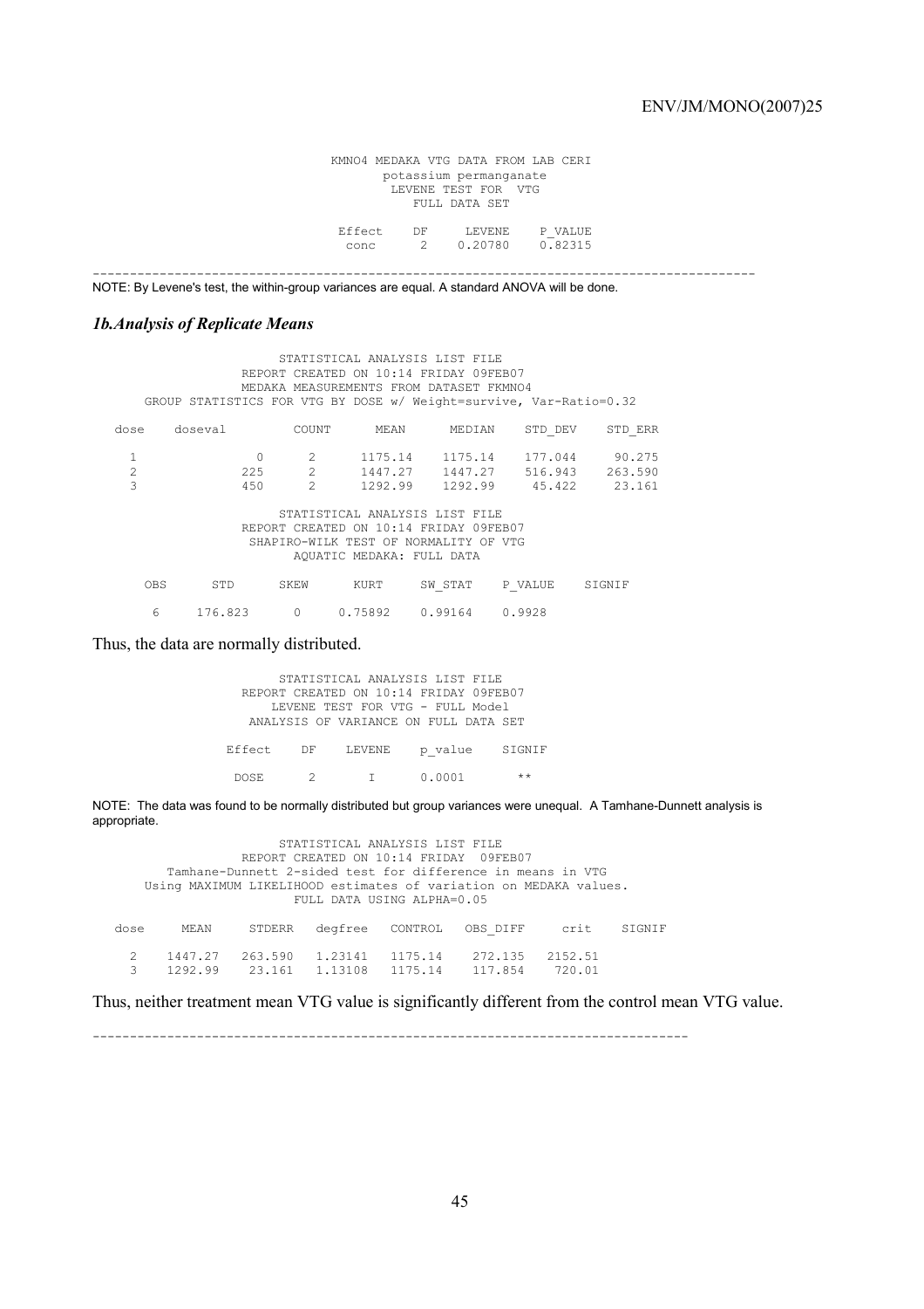```
KMNO4 MEDAKA VTG DATA FROM LAB CERI
      potassium permanganate
       LEVENE TEST FOR  VTG
          FULL DATA SET

 Effect    DF     LEVENE    P_VALUE
  conc      2    0.20780    0.82315
```

---

NOTE: By Levene's test, the within-group variances are equal. A standard ANOVA will be done.

### *1b.Analysis of Replicate Means*

```
                STATISTICAL ANALYSIS LIST FILE
           REPORT CREATED ON 10:14 FRIDAY 09FEB07
           MEDAKA MEASUREMENTS FROM DATASET FKMNO4
   GROUP STATISTICS FOR VTG BY DOSE w/ Weight=survive, Var-Ratio=0.32

dose    doseval        COUNT      MEAN      MEDIAN    STD_DEV    STD_ERR

  1             0        2      1175.14    1175.14    177.044     90.275
  2           225        2      1447.27    1447.27    516.943    263.590
  3           450        2      1292.99    1292.99     45.422     23.161

                STATISTICAL ANALYSIS LIST FILE
           REPORT CREATED ON 10:14 FRIDAY 09FEB07
            SHAPIRO-WILK TEST OF NORMALITY OF VTG
                 AQUATIC MEDAKA: FULL DATA

   OBS      STD      SKEW      KURT      SW_STAT    P_VALUE    SIGNIF

     6    176.823     0      0.75892    0.99164    0.9928
```

Thus, the data are normally distributed.

```
                STATISTICAL ANALYSIS LIST FILE
           REPORT CREATED ON 10:14 FRIDAY 09FEB07
              LEVENE TEST FOR VTG - FULL Model
            ANALYSIS OF VARIANCE ON FULL DATA SET

          Effect    DF    LEVENE    p_value    SIGNIF

           DOSE      2      I       0.0001       **
```

NOTE: The data was found to be normally distributed but group variances were unequal. A Tamhane-Dunnett analysis is appropriate.

```
                STATISTICAL ANALYSIS LIST FILE
           REPORT CREATED ON 10:14 FRIDAY  09FEB07
     Tamhane-Dunnett 2-sided test for difference in means in VTG
  Using MAXIMUM LIKELIHOOD estimates of variation on MEDAKA values.
                 FULL DATA USING ALPHA=0.05

dose     MEAN     STDERR   degfree   CONTROL   OBS_DIFF     crit    SIGNIF

  2    1447.27   263.590   1.23141   1175.14    272.135   2152.51
  3    1292.99    23.161   1.13108   1175.14    117.854    720.01
```

Thus, neither treatment mean VTG value is significantly different from the control mean VTG value.

---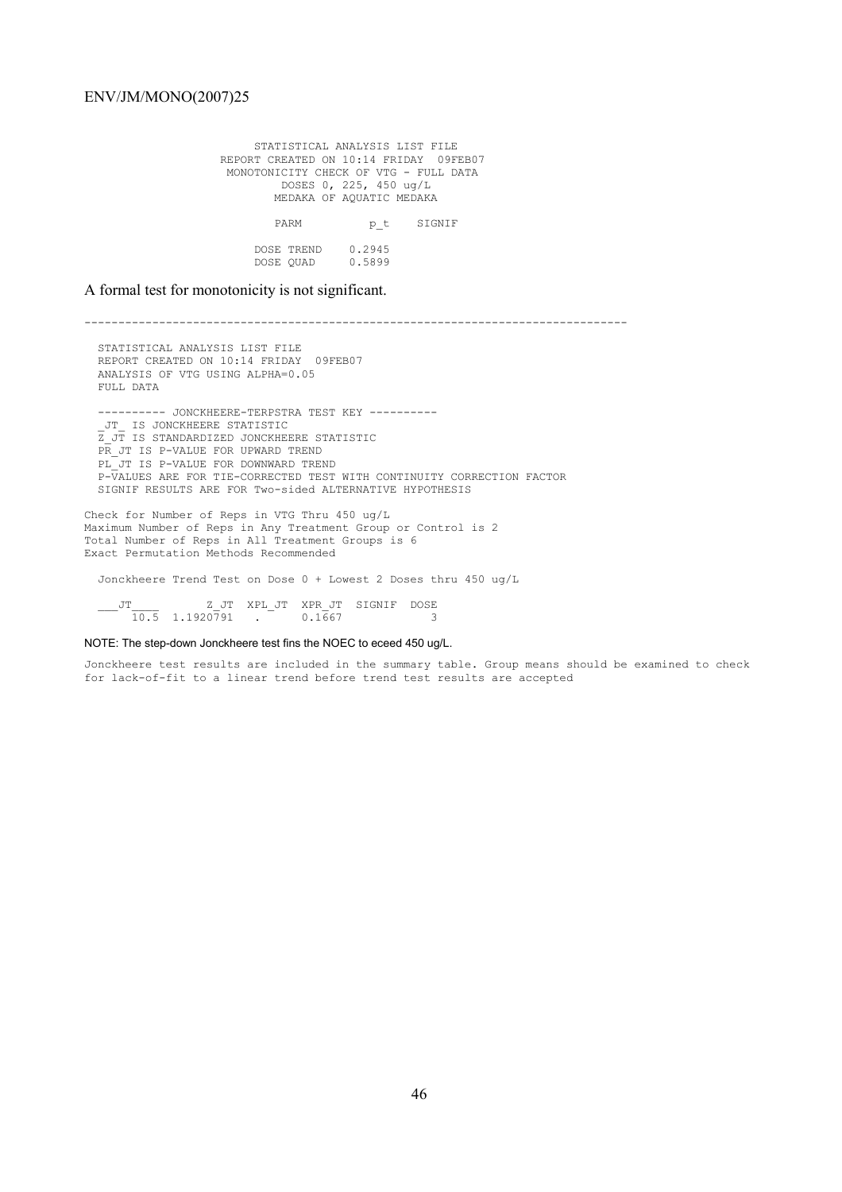```
                    STATISTICAL ANALYSIS LIST FILE
                REPORT CREATED ON 10:14 FRIDAY  09FEB07
                 MONOTONICITY CHECK OF VTG - FULL DATA
                         DOSES 0, 225, 450 ug/L
                        MEDAKA OF AQUATIC MEDAKA

                       PARM          p_t    SIGNIF

                    DOSE TREND    0.2945
                    DOSE QUAD     0.5899
```

A formal test for monotonicity is not significant.

```
------------------------------------------------------------------------------

  STATISTICAL ANALYSIS LIST FILE
  REPORT CREATED ON 10:14 FRIDAY  09FEB07
  ANALYSIS OF VTG USING ALPHA=0.05
  FULL DATA

  ---------- JONCKHEERE-TERPSTRA TEST KEY ----------
  _JT_ IS JONCKHEERE STATISTIC
  Z_JT IS STANDARDIZED JONCKHEERE STATISTIC
  PR_JT IS P-VALUE FOR UPWARD TREND
  PL_JT IS P-VALUE FOR DOWNWARD TREND
  P-VALUES ARE FOR TIE-CORRECTED TEST WITH CONTINUITY CORRECTION FACTOR
  SIGNIF RESULTS ARE FOR Two-sided ALTERNATIVE HYPOTHESIS

Check for Number of Reps in VTG Thru 450 ug/L
Maximum Number of Reps in Any Treatment Group or Control is 2
Total Number of Reps in All Treatment Groups is 6
Exact Permutation Methods Recommended

  Jonckheere Trend Test on Dose 0 + Lowest 2 Doses thru 450 ug/L

  ___JT____       Z_JT  XPL_JT  XPR_JT  SIGNIF  DOSE
      10.5  1.1920791    .      0.1667            3
```

NOTE: The step-down Jonckheere test fins the NOEC to eceed 450 ug/L.

Jonckheere test results are included in the summary table. Group means should be examined to check for lack-of-fit to a linear trend before trend test results are accepted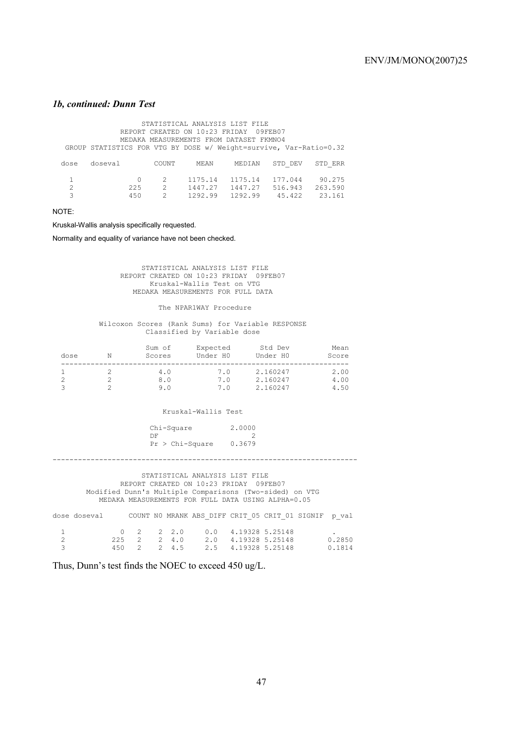### *1b, continued: Dunn Test*

```
                    STATISTICAL ANALYSIS LIST FILE
               REPORT CREATED ON 10:23 FRIDAY  09FEB07
               MEDAKA MEASUREMENTS FROM DATASET FKMNO4
   GROUP STATISTICS FOR VTG BY DOSE w/ Weight=survive, Var-Ratio=0.32

  dose   doseval        COUNT     MEAN      MEDIAN    STD_DEV   STD_ERR

    1           0         2     1175.14    1175.14   177.044    90.275
    2         225         2     1447.27    1447.27   516.943   263.590
    3         450         2     1292.99    1292.99    45.422    23.161
```

NOTE:

Kruskal-Wallis analysis specifically requested.

Normality and equality of variance have not been checked.

```
                    STATISTICAL ANALYSIS LIST FILE
               REPORT CREATED ON 10:23 FRIDAY  09FEB07
                     Kruskal-Wallis Test on VTG
                  MEDAKA MEASUREMENTS FOR FULL DATA

                         The NPAR1WAY Procedure

          Wilcoxon Scores (Rank Sums) for Variable RESPONSE
                     Classified by Variable dose

                        Sum of      Expected        Std Dev         Mean
  dose        N         Scores      Under H0        Under H0        Score
  --------------------------------------------------------------------
  1           2            4.0           7.0        2.160247         2.00
  2           2            8.0           7.0        2.160247         4.00
  3           2            9.0           7.0        2.160247         4.50


                          Kruskal-Wallis Test

                       Chi-Square          2.0000
                       DF                       2
                       Pr > Chi-Square     0.3679

----------------------------------------------------------------------

                    STATISTICAL ANALYSIS LIST FILE
               REPORT CREATED ON 10:23 FRIDAY  09FEB07
        Modified Dunn's Multiple Comparisons (Two-sided) on VTG
          MEDAKA MEASUREMENTS FOR FULL DATA USING ALPHA=0.05

dose doseval      COUNT N0 MRANK ABS_DIFF CRIT_05 CRIT_01 SIGNIF  p_val

 1            0    2    2  2.0     0.0    4.19328 5.25148           .
 2          225    2    2  4.0     2.0    4.19328 5.25148         0.2850
 3          450    2    2  4.5     2.5    4.19328 5.25148         0.1814
```

Thus, Dunn's test finds the NOEC to exceed 450 ug/L.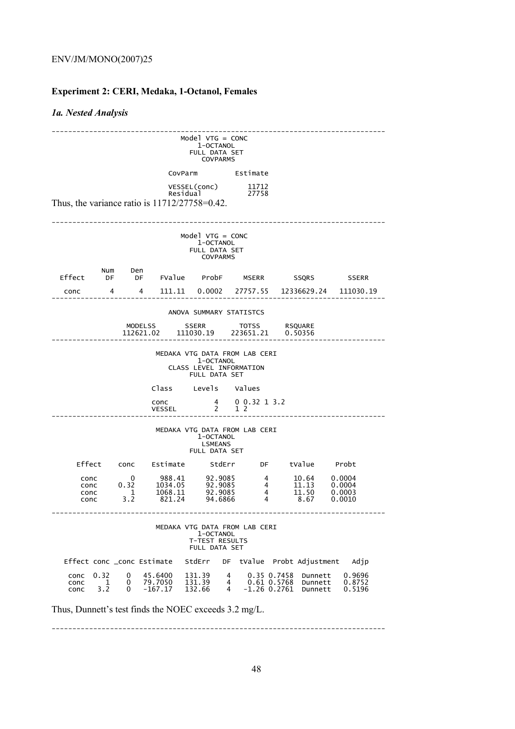## Experiment 2: CERI, Medaka, 1-Octanol, Females

### *1a. Nested Analysis*

```
------------------------------------------------------------------------------
                              Model VTG = CONC
                                 1-OCTANOL
                               FULL DATA SET
                                 COVPARMS

                           CovParm          Estimate

                           VESSEL(conc)        11712
                           Residual            27758
```

Thus, the variance ratio is 11712/27758=0.42.

```
------------------------------------------------------------------------------
                              Model VTG = CONC
                                 1-OCTANOL
                               FULL DATA SET
                                 COVPARMS

          Num    Den
 Effect    DF     DF    FValue    ProbF     MSERR      SSQRS         SSERR

  conc      4      4    111.11   0.0002   27757.55   12336629.24   111030.19
------------------------------------------------------------------------------
                          ANOVA SUMMARY STATISTCS

                  MODELSS      SSERR       TOTSS      RSQUARE
                 112621.02   111030.19   223651.21    0.50356
------------------------------------------------------------------------------
                       MEDAKA VTG DATA FROM LAB CERI
                                 1-OCTANOL
                          CLASS LEVEL INFORMATION
                               FULL DATA SET

                         Class     Levels    Values

                         conc           4    0 0.32 1 3.2
                         VESSEL         2    1 2
------------------------------------------------------------------------------
                       MEDAKA VTG DATA FROM LAB CERI
                                 1-OCTANOL
                                  LSMEANS
                               FULL DATA SET

      Effect    conc    Estimate      StdErr       DF     tValue     Probt

       conc       0      988.41      92.9085        4      10.64     0.0004
       conc     0.32    1034.05      92.9085        4      11.13     0.0004
       conc       1     1068.11      92.9085        4      11.50     0.0003
       conc     3.2      821.24      94.6866        4       8.67     0.0010

------------------------------------------------------------------------------
                       MEDAKA VTG DATA FROM LAB CERI
                                 1-OCTANOL
                               T-TEST RESULTS
                               FULL DATA SET

   Effect conc _conc Estimate   StdErr   DF  tValue  Probt Adjustment   Adjp

    conc  0.32    0   45.6400   131.39    4    0.35 0.7458  Dunnett    0.9696
    conc     1    0   79.7050   131.39    4    0.61 0.5768  Dunnett    0.8752
    conc   3.2    0   -167.17   132.66    4   -1.26 0.2761  Dunnett    0.5196
```

Thus, Dunnett's test finds the NOEC exceeds 3.2 mg/L.

```
------------------------------------------------------------------------------
```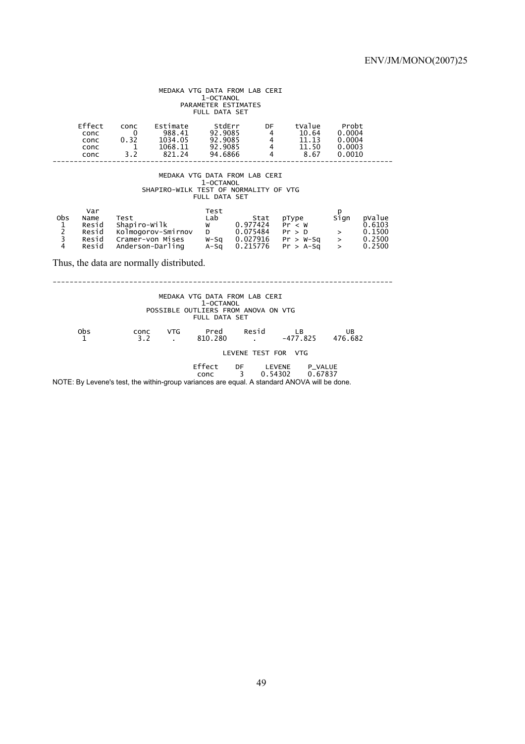MEDAKA VTG DATA FROM LAB CERI
1-OCTANOL
PARAMETER ESTIMATES
FULL DATA SET

| Effect | conc | Estimate | StdErr | DF | tValue | Probt |
|---|---|---|---|---|---|---|
| conc | 0 | 988.41 | 92.9085 | 4 | 10.64 | 0.0004 |
| conc | 0.32 | 1034.05 | 92.9085 | 4 | 11.13 | 0.0004 |
| conc | 1 | 1068.11 | 92.9085 | 4 | 11.50 | 0.0003 |
| conc | 3.2 | 821.24 | 94.6866 | 4 | 8.67 | 0.0010 |

---

MEDAKA VTG DATA FROM LAB CERI
1-OCTANOL
SHAPIRO-WILK TEST OF NORMALITY OF VTG
FULL DATA SET

| Obs | Var Name | Test | Test Lab | Stat | pType | p Sign | pValue |
|---|---|---|---|---|---|---|---|
| 1 | Resid | Shapiro-Wilk | W | 0.977424 | Pr < W | | 0.6103 |
| 2 | Resid | Kolmogorov-Smirnov | D | 0.075484 | Pr > D | > | 0.1500 |
| 3 | Resid | Cramer-von Mises | W-Sq | 0.027916 | Pr > W-Sq | > | 0.2500 |
| 4 | Resid | Anderson-Darling | A-Sq | 0.215776 | Pr > A-Sq | > | 0.2500 |

Thus, the data are normally distributed.

---

MEDAKA VTG DATA FROM LAB CERI
1-OCTANOL
POSSIBLE OUTLIERS FROM ANOVA ON VTG
FULL DATA SET

| Obs | conc | VTG | Pred | Resid | LB | UB |
|---|---|---|---|---|---|---|
| 1 | 3.2 | . | 810.280 | . | -477.825 | 476.682 |

LEVENE TEST FOR VTG

| Effect | DF | LEVENE | P_VALUE |
|---|---|---|---|
| conc | 3 | 0.54302 | 0.67837 |

NOTE: By Levene's test, the within-group variances are equal. A standard ANOVA will be done.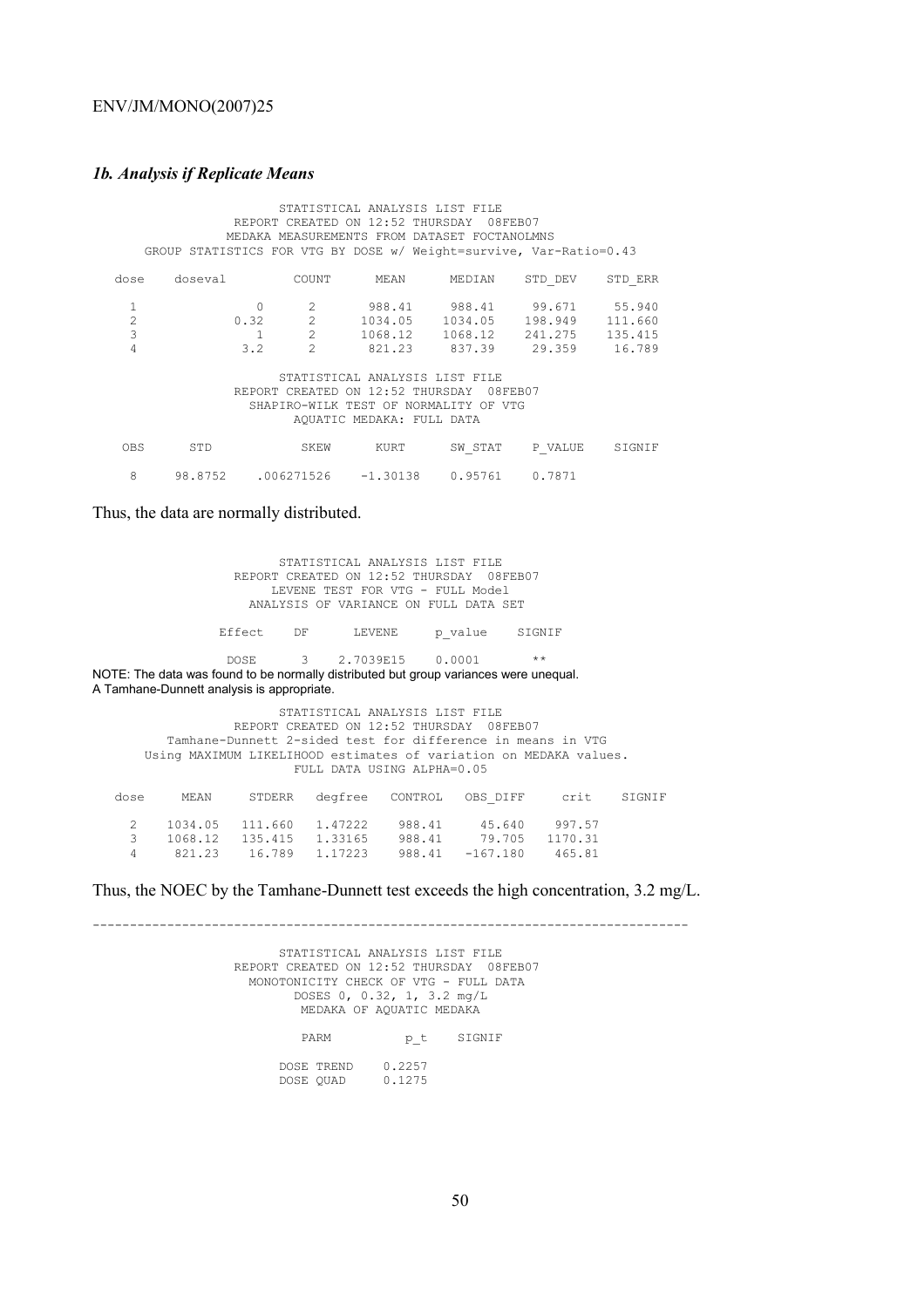### *1b. Analysis if Replicate Means*

```
                     STATISTICAL ANALYSIS LIST FILE
              REPORT CREATED ON 12:52 THURSDAY  08FEB07
            MEDAKA MEASUREMENTS FROM DATASET FOCTANOLMNS
    GROUP STATISTICS FOR VTG BY DOSE w/ Weight=survive, Var-Ratio=0.43

  dose    doseval        COUNT      MEAN      MEDIAN    STD_DEV    STD_ERR

   1             0         2       988.41     988.41     99.671     55.940
   2          0.32         2      1034.05    1034.05    198.949    111.660
   3             1         2      1068.12    1068.12    241.275    135.415
   4           3.2         2       821.23     837.39     29.359     16.789

                     STATISTICAL ANALYSIS LIST FILE
              REPORT CREATED ON 12:52 THURSDAY  08FEB07
                SHAPIRO-WILK TEST OF NORMALITY OF VTG
                      AQUATIC MEDAKA: FULL DATA

  OBS      STD          SKEW       KURT      SW_STAT    P_VALUE    SIGNIF

   8     98.8752    .006271526   -1.30138    0.95761    0.7871
```

Thus, the data are normally distributed.

```
                     STATISTICAL ANALYSIS LIST FILE
              REPORT CREATED ON 12:52 THURSDAY  08FEB07
                   LEVENE TEST FOR VTG - FULL Model
                 ANALYSIS OF VARIANCE ON FULL DATA SET

             Effect    DF      LEVENE     p_value    SIGNIF

              DOSE      3    2.7039E15    0.0001       **
```

NOTE: The data was found to be normally distributed but group variances were unequal.
A Tamhane-Dunnett analysis is appropriate.

```
                     STATISTICAL ANALYSIS LIST FILE
              REPORT CREATED ON 12:52 THURSDAY  08FEB07
        Tamhane-Dunnett 2-sided test for difference in means in VTG
     Using MAXIMUM LIKELIHOOD estimates of variation on MEDAKA values.
                      FULL DATA USING ALPHA=0.05

  dose     MEAN     STDERR   degfree   CONTROL   OBS_DIFF     crit    SIGNIF

    2    1034.05   111.660   1.47222    988.41     45.640    997.57
    3    1068.12   135.415   1.33165    988.41     79.705   1170.31
    4     821.23    16.789   1.17223    988.41   -167.180    465.81
```

Thus, the NOEC by the Tamhane-Dunnett test exceeds the high concentration, 3.2 mg/L.

---

```
                     STATISTICAL ANALYSIS LIST FILE
              REPORT CREATED ON 12:52 THURSDAY  08FEB07
                MONOTONICITY CHECK OF VTG - FULL DATA
                      DOSES 0, 0.32, 1, 3.2 mg/L
                       MEDAKA OF AQUATIC MEDAKA

                        PARM          p_t    SIGNIF

                     DOSE TREND     0.2257
                     DOSE QUAD      0.1275
```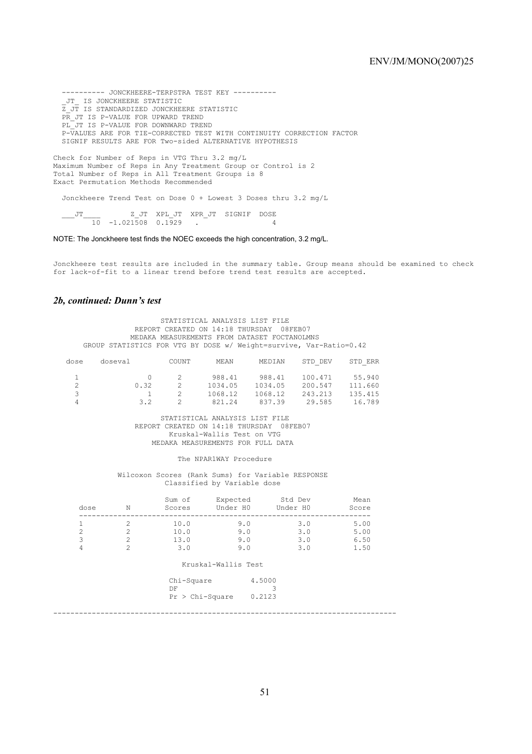```
---------- JONCKHEERE-TERPSTRA TEST KEY ----------
_JT_ IS JONCKHEERE STATISTIC
Z_JT IS STANDARDIZED JONCKHEERE STATISTIC
PR_JT IS P-VALUE FOR UPWARD TREND
PL_JT IS P-VALUE FOR DOWNWARD TREND
P-VALUES ARE FOR TIE-CORRECTED TEST WITH CONTINUITY CORRECTION FACTOR
SIGNIF RESULTS ARE FOR Two-sided ALTERNATIVE HYPOTHESIS

Check for Number of Reps in VTG Thru 3.2 mg/L
Maximum Number of Reps in Any Treatment Group or Control is 2
Total Number of Reps in All Treatment Groups is 8
Exact Permutation Methods Recommended

Jonckheere Trend Test on Dose 0 + Lowest 3 Doses thru 3.2 mg/L

___JT____        Z_JT  XPL_JT  XPR_JT  SIGNIF  DOSE
       10  -1.021508  0.1929   .                 4
```

NOTE: The Jonckheere test finds the NOEC exceeds the high concentration, 3.2 mg/L.

```
Jonckheere test results are included in the summary table. Group means should be examined to check
for lack-of-fit to a linear trend before trend test results are accepted.
```

### *2b, continued: Dunn's test*

```
                    STATISTICAL ANALYSIS LIST FILE
             REPORT CREATED ON 14:18 THURSDAY  08FEB07
            MEDAKA MEASUREMENTS FROM DATASET FOCTANOLMNS
   GROUP STATISTICS FOR VTG BY DOSE w/ Weight=survive, Var-Ratio=0.42

 dose    doseval        COUNT      MEAN      MEDIAN     STD_DEV    STD_ERR

   1            0         2       988.41     988.41     100.471     55.940
   2         0.32         2      1034.05    1034.05     200.547    111.660
   3            1         2      1068.12    1068.12     243.213    135.415
   4          3.2         2       821.24     837.39      29.585     16.789

                    STATISTICAL ANALYSIS LIST FILE
             REPORT CREATED ON 14:18 THURSDAY  08FEB07
                    Kruskal-Wallis Test on VTG
                 MEDAKA MEASUREMENTS FOR FULL DATA

                       The NPAR1WAY Procedure

          Wilcoxon Scores (Rank Sums) for Variable RESPONSE
                    Classified by Variable dose

                      Sum of      Expected       Std Dev          Mean
   dose       N       Scores      Under H0       Under H0         Score
   -----------------------------------------------------------------------
   1          2        10.0          9.0            3.0            5.00
   2          2        10.0          9.0            3.0            5.00
   3          2        13.0          9.0            3.0            6.50
   4          2         3.0          9.0            3.0            1.50

                        Kruskal-Wallis Test

                    Chi-Square          4.5000
                    DF                       3
                    Pr > Chi-Square     0.2123

-------------------------------------------------------------------------------
```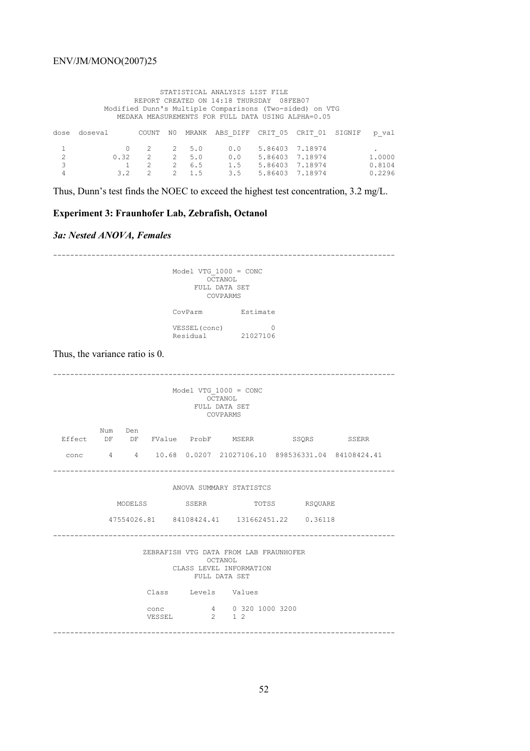```
                    STATISTICAL ANALYSIS LIST FILE
                 REPORT CREATED ON 14:18 THURSDAY  08FEB07
          Modified Dunn's Multiple Comparisons (Two-sided) on VTG
             MEDAKA MEASUREMENTS FOR FULL DATA USING ALPHA=0.05

dose  doseval       COUNT  N0  MRANK  ABS_DIFF  CRIT_05  CRIT_01  SIGNIF   p_val

  1          0        2     2   5.0      0.0    5.86403  7.18974              .
  2       0.32        2     2   5.0      0.0    5.86403  7.18974          1.0000
  3          1        2     2   6.5      1.5    5.86403  7.18974          0.8104
  4        3.2        2     2   1.5      3.5    5.86403  7.18974          0.2296
```

Thus, Dunn's test finds the NOEC to exceed the highest test concentration, 3.2 mg/L.

### Experiment 3: Fraunhofer Lab, Zebrafish, Octanol

#### *3a: Nested ANOVA, Females*

```
------------------------------------------------------------------------------
                         Model VTG_1000 = CONC
                               OCTANOL
                            FULL DATA SET
                              COVPARMS

                         CovParm          Estimate

                         VESSEL(conc)            0
                         Residual         21027106
```

Thus, the variance ratio is 0.

```
------------------------------------------------------------------------------
                         Model VTG_1000 = CONC
                               OCTANOL
                            FULL DATA SET
                              COVPARMS

          Num   Den
 Effect    DF    DF   FValue   ProbF     MSERR          SSQRS         SSERR

   conc     4     4    10.68  0.0207  21027106.10  898536331.04  84108424.41

------------------------------------------------------------------------------
                         ANOVA SUMMARY STATISTCS

            MODELSS         SSERR           TOTSS        RSQUARE

          47554026.81    84108424.41    131662451.22    0.36118

------------------------------------------------------------------------------
                  ZEBRAFISH VTG DATA FROM LAB FRAUNHOFER
                               OCTANOL
                        CLASS LEVEL INFORMATION
                            FULL DATA SET

                  Class     Levels    Values

                  conc           4    0 320 1000 3200
                  VESSEL         2    1 2
------------------------------------------------------------------------------
```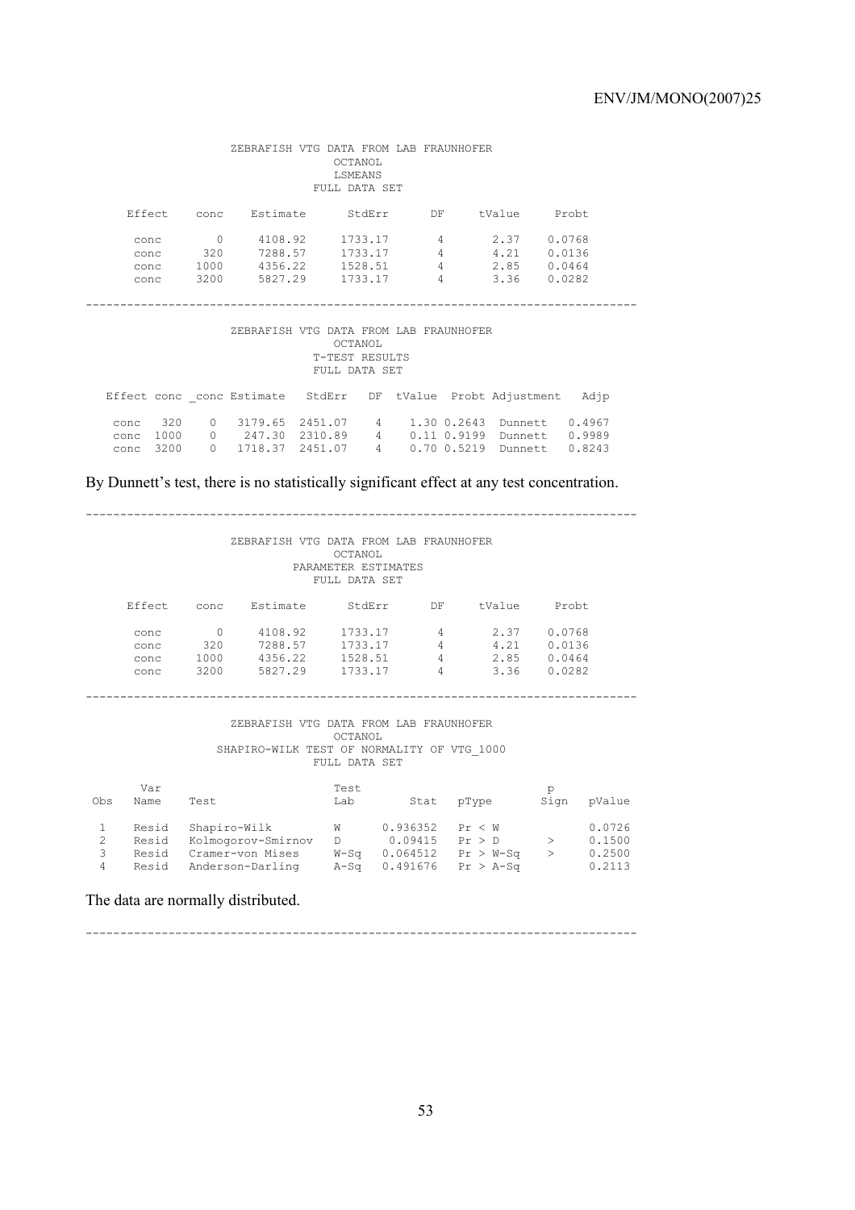ZEBRAFISH VTG DATA FROM LAB FRAUNHOFER
OCTANOL
LSMEANS
FULL DATA SET

| Effect | conc | Estimate | StdErr | DF | tValue | Probt |
|---|---|---|---|---|---|---|
| conc | 0 | 4108.92 | 1733.17 | 4 | 2.37 | 0.0768 |
| conc | 320 | 7288.57 | 1733.17 | 4 | 4.21 | 0.0136 |
| conc | 1000 | 4356.22 | 1528.51 | 4 | 2.85 | 0.0464 |
| conc | 3200 | 5827.29 | 1733.17 | 4 | 3.36 | 0.0282 |

---

ZEBRAFISH VTG DATA FROM LAB FRAUNHOFER
OCTANOL
T-TEST RESULTS
FULL DATA SET

| Effect | conc | _conc | Estimate | StdErr | DF | tValue | Probt | Adjustment | Adjp |
|---|---|---|---|---|---|---|---|---|---|
| conc | 320 | 0 | 3179.65 | 2451.07 | 4 | 1.30 | 0.2643 | Dunnett | 0.4967 |
| conc | 1000 | 0 | 247.30 | 2310.89 | 4 | 0.11 | 0.9199 | Dunnett | 0.9989 |
| conc | 3200 | 0 | 1718.37 | 2451.07 | 4 | 0.70 | 0.5219 | Dunnett | 0.8243 |

By Dunnett's test, there is no statistically significant effect at any test concentration.

---

ZEBRAFISH VTG DATA FROM LAB FRAUNHOFER
OCTANOL
PARAMETER ESTIMATES
FULL DATA SET

| Effect | conc | Estimate | StdErr | DF | tValue | Probt |
|---|---|---|---|---|---|---|
| conc | 0 | 4108.92 | 1733.17 | 4 | 2.37 | 0.0768 |
| conc | 320 | 7288.57 | 1733.17 | 4 | 4.21 | 0.0136 |
| conc | 1000 | 4356.22 | 1528.51 | 4 | 2.85 | 0.0464 |
| conc | 3200 | 5827.29 | 1733.17 | 4 | 3.36 | 0.0282 |

---

ZEBRAFISH VTG DATA FROM LAB FRAUNHOFER
OCTANOL
SHAPIRO-WILK TEST OF NORMALITY OF VTG_1000
FULL DATA SET

| Obs | Var Name | Test | Test Lab | Stat | pType | p Sign | pValue |
|---|---|---|---|---|---|---|---|
| 1 | Resid | Shapiro-Wilk | W | 0.936352 | Pr < W | | 0.0726 |
| 2 | Resid | Kolmogorov-Smirnov | D | 0.09415 | Pr > D | > | 0.1500 |
| 3 | Resid | Cramer-von Mises | W-Sq | 0.064512 | Pr > W-Sq | > | 0.2500 |
| 4 | Resid | Anderson-Darling | A-Sq | 0.491676 | Pr > A-Sq | | 0.2113 |

The data are normally distributed.

---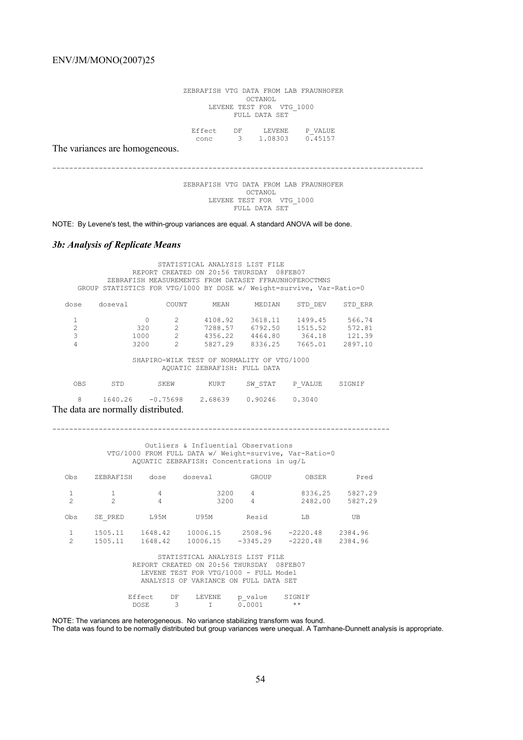```
ZEBRAFISH VTG DATA FROM LAB FRAUNHOFER
OCTANOL
LEVENE TEST FOR  VTG_1000
FULL DATA SET

Effect    DF      LEVENE     P_VALUE
conc       3    1.08303     0.45157
```

The variances are homogeneous.

---

```
ZEBRAFISH VTG DATA FROM LAB FRAUNHOFER
OCTANOL
LEVENE TEST FOR  VTG_1000
FULL DATA SET
```

NOTE: By Levene's test, the within-group variances are equal. A standard ANOVA will be done.

### *3b: Analysis of Replicate Means*

```
STATISTICAL ANALYSIS LIST FILE
REPORT CREATED ON 20:56 THURSDAY  08FEB07
ZEBRAFISH MEASUREMENTS FROM DATASET FFRAUNHOFEROCTMNS
GROUP STATISTICS FOR VTG/1000 BY DOSE w/ Weight=survive, Var-Ratio=0

dose    doseval       COUNT      MEAN      MEDIAN     STD_DEV    STD_ERR

  1          0          2      4108.92    3618.11    1499.45     566.74
  2        320          2      7288.57    6792.50    1515.52     572.81
  3       1000          2      4356.22    4464.80     364.18     121.39
  4       3200          2      5827.29    8336.25    7665.01    2897.10

SHAPIRO-WILK TEST OF NORMALITY OF VTG/1000
AQUATIC ZEBRAFISH: FULL DATA

 OBS      STD        SKEW        KURT      SW_STAT    P_VALUE    SIGNIF

  8     1640.26    -0.75698    2.68639    0.90246    0.3040
```

The data are normally distributed.

---

```
Outliers & Influential Observations
VTG/1000 FROM FULL DATA w/ Weight=survive, Var-Ratio=0
AQUATIC ZEBRAFISH: Concentrations in ug/L

Obs   ZEBRAFISH   dose   doseval       GROUP        OBSER       Pred

 1        1         4        3200     4          8336.25    5827.29
 2        2         4        3200     4          2482.00    5827.29

Obs   SE_PRED     L95M      U95M        Resid        LB          UB

 1    1505.11   1648.42   10006.15    2508.96    -2220.48    2384.96
 2    1505.11   1648.42   10006.15   -3345.29    -2220.48    2384.96

STATISTICAL ANALYSIS LIST FILE
REPORT CREATED ON 20:56 THURSDAY  08FEB07
LEVENE TEST FOR VTG/1000 - FULL Model
ANALYSIS OF VARIANCE ON FULL DATA SET

Effect    DF    LEVENE    p_value    SIGNIF
DOSE       3       I      0.0001       **
```

NOTE: The variances are heterogeneous. No variance stabilizing transform was found.
The data was found to be normally distributed but group variances were unequal. A Tamhane-Dunnett analysis is appropriate.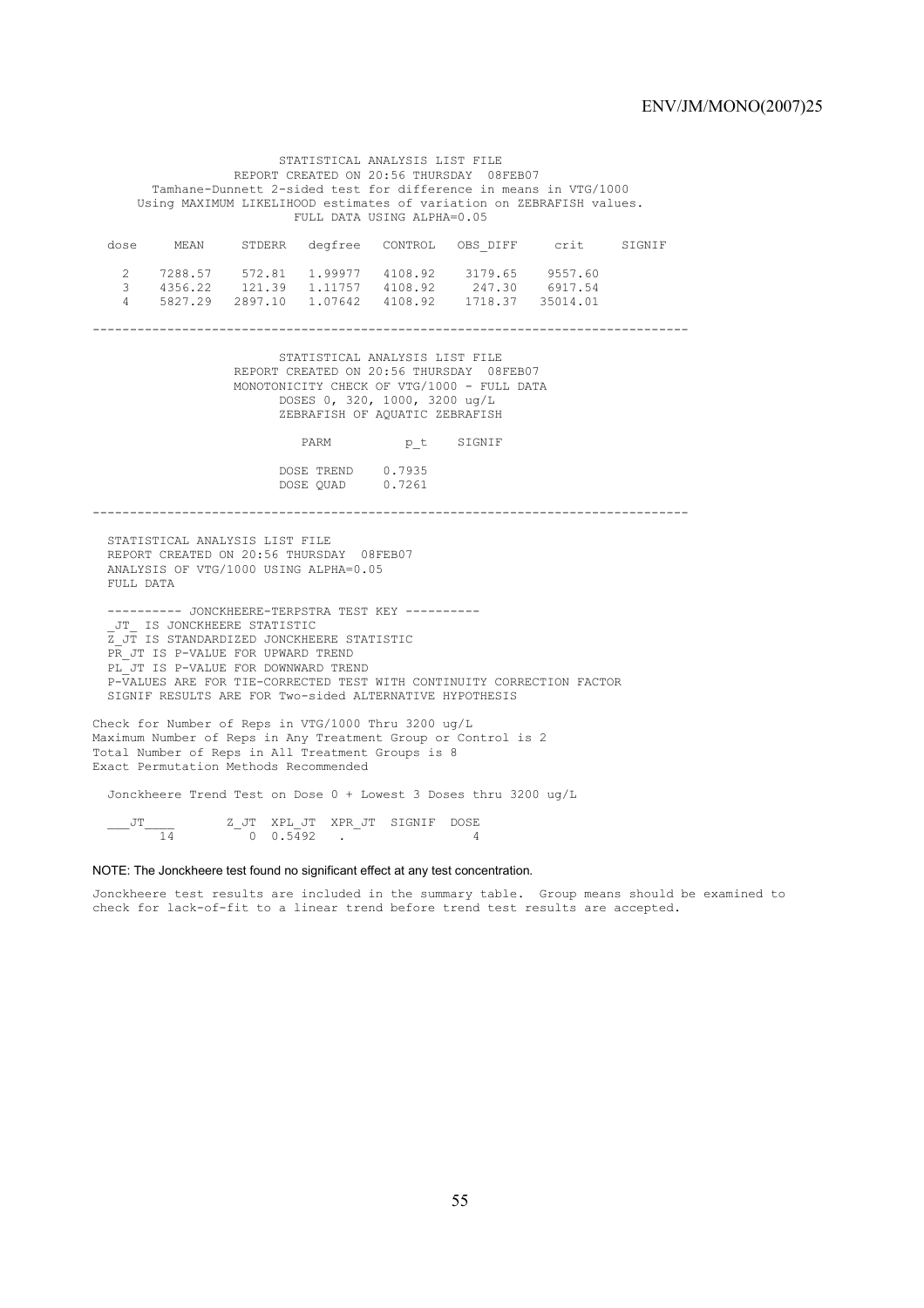```
                    STATISTICAL ANALYSIS LIST FILE
              REPORT CREATED ON 20:56 THURSDAY  08FEB07
       Tamhane-Dunnett 2-sided test for difference in means in VTG/1000
      Using MAXIMUM LIKELIHOOD estimates of variation on ZEBRAFISH values.
                     FULL DATA USING ALPHA=0.05

  dose     MEAN     STDERR   degfree   CONTROL   OBS_DIFF     crit     SIGNIF

   2     7288.57    572.81   1.99977   4108.92    3179.65    9557.60
   3     4356.22    121.39   1.11757   4108.92     247.30    6917.54
   4     5827.29   2897.10   1.07642   4108.92    1718.37   35014.01

----------------------------------------------------------------------------

                    STATISTICAL ANALYSIS LIST FILE
              REPORT CREATED ON 20:56 THURSDAY  08FEB07
             MONOTONICITY CHECK OF VTG/1000 - FULL DATA
                    DOSES 0, 320, 1000, 3200 ug/L
                    ZEBRAFISH OF AQUATIC ZEBRAFISH

                      PARM          p_t    SIGNIF

                    DOSE TREND    0.7935
                    DOSE QUAD     0.7261

----------------------------------------------------------------------------

  STATISTICAL ANALYSIS LIST FILE
  REPORT CREATED ON 20:56 THURSDAY  08FEB07
  ANALYSIS OF VTG/1000 USING ALPHA=0.05
  FULL DATA

  ---------- JONCKHEERE-TERPSTRA TEST KEY ----------
  _JT_ IS JONCKHEERE STATISTIC
  Z_JT IS STANDARDIZED JONCKHEERE STATISTIC
  PR_JT IS P-VALUE FOR UPWARD TREND
  PL_JT IS P-VALUE FOR DOWNWARD TREND
  P-VALUES ARE FOR TIE-CORRECTED TEST WITH CONTINUITY CORRECTION FACTOR
  SIGNIF RESULTS ARE FOR Two-sided ALTERNATIVE HYPOTHESIS

Check for Number of Reps in VTG/1000 Thru 3200 ug/L
Maximum Number of Reps in Any Treatment Group or Control is 2
Total Number of Reps in All Treatment Groups is 8
Exact Permutation Methods Recommended

  Jonckheere Trend Test on Dose 0 + Lowest 3 Doses thru 3200 ug/L

  ___JT____      Z_JT  XPL_JT  XPR_JT  SIGNIF  DOSE
       14           0  0.5492   .                4
```

NOTE: The Jonckheere test found no significant effect at any test concentration.

```
Jonckheere test results are included in the summary table.  Group means should be examined to
check for lack-of-fit to a linear trend before trend test results are accepted.
```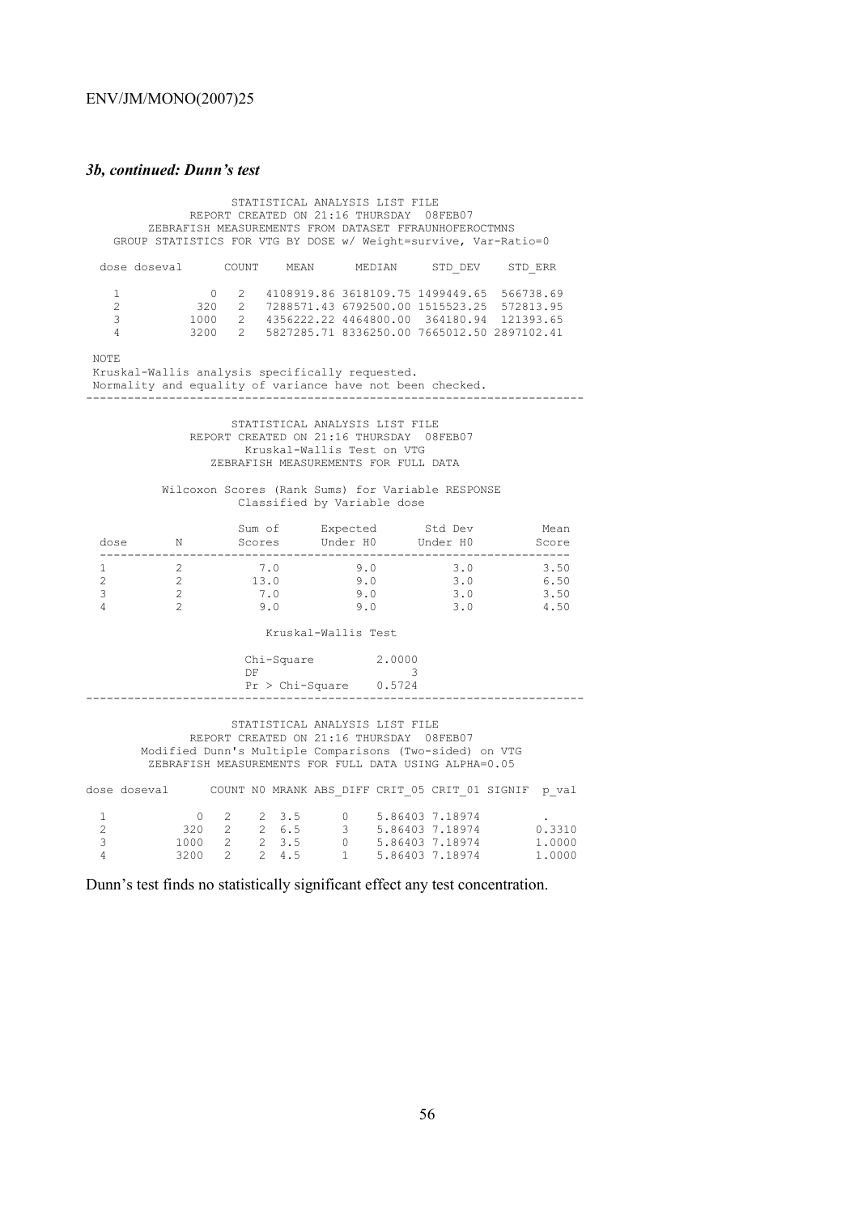### *3b, continued: Dunn's test*

```
                     STATISTICAL ANALYSIS LIST FILE
               REPORT CREATED ON 21:16 THURSDAY  08FEB07
         ZEBRAFISH MEASUREMENTS FROM DATASET FFRAUNHOFEROCTMNS
    GROUP STATISTICS FOR VTG BY DOSE w/ Weight=survive, Var-Ratio=0

  dose doseval      COUNT    MEAN      MEDIAN     STD_DEV    STD_ERR

    1            0   2   4108919.86 3618109.75 1499449.65  566738.69
    2          320   2   7288571.43 6792500.00 1515523.25  572813.95
    3         1000   2   4356222.22 4464800.00  364180.94  121393.65
    4         3200   2   5827285.71 8336250.00 7665012.50 2897102.41

 NOTE
 Kruskal-Wallis analysis specifically requested.
 Normality and equality of variance have not been checked.
----------------------------------------------------------------------

                     STATISTICAL ANALYSIS LIST FILE
               REPORT CREATED ON 21:16 THURSDAY  08FEB07
                      Kruskal-Wallis Test on VTG
                  ZEBRAFISH MEASUREMENTS FOR FULL DATA

          Wilcoxon Scores (Rank Sums) for Variable RESPONSE
                     Classified by Variable dose

                        Sum of      Expected       Std Dev         Mean
   dose       N         Scores      Under H0       Under H0        Score
   -----------------------------------------------------------------
   1          2           7.0          9.0           3.0          3.50
   2          2          13.0          9.0           3.0          6.50
   3          2           7.0          9.0           3.0          3.50
   4          2           9.0          9.0           3.0          4.50

                          Kruskal-Wallis Test

                        Chi-Square         2.0000
                        DF                      3
                        Pr > Chi-Square    0.5724
----------------------------------------------------------------------

                     STATISTICAL ANALYSIS LIST FILE
               REPORT CREATED ON 21:16 THURSDAY  08FEB07
       Modified Dunn's Multiple Comparisons (Two-sided) on VTG
         ZEBRAFISH MEASUREMENTS FOR FULL DATA USING ALPHA=0.05

dose doseval      COUNT N0 MRANK ABS_DIFF CRIT_05 CRIT_01 SIGNIF  p_val

  1            0   2    2  3.5      0    5.86403 7.18974           .
  2          320   2    2  6.5      3    5.86403 7.18974        0.3310
  3         1000   2    2  3.5      0    5.86403 7.18974        1.0000
  4         3200   2    2  4.5      1    5.86403 7.18974        1.0000
```

Dunn's test finds no statistically significant effect any test concentration.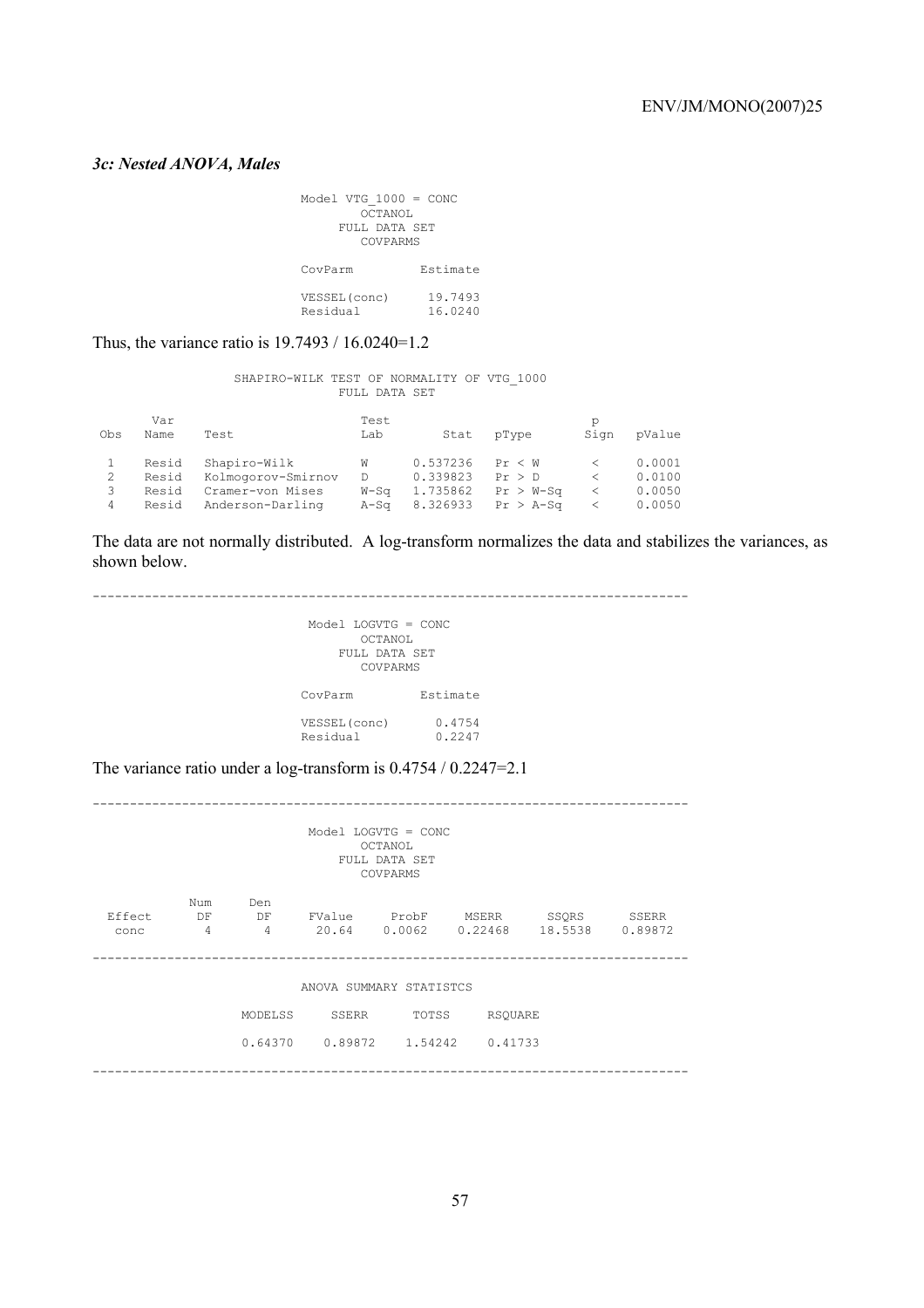### *3c: Nested ANOVA, Males*

```
                    Model VTG_1000 = CONC
                           OCTANOL
                        FULL DATA SET
                           COVPARMS

                    CovParm         Estimate

                    VESSEL(conc)     19.7493
                    Residual         16.0240
```

Thus, the variance ratio is 19.7493 / 16.0240=1.2

```
               SHAPIRO-WILK TEST OF NORMALITY OF VTG_1000
                            FULL DATA SET

       Var                          Test                             p
 Obs   Name    Test                 Lab        Stat    pType        Sign    pValue

  1    Resid   Shapiro-Wilk         W       0.537236   Pr < W        <      0.0001
  2    Resid   Kolmogorov-Smirnov   D       0.339823   Pr > D        <      0.0100
  3    Resid   Cramer-von Mises     W-Sq    1.735862   Pr > W-Sq     <      0.0050
  4    Resid   Anderson-Darling     A-Sq    8.326933   Pr > A-Sq     <      0.0050
```

The data are not normally distributed. A log-transform normalizes the data and stabilizes the variances, as shown below.

```
--------------------------------------------------------------------------------

                     Model LOGVTG = CONC
                           OCTANOL
                        FULL DATA SET
                           COVPARMS

                    CovParm         Estimate

                    VESSEL(conc)      0.4754
                    Residual          0.2247
```

The variance ratio under a log-transform is 0.4754 / 0.2247=2.1

```
--------------------------------------------------------------------------------

                     Model LOGVTG = CONC
                           OCTANOL
                        FULL DATA SET
                           COVPARMS

           Num    Den
 Effect    DF     DF     FValue     ProbF     MSERR      SSQRS      SSERR
  conc      4      4      20.64    0.0062    0.22468    18.5538    0.89872

--------------------------------------------------------------------------------

                    ANOVA SUMMARY STATISTCS

              MODELSS     SSERR      TOTSS     RSQUARE

              0.64370    0.89872    1.54242    0.41733

--------------------------------------------------------------------------------
```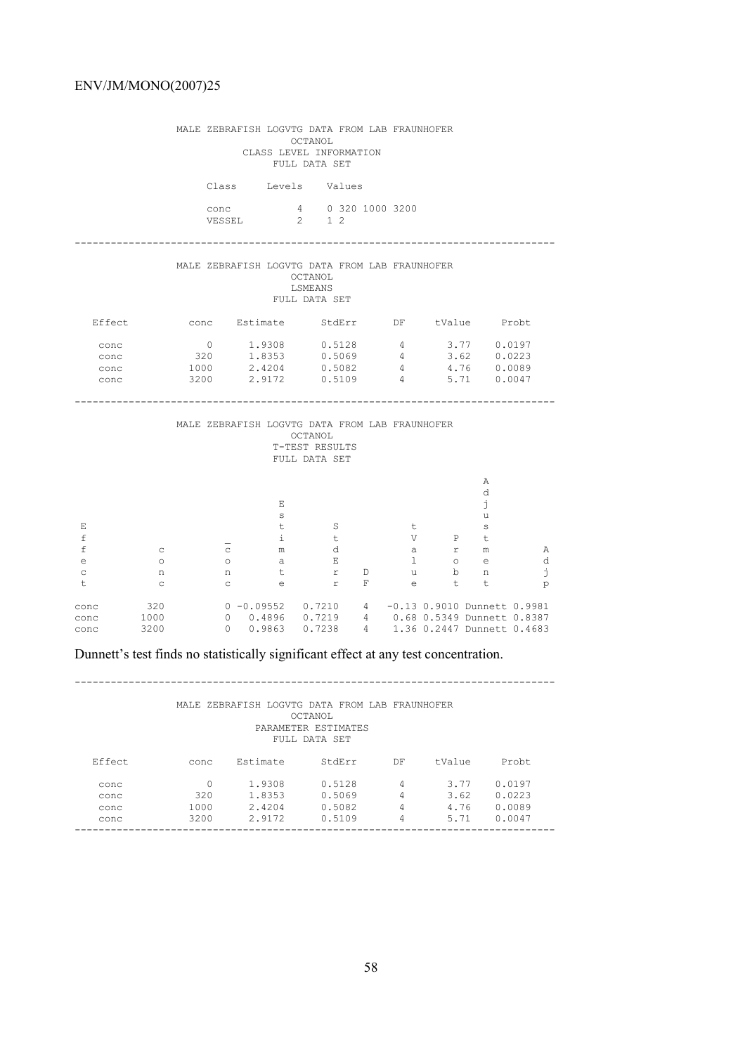MALE ZEBRAFISH LOGVTG DATA FROM LAB FRAUNHOFER
OCTANOL
CLASS LEVEL INFORMATION
FULL DATA SET

| Class | Levels | Values |
|---|---|---|
| conc | 4 | 0 320 1000 3200 |
| VESSEL | 2 | 1 2 |

---

MALE ZEBRAFISH LOGVTG DATA FROM LAB FRAUNHOFER
OCTANOL
LSMEANS
FULL DATA SET

| Effect | conc | Estimate | StdErr | DF | tValue | Probt |
|---|---|---|---|---|---|---|
| conc | 0 | 1.9308 | 0.5128 | 4 | 3.77 | 0.0197 |
| conc | 320 | 1.8353 | 0.5069 | 4 | 3.62 | 0.0223 |
| conc | 1000 | 2.4204 | 0.5082 | 4 | 4.76 | 0.0089 |
| conc | 3200 | 2.9172 | 0.5109 | 4 | 5.71 | 0.0047 |

---

MALE ZEBRAFISH LOGVTG DATA FROM LAB FRAUNHOFER
OCTANOL
T-TEST RESULTS
FULL DATA SET

| Effect | conc | _conc | Estimate | StdErr | DF | tValue | Probt | Adjustment | Adjp |
|---|---|---|---|---|---|---|---|---|---|
| conc | 320 | 0 | -0.09552 | 0.7210 | 4 | -0.13 | 0.9010 | Dunnett | 0.9981 |
| conc | 1000 | 0 | 0.4896 | 0.7219 | 4 | 0.68 | 0.5349 | Dunnett | 0.8387 |
| conc | 3200 | 0 | 0.9863 | 0.7238 | 4 | 1.36 | 0.2447 | Dunnett | 0.4683 |

Dunnett's test finds no statistically significant effect at any test concentration.

---

MALE ZEBRAFISH LOGVTG DATA FROM LAB FRAUNHOFER
OCTANOL
PARAMETER ESTIMATES
FULL DATA SET

| Effect | conc | Estimate | StdErr | DF | tValue | Probt |
|---|---|---|---|---|---|---|
| conc | 0 | 1.9308 | 0.5128 | 4 | 3.77 | 0.0197 |
| conc | 320 | 1.8353 | 0.5069 | 4 | 3.62 | 0.0223 |
| conc | 1000 | 2.4204 | 0.5082 | 4 | 4.76 | 0.0089 |
| conc | 3200 | 2.9172 | 0.5109 | 4 | 5.71 | 0.0047 |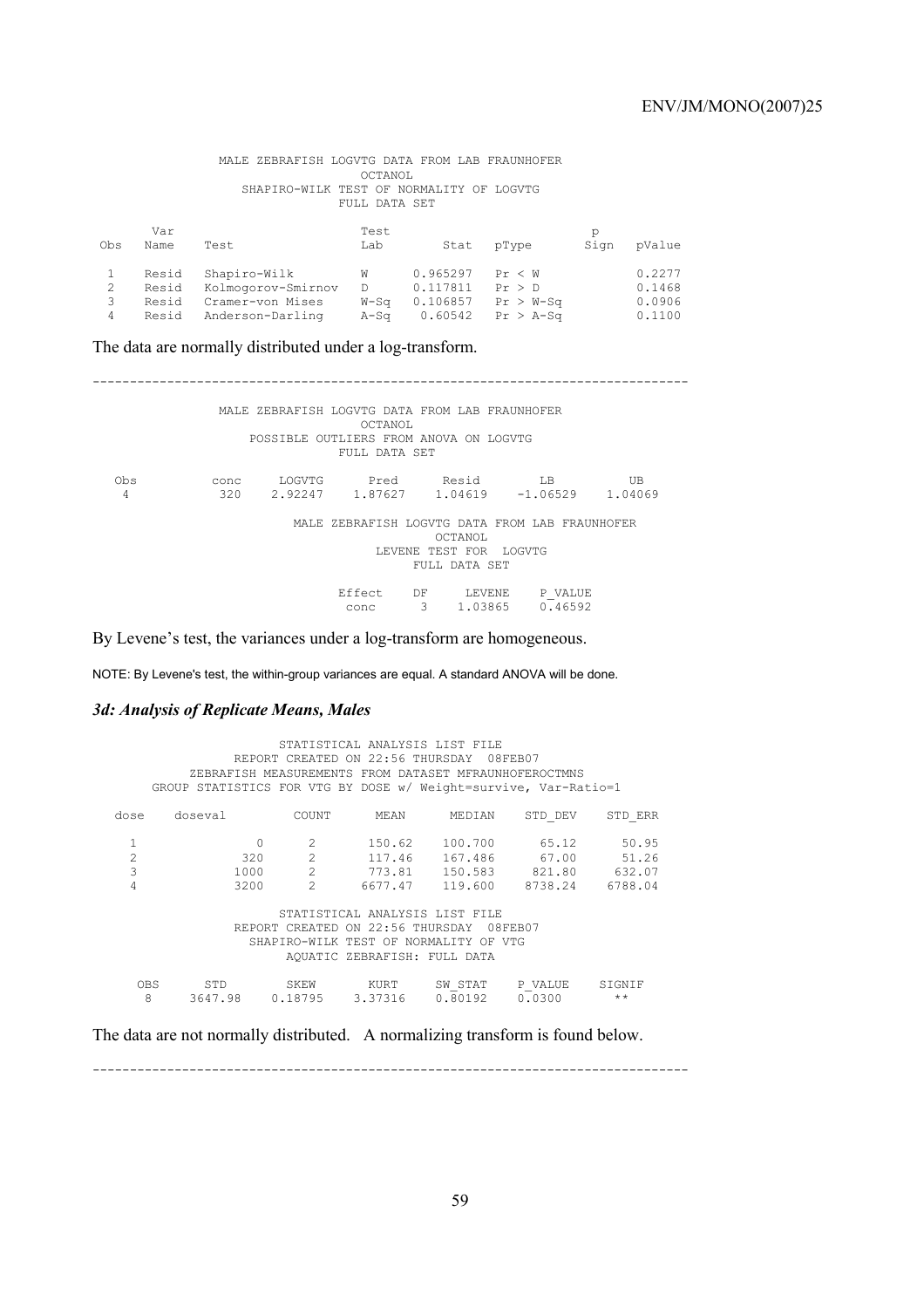```
              MALE ZEBRAFISH LOGVTG DATA FROM LAB FRAUNHOFER
                               OCTANOL
                 SHAPIRO-WILK TEST OF NORMALITY OF LOGVTG
                            FULL DATA SET

      Var                             Test                            p
Obs   Name    Test                    Lab        Stat    pType       Sign   pValue

 1    Resid   Shapiro-Wilk            W       0.965297   Pr < W              0.2277
 2    Resid   Kolmogorov-Smirnov      D       0.117811   Pr > D              0.1468
 3    Resid   Cramer-von Mises        W-Sq    0.106857   Pr > W-Sq           0.0906
 4    Resid   Anderson-Darling        A-Sq     0.60542   Pr > A-Sq           0.1100
```

The data are normally distributed under a log-transform.

---

```
              MALE ZEBRAFISH LOGVTG DATA FROM LAB FRAUNHOFER
                               OCTANOL
                 POSSIBLE OUTLIERS FROM ANOVA ON LOGVTG
                            FULL DATA SET

 Obs        conc     LOGVTG      Pred      Resid        LB          UB
  4          320    2.92247   1.87627    1.04619    -1.06529    1.04069

                    MALE ZEBRAFISH LOGVTG DATA FROM LAB FRAUNHOFER
                                     OCTANOL
                               LEVENE TEST FOR  LOGVTG
                                  FULL DATA SET

                           Effect    DF     LEVENE    P_VALUE
                            conc      3    1.03865    0.46592
```

By Levene's test, the variances under a log-transform are homogeneous.

NOTE: By Levene's test, the within-group variances are equal. A standard ANOVA will be done.

### *3d: Analysis of Replicate Means, Males*

```
                      STATISTICAL ANALYSIS LIST FILE
               REPORT CREATED ON 22:56 THURSDAY  08FEB07
         ZEBRAFISH MEASUREMENTS FROM DATASET MFRAUNHOFEROCTMNS
     GROUP STATISTICS FOR VTG BY DOSE w/ Weight=survive, Var-Ratio=1

  dose    doseval        COUNT      MEAN      MEDIAN     STD_DEV    STD_ERR

   1            0          2       150.62    100.700       65.12      50.95
   2          320          2       117.46    167.486       67.00      51.26
   3         1000          2       773.81    150.583      821.80     632.07
   4         3200          2      6677.47    119.600     8738.24    6788.04

                      STATISTICAL ANALYSIS LIST FILE
               REPORT CREATED ON 22:56 THURSDAY  08FEB07
                SHAPIRO-WILK TEST OF NORMALITY OF VTG
                      AQUATIC ZEBRAFISH: FULL DATA

    OBS      STD       SKEW       KURT      SW_STAT    P_VALUE    SIGNIF
     8    3647.98    0.18795    3.37316    0.80192    0.0300       **
```

The data are not normally distributed.  A normalizing transform is found below.

---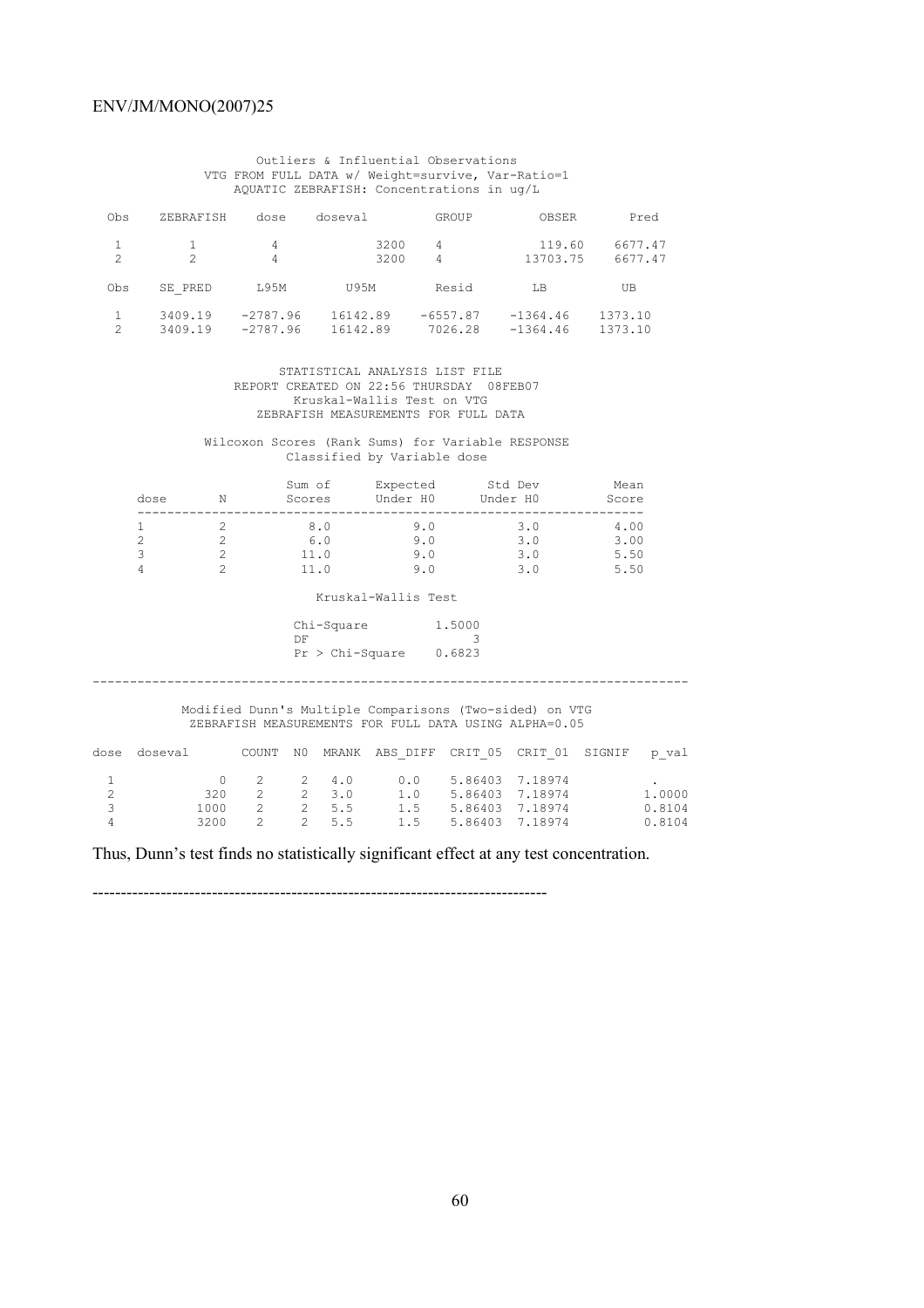Outliers & Influential Observations
VTG FROM FULL DATA w/ Weight=survive, Var-Ratio=1
AQUATIC ZEBRAFISH: Concentrations in ug/L

| Obs | ZEBRAFISH | dose | doseval | GROUP | OBSER | Pred |
|---|---|---|---|---|---|---|
| 1 | 1 | 4 | 3200 | 4 | 119.60 | 6677.47 |
| 2 | 2 | 4 | 3200 | 4 | 13703.75 | 6677.47 |

| Obs | SE_PRED | L95M | U95M | Resid | LB | UB |
|---|---|---|---|---|---|---|
| 1 | 3409.19 | -2787.96 | 16142.89 | -6557.87 | -1364.46 | 1373.10 |
| 2 | 3409.19 | -2787.96 | 16142.89 | 7026.28 | -1364.46 | 1373.10 |

STATISTICAL ANALYSIS LIST FILE
REPORT CREATED ON 22:56 THURSDAY 08FEB07
Kruskal-Wallis Test on VTG
ZEBRAFISH MEASUREMENTS FOR FULL DATA

Wilcoxon Scores (Rank Sums) for Variable RESPONSE
Classified by Variable dose

| dose | N | Sum of Scores | Expected Under H0 | Std Dev Under H0 | Mean Score |
|---|---|---|---|---|---|
| 1 | 2 | 8.0 | 9.0 | 3.0 | 4.00 |
| 2 | 2 | 6.0 | 9.0 | 3.0 | 3.00 |
| 3 | 2 | 11.0 | 9.0 | 3.0 | 5.50 |
| 4 | 2 | 11.0 | 9.0 | 3.0 | 5.50 |

Kruskal-Wallis Test

| | |
|---|---|
| Chi-Square | 1.5000 |
| DF | 3 |
| Pr > Chi-Square | 0.6823 |

---

Modified Dunn's Multiple Comparisons (Two-sided) on VTG
ZEBRAFISH MEASUREMENTS FOR FULL DATA USING ALPHA=0.05

| dose | doseval | COUNT | N0 | MRANK | ABS_DIFF | CRIT_05 | CRIT_01 | SIGNIF | p_val |
|---|---|---|---|---|---|---|---|---|---|
| 1 | 0 | 2 | 2 | 4.0 | 0.0 | 5.86403 | 7.18974 | | . |
| 2 | 320 | 2 | 2 | 3.0 | 1.0 | 5.86403 | 7.18974 | | 1.0000 |
| 3 | 1000 | 2 | 2 | 5.5 | 1.5 | 5.86403 | 7.18974 | | 0.8104 |
| 4 | 3200 | 2 | 2 | 5.5 | 1.5 | 5.86403 | 7.18974 | | 0.8104 |

Thus, Dunn's test finds no statistically significant effect at any test concentration.

---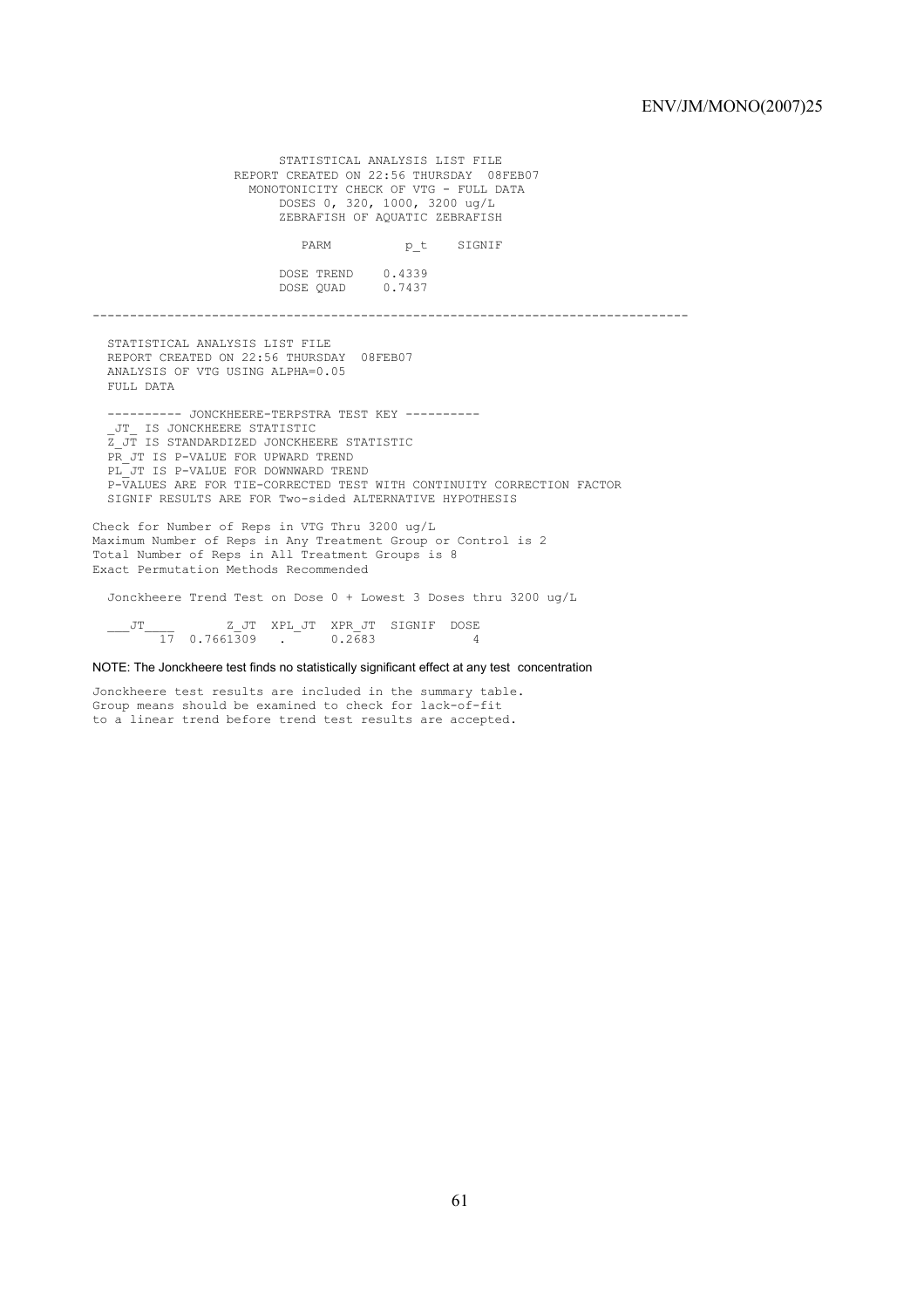```
                    STATISTICAL ANALYSIS LIST FILE
                 REPORT CREATED ON 22:56 THURSDAY  08FEB07
                   MONOTONICITY CHECK OF VTG - FULL DATA
                       DOSES 0, 320, 1000, 3200 ug/L
                       ZEBRAFISH OF AQUATIC ZEBRAFISH

                         PARM          p_t    SIGNIF

                       DOSE TREND    0.4339
                       DOSE QUAD     0.7437

------------------------------------------------------------------------------

   STATISTICAL ANALYSIS LIST FILE
   REPORT CREATED ON 22:56 THURSDAY  08FEB07
   ANALYSIS OF VTG USING ALPHA=0.05
   FULL DATA

   ---------- JONCKHEERE-TERPSTRA TEST KEY ----------
   _JT_ IS JONCKHEERE STATISTIC
   Z_JT IS STANDARDIZED JONCKHEERE STATISTIC
   PR_JT IS P-VALUE FOR UPWARD TREND
   PL_JT IS P-VALUE FOR DOWNWARD TREND
   P-VALUES ARE FOR TIE-CORRECTED TEST WITH CONTINUITY CORRECTION FACTOR
   SIGNIF RESULTS ARE FOR Two-sided ALTERNATIVE HYPOTHESIS

Check for Number of Reps in VTG Thru 3200 ug/L
Maximum Number of Reps in Any Treatment Group or Control is 2
Total Number of Reps in All Treatment Groups is 8
Exact Permutation Methods Recommended

   Jonckheere Trend Test on Dose 0 + Lowest 3 Doses thru 3200 ug/L

   ___JT____        Z_JT  XPL_JT  XPR_JT  SIGNIF  DOSE
          17  0.7661309    .      0.2683             4
```

NOTE: The Jonckheere test finds no statistically significant effect at any test concentration

```
Jonckheere test results are included in the summary table.
Group means should be examined to check for lack-of-fit
to a linear trend before trend test results are accepted.
```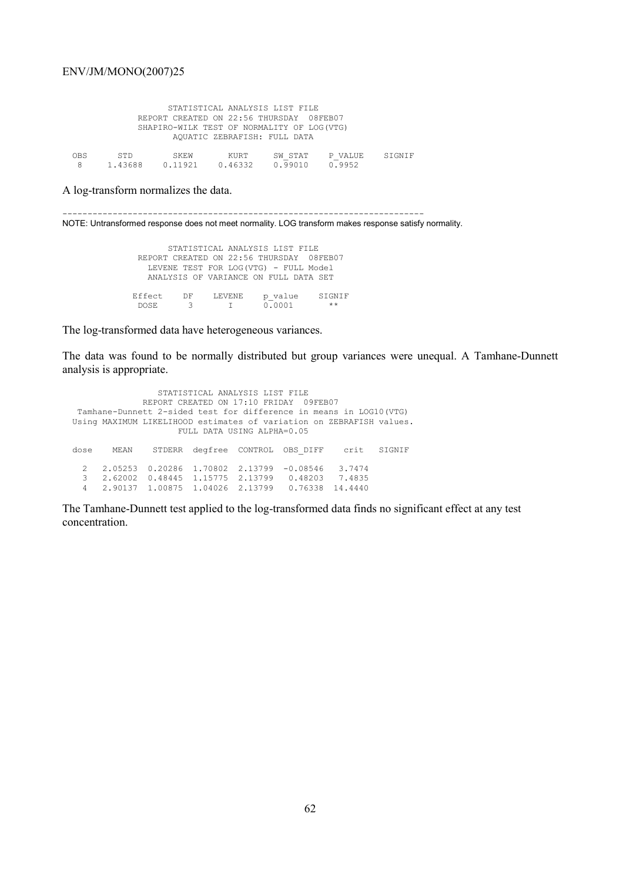```
                    STATISTICAL ANALYSIS LIST FILE
              REPORT CREATED ON 22:56 THURSDAY  08FEB07
              SHAPIRO-WILK TEST OF NORMALITY OF LOG(VTG)
                     AQUATIC ZEBRAFISH: FULL DATA

 OBS      STD        SKEW       KURT     SW_STAT    P_VALUE    SIGNIF
  8     1.43688    0.11921    0.46332    0.99010    0.9952
```

A log-transform normalizes the data.

```
----------------------------------------------------------------------
```

NOTE: Untransformed response does not meet normality. LOG transform makes response satisfy normality.

```
                    STATISTICAL ANALYSIS LIST FILE
              REPORT CREATED ON 22:56 THURSDAY  08FEB07
                LEVENE TEST FOR LOG(VTG) - FULL Model
                ANALYSIS OF VARIANCE ON FULL DATA SET

             Effect    DF    LEVENE    p_value    SIGNIF
              DOSE      3       I      0.0001       **
```

The log-transformed data have heterogeneous variances.

The data was found to be normally distributed but group variances were unequal. A Tamhane-Dunnett analysis is appropriate.

```
                  STATISTICAL ANALYSIS LIST FILE
               REPORT CREATED ON 17:10 FRIDAY  09FEB07
   Tamhane-Dunnett 2-sided test for difference in means in LOG10(VTG)
  Using MAXIMUM LIKELIHOOD estimates of variation on ZEBRAFISH values.
                     FULL DATA USING ALPHA=0.05

 dose    MEAN    STDERR  degfree  CONTROL  OBS_DIFF    crit   SIGNIF

   2   2.05253  0.20286  1.70802  2.13799  -0.08546   3.7474
   3   2.62002  0.48445  1.15775  2.13799   0.48203   7.4835
   4   2.90137  1.00875  1.04026  2.13799   0.76338  14.4440
```

The Tamhane-Dunnett test applied to the log-transformed data finds no significant effect at any test concentration.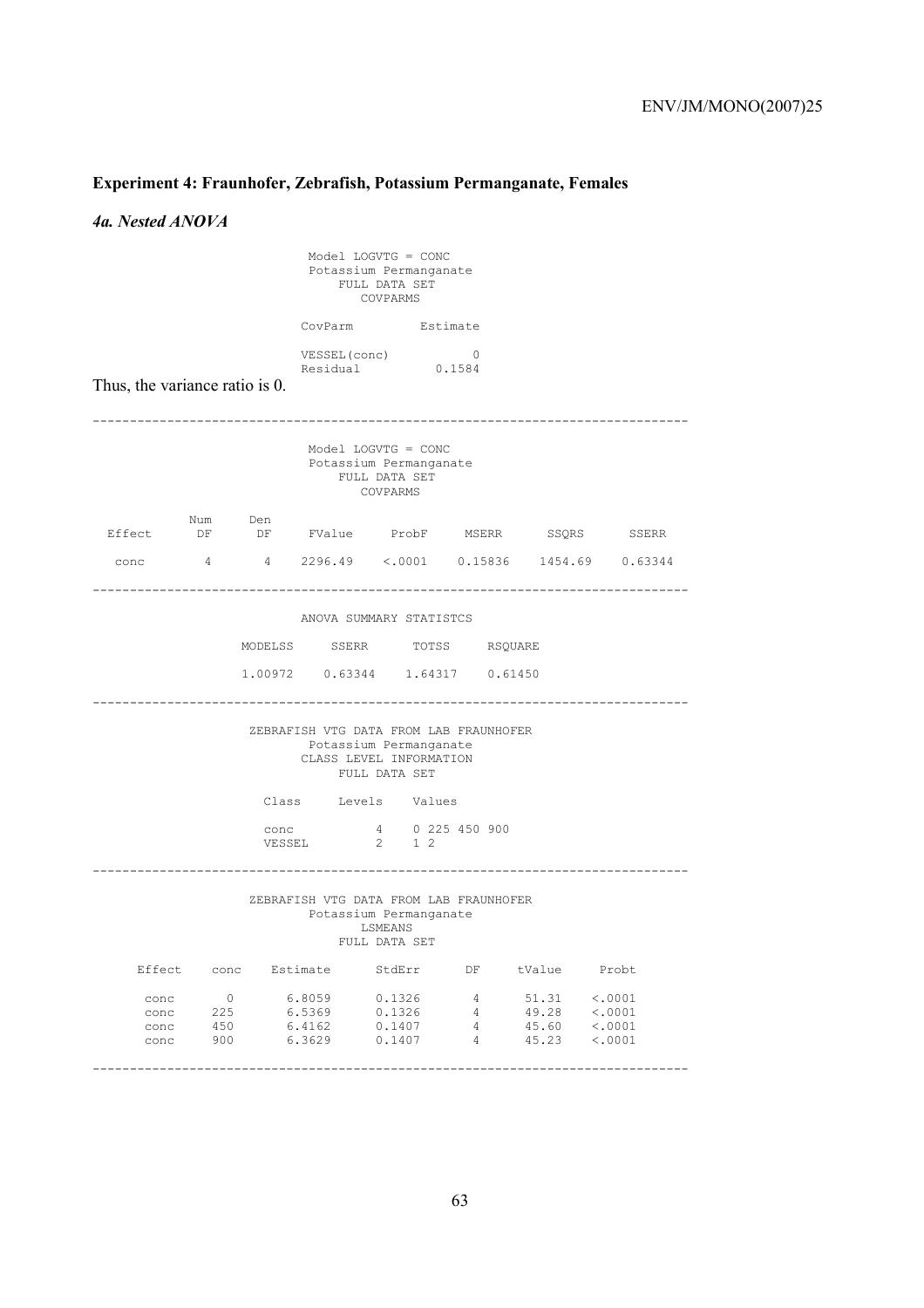## Experiment 4: Fraunhofer, Zebrafish, Potassium Permanganate, Females

### *4a. Nested ANOVA*

```
                    Model LOGVTG = CONC
                   Potassium Permanganate
                       FULL DATA SET
                         COVPARMS

                  CovParm          Estimate

                  VESSEL(conc)            0
                  Residual           0.1584
```

Thus, the variance ratio is 0.

```
-----------------------------------------------------------------------------
                    Model LOGVTG = CONC
                   Potassium Permanganate
                       FULL DATA SET
                         COVPARMS

          Num     Den
 Effect    DF      DF     FValue     ProbF     MSERR      SSQRS      SSERR

  conc      4       4    2296.49    <.0001    0.15836    1454.69    0.63344

-----------------------------------------------------------------------------
                  ANOVA SUMMARY STATISTCS

             MODELSS     SSERR      TOTSS     RSQUARE

             1.00972    0.63344    1.64317    0.61450

-----------------------------------------------------------------------------
             ZEBRAFISH VTG DATA FROM LAB FRAUNHOFER
                   Potassium Permanganate
                  CLASS LEVEL INFORMATION
                       FULL DATA SET

               Class     Levels    Values

               conc           4    0 225 450 900
               VESSEL         2    1 2

-----------------------------------------------------------------------------
             ZEBRAFISH VTG DATA FROM LAB FRAUNHOFER
                   Potassium Permanganate
                          LSMEANS
                       FULL DATA SET

    Effect    conc    Estimate      StdErr      DF     tValue     Probt

     conc       0      6.8059      0.1326       4      51.31    <.0001
     conc     225      6.5369      0.1326       4      49.28    <.0001
     conc     450      6.4162      0.1407       4      45.60    <.0001
     conc     900      6.3629      0.1407       4      45.23    <.0001

-----------------------------------------------------------------------------
```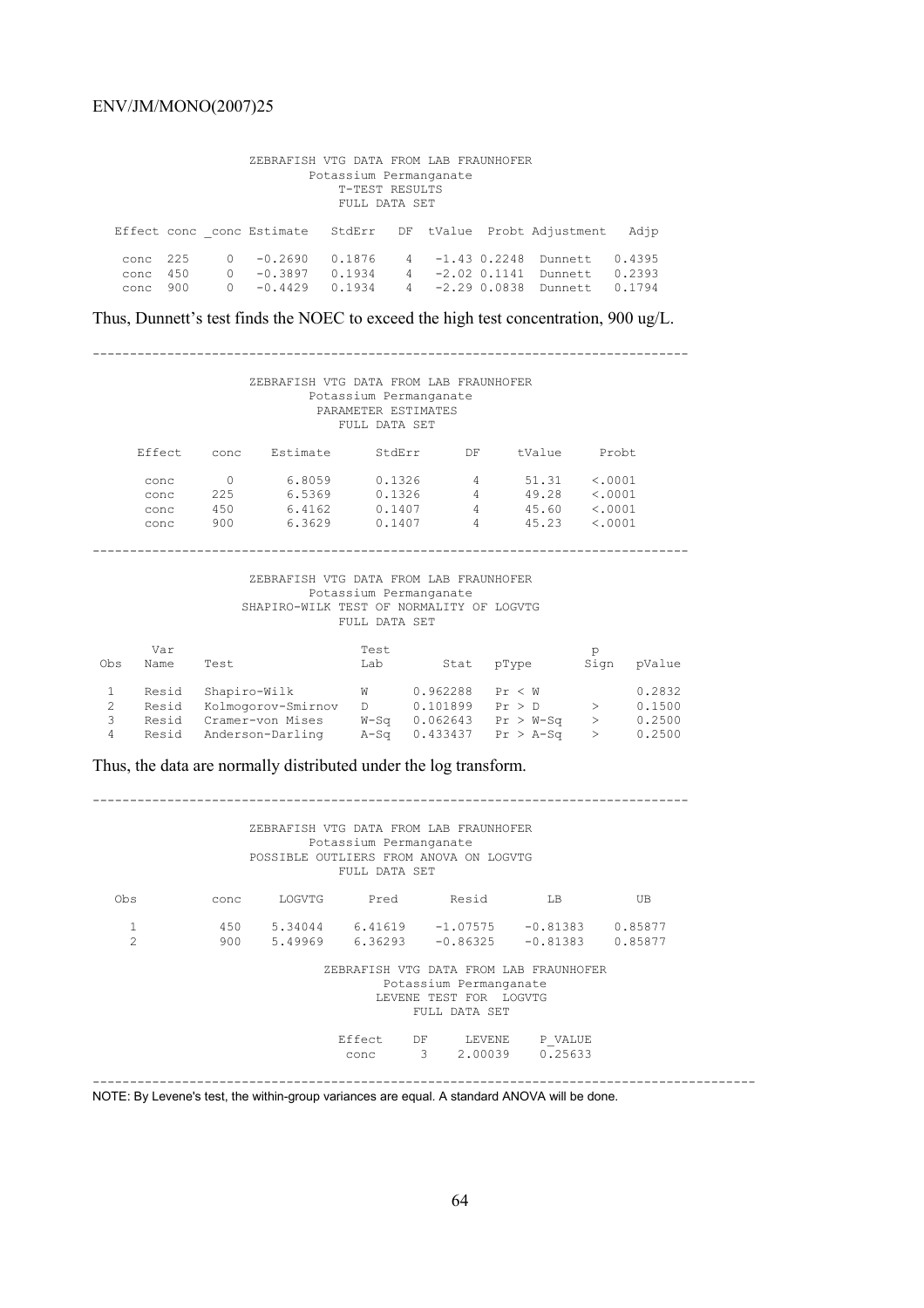ZEBRAFISH VTG DATA FROM LAB FRAUNHOFER
Potassium Permanganate
T-TEST RESULTS
FULL DATA SET

| Effect | conc | _conc | Estimate | StdErr | DF | tValue | Probt | Adjustment | Adjp |
|---|---|---|---|---|---|---|---|---|---|
| conc | 225 | 0 | -0.2690 | 0.1876 | 4 | -1.43 | 0.2248 | Dunnett | 0.4395 |
| conc | 450 | 0 | -0.3897 | 0.1934 | 4 | -2.02 | 0.1141 | Dunnett | 0.2393 |
| conc | 900 | 0 | -0.4429 | 0.1934 | 4 | -2.29 | 0.0838 | Dunnett | 0.1794 |

Thus, Dunnett's test finds the NOEC to exceed the high test concentration, 900 ug/L.

---

ZEBRAFISH VTG DATA FROM LAB FRAUNHOFER
Potassium Permanganate
PARAMETER ESTIMATES
FULL DATA SET

| Effect | conc | Estimate | StdErr | DF | tValue | Probt |
|---|---|---|---|---|---|---|
| conc | 0 | 6.8059 | 0.1326 | 4 | 51.31 | <.0001 |
| conc | 225 | 6.5369 | 0.1326 | 4 | 49.28 | <.0001 |
| conc | 450 | 6.4162 | 0.1407 | 4 | 45.60 | <.0001 |
| conc | 900 | 6.3629 | 0.1407 | 4 | 45.23 | <.0001 |

---

ZEBRAFISH VTG DATA FROM LAB FRAUNHOFER
Potassium Permanganate
SHAPIRO-WILK TEST OF NORMALITY OF LOGVTG
FULL DATA SET

| Obs | Var Name | Test | Test Lab | Stat | pType | p Sign | pValue |
|---|---|---|---|---|---|---|---|
| 1 | Resid | Shapiro-Wilk | W | 0.962288 | Pr < W | | 0.2832 |
| 2 | Resid | Kolmogorov-Smirnov | D | 0.101899 | Pr > D | > | 0.1500 |
| 3 | Resid | Cramer-von Mises | W-Sq | 0.062643 | Pr > W-Sq | > | 0.2500 |
| 4 | Resid | Anderson-Darling | A-Sq | 0.433437 | Pr > A-Sq | > | 0.2500 |

Thus, the data are normally distributed under the log transform.

---

ZEBRAFISH VTG DATA FROM LAB FRAUNHOFER
Potassium Permanganate
POSSIBLE OUTLIERS FROM ANOVA ON LOGVTG
FULL DATA SET

| Obs | conc | LOGVTG | Pred | Resid | LB | UB |
|---|---|---|---|---|---|---|
| 1 | 450 | 5.34044 | 6.41619 | -1.07575 | -0.81383 | 0.85877 |
| 2 | 900 | 5.49969 | 6.36293 | -0.86325 | -0.81383 | 0.85877 |

ZEBRAFISH VTG DATA FROM LAB FRAUNHOFER
Potassium Permanganate
LEVENE TEST FOR LOGVTG
FULL DATA SET

| Effect | DF | LEVENE | P_VALUE |
|---|---|---|---|
| conc | 3 | 2.00039 | 0.25633 |

---

NOTE: By Levene's test, the within-group variances are equal. A standard ANOVA will be done.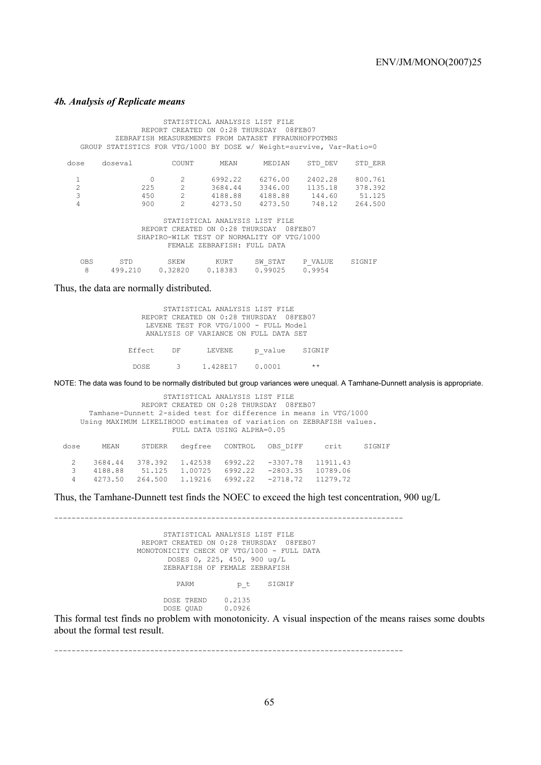#### *4b. Analysis of Replicate means*

```
STATISTICAL ANALYSIS LIST FILE
REPORT CREATED ON 0:28 THURSDAY  08FEB07
ZEBRAFISH MEASUREMENTS FROM DATASET FFRAUNHOFPOTMNS
GROUP STATISTICS FOR VTG/1000 BY DOSE w/ Weight=survive, Var-Ratio=0

dose    doseval        COUNT      MEAN      MEDIAN     STD_DEV    STD_ERR

  1          0           2       6992.22    6276.00    2402.28    800.761
  2        225           2       3684.44    3346.00    1135.18    378.392
  3        450           2       4188.88    4188.88     144.60     51.125
  4        900           2       4273.50    4273.50     748.12    264.500

STATISTICAL ANALYSIS LIST FILE
REPORT CREATED ON 0:28 THURSDAY  08FEB07
SHAPIRO-WILK TEST OF NORMALITY OF VTG/1000
FEMALE ZEBRAFISH: FULL DATA

 OBS      STD       SKEW       KURT      SW_STAT   P_VALUE   SIGNIF
  8     499.210   0.32820   0.18383    0.99025   0.9954
```

Thus, the data are normally distributed.

```
STATISTICAL ANALYSIS LIST FILE
REPORT CREATED ON 0:28 THURSDAY  08FEB07
LEVENE TEST FOR VTG/1000 - FULL Model
ANALYSIS OF VARIANCE ON FULL DATA SET

Effect    DF     LEVENE     p_value    SIGNIF

DOSE       3    1.428E17    0.0001       **
```

NOTE: The data was found to be normally distributed but group variances were unequal. A Tamhane-Dunnett analysis is appropriate.

```
STATISTICAL ANALYSIS LIST FILE
REPORT CREATED ON 0:28 THURSDAY  08FEB07
Tamhane-Dunnett 2-sided test for difference in means in VTG/1000
Using MAXIMUM LIKELIHOOD estimates of variation on ZEBRAFISH values.
FULL DATA USING ALPHA=0.05

dose     MEAN     STDERR   degfree   CONTROL   OBS_DIFF     crit     SIGNIF

  2    3684.44   378.392   1.42538   6992.22   -3307.78   11911.43
  3    4188.88    51.125   1.00725   6992.22   -2803.35   10789.06
  4    4273.50   264.500   1.19216   6992.22   -2718.72   11279.72
```

Thus, the Tamhane-Dunnett test finds the NOEC to exceed the high test concentration, 900 ug/L

---

```
STATISTICAL ANALYSIS LIST FILE
REPORT CREATED ON 0:28 THURSDAY  08FEB07
MONOTONICITY CHECK OF VTG/1000 - FULL DATA
DOSES 0, 225, 450, 900 ug/L
ZEBRAFISH OF FEMALE ZEBRAFISH

PARM          p_t     SIGNIF

DOSE TREND    0.2135
DOSE QUAD     0.0926
```

This formal test finds no problem with monotonicity. A visual inspection of the means raises some doubts about the formal test result.

---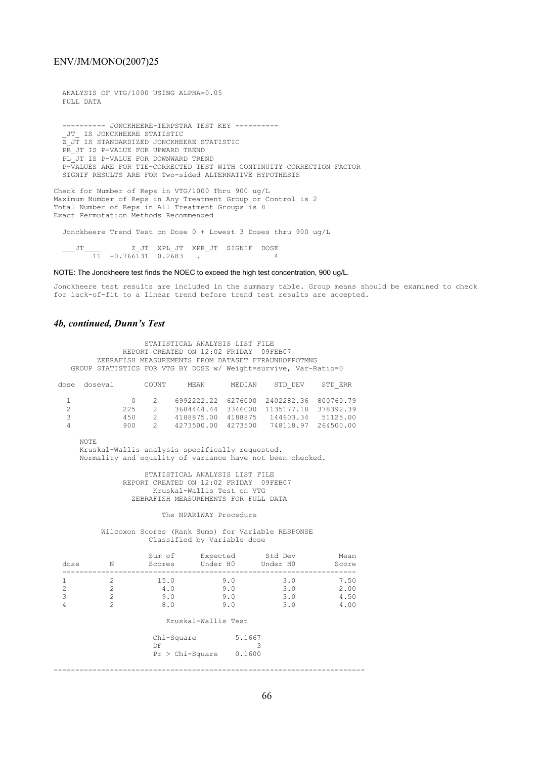```
  ANALYSIS OF VTG/1000 USING ALPHA=0.05
  FULL DATA


  ---------- JONCKHEERE-TERPSTRA TEST KEY ----------
  _JT_ IS JONCKHEERE STATISTIC
  Z_JT IS STANDARDIZED JONCKHEERE STATISTIC
  PR_JT IS P-VALUE FOR UPWARD TREND
  PL_JT IS P-VALUE FOR DOWNWARD TREND
  P-VALUES ARE FOR TIE-CORRECTED TEST WITH CONTINUITY CORRECTION FACTOR
  SIGNIF RESULTS ARE FOR Two-sided ALTERNATIVE HYPOTHESIS

Check for Number of Reps in VTG/1000 Thru 900 ug/L
Maximum Number of Reps in Any Treatment Group or Control is 2
Total Number of Reps in All Treatment Groups is 8
Exact Permutation Methods Recommended

  Jonckheere Trend Test on Dose 0 + Lowest 3 Doses thru 900 ug/L

  ___JT____        Z_JT  XPL_JT  XPR_JT  SIGNIF  DOSE
         11  -0.766131  0.2683   .                 4
```

NOTE: The Jonckheere test finds the NOEC to exceed the high test concentration, 900 ug/L.

```
Jonckheere test results are included in the summary table. Group means should be examined to check
for lack-of-fit to a linear trend before trend test results are accepted.
```

### *4b, continued, Dunn's Test*

```
                    STATISTICAL ANALYSIS LIST FILE
              REPORT CREATED ON 12:02 FRIDAY  09FEB07
         ZEBRAFISH MEASUREMENTS FROM DATASET FFRAUNHOFPOTMNS
    GROUP STATISTICS FOR VTG BY DOSE w/ Weight=survive, Var-Ratio=0

 dose  doseval       COUNT     MEAN      MEDIAN    STD_DEV    STD_ERR

   1           0    2    6992222.22  6276000  2402282.36  800760.79
   2         225    2    3684444.44  3346000  1135177.18  378392.39
   3         450    2    4188875.00  4188875   144603.34   51125.00
   4         900    2    4273500.00  4273500   748118.97  264500.00

     NOTE
     Kruskal-Wallis analysis specifically requested.
     Normality and equality of variance have not been checked.

                    STATISTICAL ANALYSIS LIST FILE
              REPORT CREATED ON 12:02 FRIDAY  09FEB07
                    Kruskal-Wallis Test on VTG
               ZEBRAFISH MEASUREMENTS FOR FULL DATA

                       The NPAR1WAY Procedure

          Wilcoxon Scores (Rank Sums) for Variable RESPONSE
                    Classified by Variable dose

                     Sum of      Expected       Std Dev          Mean
  dose       N       Scores      Under H0      Under H0         Score
  -------------------------------------------------------------------
  1          2        15.0          9.0           3.0           7.50
  2          2         4.0          9.0           3.0           2.00
  3          2         9.0          9.0           3.0           4.50
  4          2         8.0          9.0           3.0           4.00

                        Kruskal-Wallis Test

                    Chi-Square         5.1667
                    DF                      3
                    Pr > Chi-Square    0.1600
-------------------------------------------------------------------------
```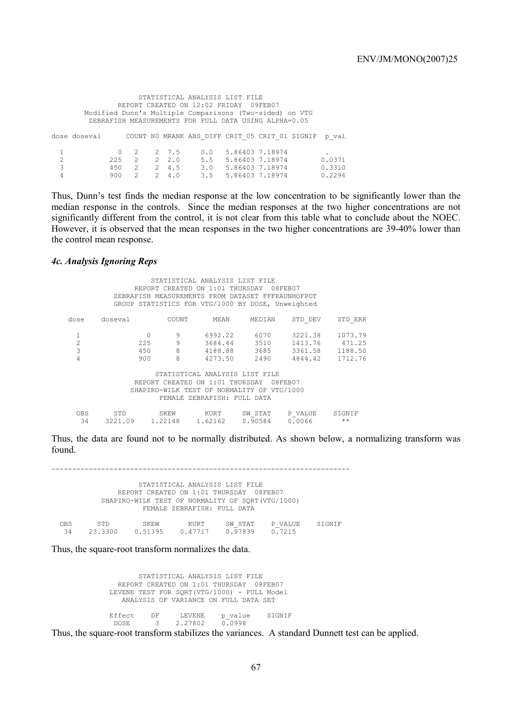```
                    STATISTICAL ANALYSIS LIST FILE
              REPORT CREATED ON 12:02 FRIDAY  09FEB07
       Modified Dunn's Multiple Comparisons (Two-sided) on VTG
        ZEBRAFISH MEASUREMENTS FOR FULL DATA USING ALPHA=0.05

dose doseval      COUNT N0 MRANK ABS_DIFF CRIT_05 CRIT_01 SIGNIF  p_val

  1           0   2    2  7.5     0.0   5.86403 7.18974           .
  2         225   2    2  2.0     5.5   5.86403 7.18974         0.0371
  3         450   2    2  4.5     3.0   5.86403 7.18974         0.3310
  4         900   2    2  4.0     3.5   5.86403 7.18974         0.2296
```

Thus, Dunn's test finds the median response at the low concentration to be significantly lower than the median response in the controls. Since the median responses at the two higher concentrations are not significantly different from the control, it is not clear from this table what to conclude about the NOEC. However, it is observed that the mean responses in the two higher concentrations are 39-40% lower than the control mean response.

### *4c. Analysis Ignoring Reps*

```
                      STATISTICAL ANALYSIS LIST FILE
                REPORT CREATED ON 1:01 THURSDAY  08FEB07
            ZEBRAFISH MEASUREMENTS FROM DATASET FFFRAUNHOFPOT
            GROUP STATISTICS FOR VTG/1000 BY DOSE, Unweighted

   dose    doseval         COUNT       MEAN     MEDIAN     STD_DEV     STD_ERR

     1            0          9      6992.22      6070     3221.38     1073.79
     2          225          9      3684.44      3510     1413.76      471.25
     3          450          8      4188.88      3685     3361.58     1188.50
     4          900          8      4273.50      2490     4844.42     1712.76

                        STATISTICAL ANALYSIS LIST FILE
                   REPORT CREATED ON 1:01 THURSDAY  08FEB07
                 SHAPIRO-WILK TEST OF NORMALITY OF VTG/1000
                          FEMALE ZEBRAFISH: FULL DATA

     OBS      STD         SKEW        KURT      SW_STAT    P_VALUE     SIGNIF
      34    3221.09     1.22148     1.62162     0.90584    0.0066        **
```

Thus, the data are found not to be normally distributed. As shown below, a normalizing transform was found.

```
------------------------------------------------------------------------

                    STATISTICAL ANALYSIS LIST FILE
               REPORT CREATED ON 1:01 THURSDAY  08FEB07
          SHAPIRO-WILK TEST OF NORMALITY OF SQRT(VTG/1000)
                      FEMALE ZEBRAFISH: FULL DATA

 OBS      STD        SKEW        KURT      SW_STAT    P_VALUE    SIGNIF
  34    23.3300    0.51395    0.47717    0.97839    0.7215
```

Thus, the square-root transform normalizes the data.

```
                    STATISTICAL ANALYSIS LIST FILE
               REPORT CREATED ON 1:01 THURSDAY  08FEB07
             LEVENE TEST FOR SQRT(VTG/1000) - FULL Model
                ANALYSIS OF VARIANCE ON FULL DATA SET

             Effect    DF     LEVENE    p_value    SIGNIF
              DOSE      3    2.27802    0.0998
```

Thus, the square-root transform stabilizes the variances. A standard Dunnett test can be applied.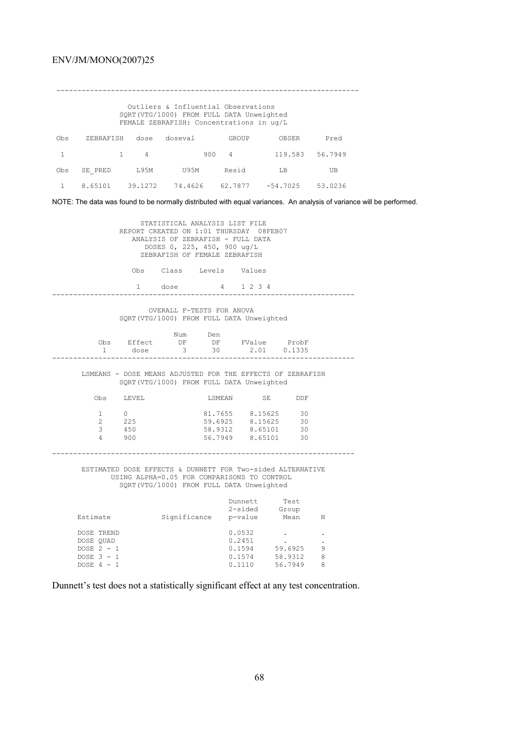```
----------------------------------------------------------------------

               Outliers & Influential Observations
            SQRT(VTG/1000) FROM FULL DATA Unweighted
            FEMALE ZEBRAFISH: Concentrations in ug/L

Obs    ZEBRAFISH   dose   doseval        GROUP       OBSER      Pred

 1            1     4            900   4          119.583   56.7949

Obs   SE_PRED      L95M       U95M      Resid        LB          UB

 1    8.65101    39.1272   74.4626   62.7877   -54.7025   53.0236
```

NOTE: The data was found to be normally distributed with equal variances. An analysis of variance will be performed.

```
                 STATISTICAL ANALYSIS LIST FILE
            REPORT CREATED ON 1:01 THURSDAY  08FEB07
               ANALYSIS OF ZEBRAFISH - FULL DATA
                  DOSES 0, 225, 450, 900 ug/L
                 ZEBRAFISH OF FEMALE ZEBRAFISH

              Obs    Class    Levels    Values

               1     dose          4    1 2 3 4
----------------------------------------------------------------------

                   OVERALL F-TESTS FOR ANOVA
            SQRT(VTG/1000) FROM FULL DATA Unweighted

                          Num     Den
          Obs    Effect    DF      DF     FValue     ProbF
           1      dose      3      30       2.01    0.1335
----------------------------------------------------------------------

      LSMEANS - DOSE MEANS ADJUSTED FOR THE EFFECTS OF ZEBRAFISH
            SQRT(VTG/1000) FROM FULL DATA Unweighted

        Obs    LEVEL              LSMEAN       SE       DDF

         1     0                 81.7655    8.15625     30
         2     225               59.6925    8.15625     30
         3     450               58.9312    8.65101     30
         4     900               56.7949    8.65101     30

----------------------------------------------------------------------

      ESTIMATED DOSE EFFECTS & DUNNETT FOR Two-sided ALTERNATIVE
            USING ALPHA=0.05 FOR COMPARISONS TO CONTROL
            SQRT(VTG/1000) FROM FULL DATA Unweighted

                                         Dunnett       Test
                                         2-sided      Group
     Estimate            Significance    p-value       Mean     N

     DOSE TREND                           0.0532        .       .
     DOSE QUAD                            0.2451        .       .
     DOSE 2 - 1                           0.1594     59.6925    9
     DOSE 3 - 1                           0.1574     58.9312    8
     DOSE 4 - 1                           0.1110     56.7949    8
```

Dunnett's test does not a statistically significant effect at any test concentration.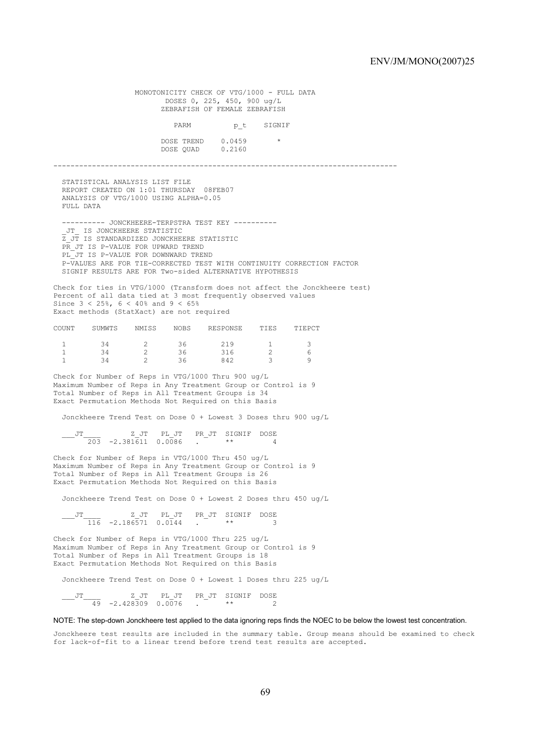```
                 MONOTONICITY CHECK OF VTG/1000 - FULL DATA
                       DOSES 0, 225, 450, 900 ug/L
                      ZEBRAFISH OF FEMALE ZEBRAFISH

                        PARM          p_t    SIGNIF

                      DOSE TREND    0.0459      *
                      DOSE QUAD     0.2160
```

---

```
   STATISTICAL ANALYSIS LIST FILE
   REPORT CREATED ON 1:01 THURSDAY  08FEB07
   ANALYSIS OF VTG/1000 USING ALPHA=0.05
   FULL DATA

   ---------- JONCKHEERE-TERPSTRA TEST KEY ----------
   _JT_ IS JONCKHEERE STATISTIC
   Z_JT IS STANDARDIZED JONCKHEERE STATISTIC
   PR_JT IS P-VALUE FOR UPWARD TREND
   PL_JT IS P-VALUE FOR DOWNWARD TREND
   P-VALUES ARE FOR TIE-CORRECTED TEST WITH CONTINUITY CORRECTION FACTOR
   SIGNIF RESULTS ARE FOR Two-sided ALTERNATIVE HYPOTHESIS

Check for ties in VTG/1000 (Transform does not affect the Jonckheere test)
Percent of all data tied at 3 most frequently observed values
Since 3 < 25%, 6 < 40% and 9 < 65%
Exact methods (StatXact) are not required

COUNT    SUMWTS    NMISS    NOBS    RESPONSE    TIES    TIEPCT

  1        34        2       36       219        1        3
  1        34        2       36       316        2        6
  1        34        2       36       842        3        9

Check for Number of Reps in VTG/1000 Thru 900 ug/L
Maximum Number of Reps in Any Treatment Group or Control is 9
Total Number of Reps in All Treatment Groups is 34
Exact Permutation Methods Not Required on this Basis

  Jonckheere Trend Test on Dose 0 + Lowest 3 Doses thru 900 ug/L

   ___JT____        Z_JT   PL_JT   PR_JT  SIGNIF  DOSE
       203  -2.381611  0.0086   .       **        4

Check for Number of Reps in VTG/1000 Thru 450 ug/L
Maximum Number of Reps in Any Treatment Group or Control is 9
Total Number of Reps in All Treatment Groups is 26
Exact Permutation Methods Not Required on this Basis

  Jonckheere Trend Test on Dose 0 + Lowest 2 Doses thru 450 ug/L

   ___JT____        Z_JT   PL_JT   PR_JT  SIGNIF  DOSE
       116  -2.186571  0.0144   .       **        3

Check for Number of Reps in VTG/1000 Thru 225 ug/L
Maximum Number of Reps in Any Treatment Group or Control is 9
Total Number of Reps in All Treatment Groups is 18
Exact Permutation Methods Not Required on this Basis

  Jonckheere Trend Test on Dose 0 + Lowest 1 Doses thru 225 ug/L

   ___JT____        Z_JT   PL_JT   PR_JT  SIGNIF  DOSE
        49  -2.428309  0.0076   .       **        2
```

NOTE: The step-down Jonckheere test applied to the data ignoring reps finds the NOEC to be below the lowest test concentration.

```
Jonckheere test results are included in the summary table. Group means should be examined to check
for lack-of-fit to a linear trend before trend test results are accepted.
```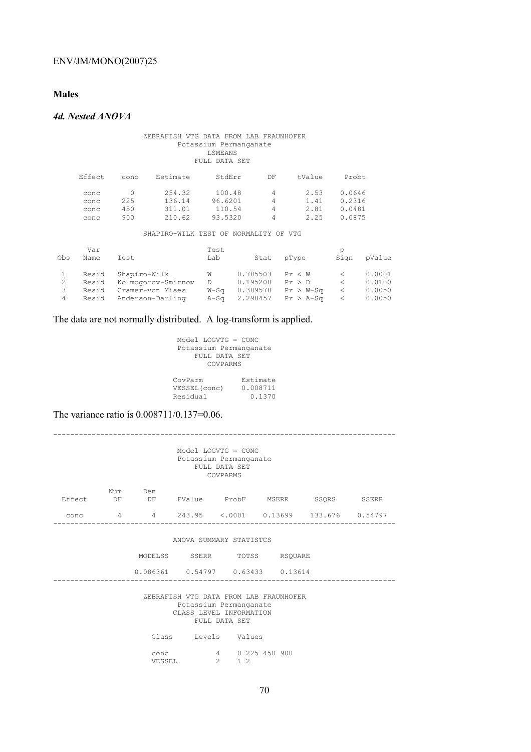**Males**

***4d. Nested ANOVA***

```
                ZEBRAFISH VTG DATA FROM LAB FRAUNHOFER
                       Potassium Permanganate
                              LSMEANS
                           FULL DATA SET

     Effect    conc    Estimate      StdErr      DF      tValue     Probt

     conc        0       254.32      100.48       4        2.53    0.0646
     conc      225       136.14     96.6201       4        1.41    0.2316
     conc      450       311.01      110.54       4        2.81    0.0481
     conc      900       210.62     93.5320       4        2.25    0.0875

                SHAPIRO-WILK TEST OF NORMALITY OF VTG

      Var                           Test                             p
Obs   Name    Test                  Lab         Stat    pType       Sign   pValue

 1    Resid   Shapiro-Wilk          W       0.785503    Pr < W       <     0.0001
 2    Resid   Kolmogorov-Smirnov    D       0.195208    Pr > D       <     0.0100
 3    Resid   Cramer-von Mises      W-Sq    0.389578    Pr > W-Sq    <     0.0050
 4    Resid   Anderson-Darling      A-Sq    2.298457    Pr > A-Sq    <     0.0050
```

The data are not normally distributed. A log-transform is applied.

```
                         Model LOGVTG = CONC
                         Potassium Permanganate
                             FULL DATA SET
                                COVPARMS

                         CovParm          Estimate
                         VESSEL(conc)     0.008711
                         Residual           0.1370
```

The variance ratio is 0.008711/0.137=0.06.

```
------------------------------------------------------------------------------
                         Model LOGVTG = CONC
                         Potassium Permanganate
                             FULL DATA SET
                                COVPARMS

            Num      Den
  Effect     DF       DF     FValue     ProbF      MSERR       SSQRS      SSERR

   conc       4        4     243.95    <.0001    0.13699     133.676    0.54797
------------------------------------------------------------------------------

                        ANOVA SUMMARY STATISTCS

                 MODELSS     SSERR      TOTSS     RSQUARE

                 0.086361   0.54797   0.63433    0.13614
------------------------------------------------------------------------------

                ZEBRAFISH VTG DATA FROM LAB FRAUNHOFER
                       Potassium Permanganate
                      CLASS LEVEL INFORMATION
                           FULL DATA SET

                   Class     Levels    Values

                   conc           4    0 225 450 900
                   VESSEL         2    1 2
```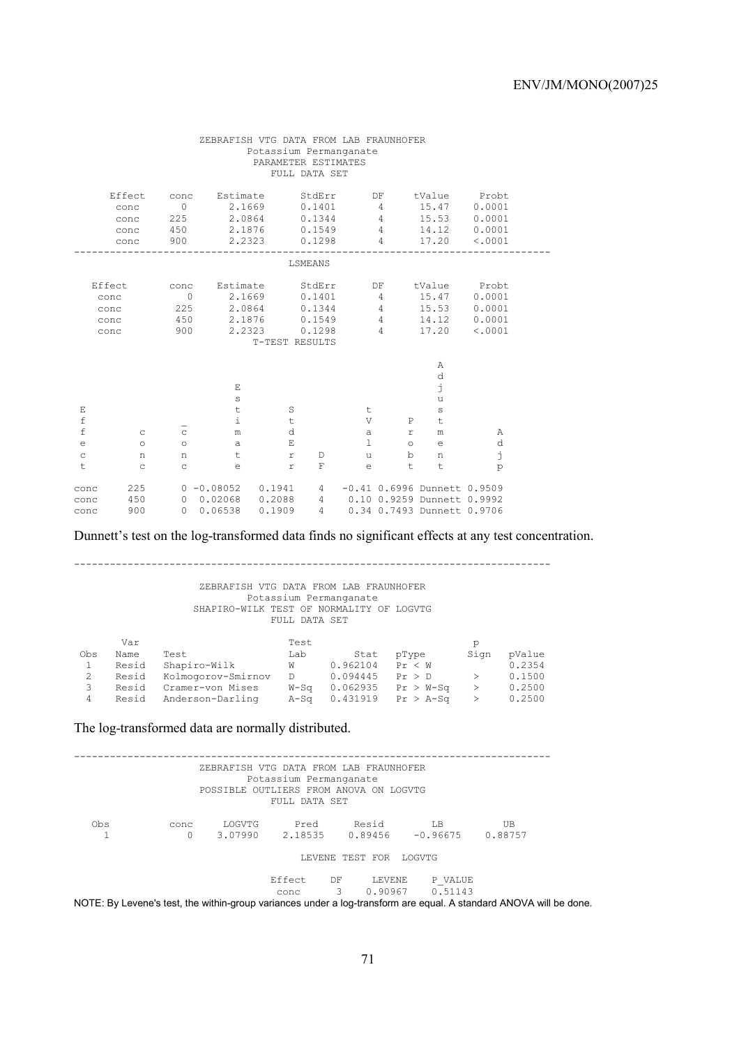ZEBRAFISH VTG DATA FROM LAB FRAUNHOFER
Potassium Permanganate
PARAMETER ESTIMATES
FULL DATA SET

| Effect | conc | Estimate | StdErr | DF | tValue | Probt |
|---|---|---|---|---|---|---|
| conc | 0 | 2.1669 | 0.1401 | 4 | 15.47 | 0.0001 |
| conc | 225 | 2.0864 | 0.1344 | 4 | 15.53 | 0.0001 |
| conc | 450 | 2.1876 | 0.1549 | 4 | 14.12 | 0.0001 |
| conc | 900 | 2.2323 | 0.1298 | 4 | 17.20 | <.0001 |

LSMEANS

| Effect | conc | Estimate | StdErr | DF | tValue | Probt |
|---|---|---|---|---|---|---|
| conc | 0 | 2.1669 | 0.1401 | 4 | 15.47 | 0.0001 |
| conc | 225 | 2.0864 | 0.1344 | 4 | 15.53 | 0.0001 |
| conc | 450 | 2.1876 | 0.1549 | 4 | 14.12 | 0.0001 |
| conc | 900 | 2.2323 | 0.1298 | 4 | 17.20 | <.0001 |

T-TEST RESULTS

| Effect | conc | _conc | Estimate | StdErr | DF | tValue | Probt | Adjustment | Adjp |
|---|---|---|---|---|---|---|---|---|---|
| conc | 225 | 0 | -0.08052 | 0.1941 | 4 | -0.41 | 0.6996 | Dunnett | 0.9509 |
| conc | 450 | 0 | 0.02068 | 0.2088 | 4 | 0.10 | 0.9259 | Dunnett | 0.9992 |
| conc | 900 | 0 | 0.06538 | 0.1909 | 4 | 0.34 | 0.7493 | Dunnett | 0.9706 |

Dunnett's test on the log-transformed data finds no significant effects at any test concentration.

---

ZEBRAFISH VTG DATA FROM LAB FRAUNHOFER
Potassium Permanganate
SHAPIRO-WILK TEST OF NORMALITY OF LOGVTG
FULL DATA SET

| Obs | Var Name | Test | Test Lab | Stat | pType | p Sign | pValue |
|---|---|---|---|---|---|---|---|
| 1 | Resid | Shapiro-Wilk | W | 0.962104 | Pr < W | | 0.2354 |
| 2 | Resid | Kolmogorov-Smirnov | D | 0.094445 | Pr > D | > | 0.1500 |
| 3 | Resid | Cramer-von Mises | W-Sq | 0.062935 | Pr > W-Sq | > | 0.2500 |
| 4 | Resid | Anderson-Darling | A-Sq | 0.431919 | Pr > A-Sq | > | 0.2500 |

The log-transformed data are normally distributed.

---

ZEBRAFISH VTG DATA FROM LAB FRAUNHOFER
Potassium Permanganate
POSSIBLE OUTLIERS FROM ANOVA ON LOGVTG
FULL DATA SET

| Obs | conc | LOGVTG | Pred | Resid | LB | UB |
|---|---|---|---|---|---|---|
| 1 | 0 | 3.07990 | 2.18535 | 0.89456 | -0.96675 | 0.88757 |

LEVENE TEST FOR LOGVTG

| Effect | DF | LEVENE | P_VALUE |
|---|---|---|---|
| conc | 3 | 0.90967 | 0.51143 |

NOTE: By Levene's test, the within-group variances under a log-transform are equal. A standard ANOVA will be done.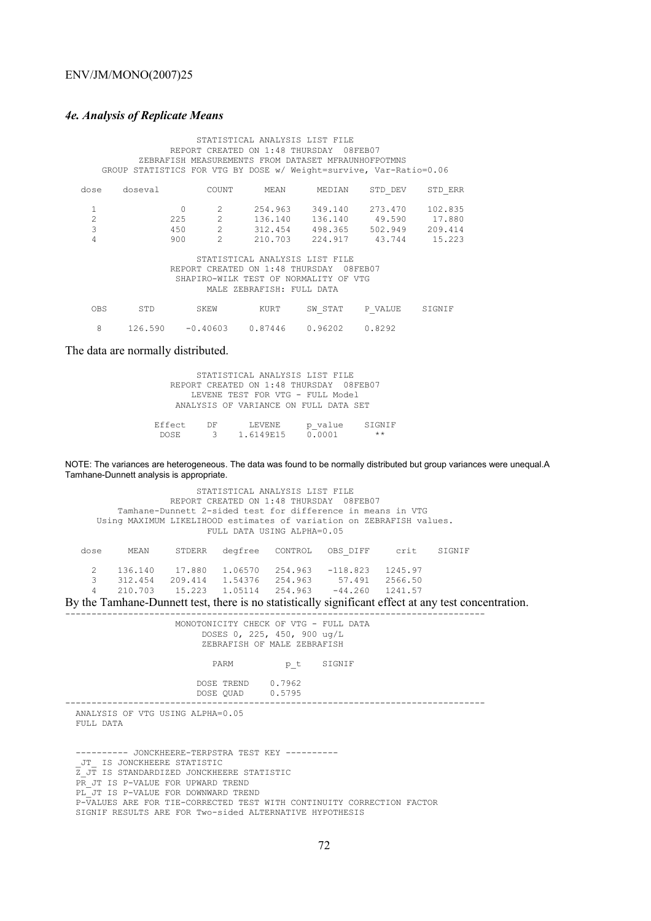### *4e. Analysis of Replicate Means*

```
                      STATISTICAL ANALYSIS LIST FILE
                REPORT CREATED ON 1:48 THURSDAY  08FEB07
          ZEBRAFISH MEASUREMENTS FROM DATASET MFRAUNHOFPOTMNS
     GROUP STATISTICS FOR VTG BY DOSE w/ Weight=survive, Var-Ratio=0.06

  dose    doseval        COUNT      MEAN      MEDIAN     STD_DEV    STD_ERR

   1            0          2      254.963    349.140    273.470    102.835
   2          225          2      136.140    136.140     49.590     17.880
   3          450          2      312.454    498.365    502.949    209.414
   4          900          2      210.703    224.917     43.744     15.223

                      STATISTICAL ANALYSIS LIST FILE
                REPORT CREATED ON 1:48 THURSDAY  08FEB07
                 SHAPIRO-WILK TEST OF NORMALITY OF VTG
                       MALE ZEBRAFISH: FULL DATA

  OBS      STD        SKEW        KURT      SW_STAT    P_VALUE    SIGNIF

   8     126.590    -0.40603    0.87446    0.96202    0.8292
```

The data are normally distributed.

```
                      STATISTICAL ANALYSIS LIST FILE
                REPORT CREATED ON 1:48 THURSDAY  08FEB07
                    LEVENE TEST FOR VTG - FULL Model
                  ANALYSIS OF VARIANCE ON FULL DATA SET

              Effect    DF      LEVENE     p_value    SIGNIF
               DOSE      3    1.6149E15    0.0001       **
```

NOTE: The variances are heterogeneous. The data was found to be normally distributed but group variances were unequal.A Tamhane-Dunnett analysis is appropriate.

```
                      STATISTICAL ANALYSIS LIST FILE
                REPORT CREATED ON 1:48 THURSDAY  08FEB07
        Tamhane-Dunnett 2-sided test for difference in means in VTG
     Using MAXIMUM LIKELIHOOD estimates of variation on ZEBRAFISH values.
                       FULL DATA USING ALPHA=0.05

  dose     MEAN     STDERR   degfree   CONTROL   OBS_DIFF     crit    SIGNIF

    2    136.140    17.880   1.06570   254.963   -118.823   1245.97
    3    312.454   209.414   1.54376   254.963     57.491   2566.50
    4    210.703    15.223   1.05114   254.963    -44.260   1241.57
```

By the Tamhane-Dunnett test, there is no statistically significant effect at any test concentration.

```
--------------------------------------------------------------------------------
                   MONOTONICITY CHECK OF VTG - FULL DATA
                        DOSES 0, 225, 450, 900 ug/L
                        ZEBRAFISH OF MALE ZEBRAFISH

                          PARM          p_t    SIGNIF

                        DOSE TREND    0.7962
                        DOSE QUAD     0.5795
--------------------------------------------------------------------------------
  ANALYSIS OF VTG USING ALPHA=0.05
  FULL DATA


  ---------- JONCKHEERE-TERPSTRA TEST KEY ----------
  _JT_ IS JONCKHEERE STATISTIC
  Z_JT IS STANDARDIZED JONCKHEERE STATISTIC
  PR_JT IS P-VALUE FOR UPWARD TREND
  PL_JT IS P-VALUE FOR DOWNWARD TREND
  P-VALUES ARE FOR TIE-CORRECTED TEST WITH CONTINUITY CORRECTION FACTOR
  SIGNIF RESULTS ARE FOR Two-sided ALTERNATIVE HYPOTHESIS
```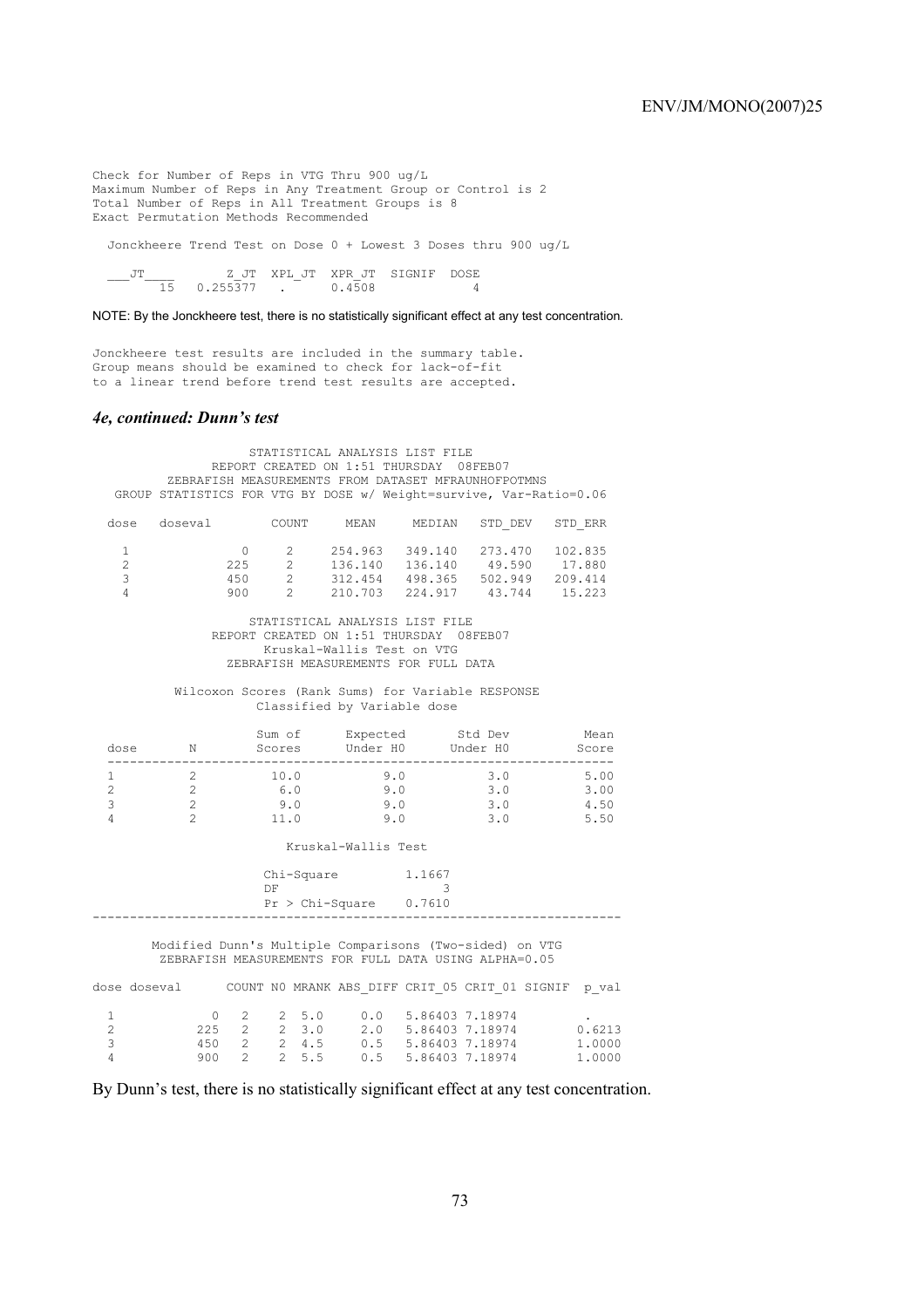```
Check for Number of Reps in VTG Thru 900 ug/L
Maximum Number of Reps in Any Treatment Group or Control is 2
Total Number of Reps in All Treatment Groups is 8
Exact Permutation Methods Recommended

  Jonckheere Trend Test on Dose 0 + Lowest 3 Doses thru 900 ug/L

   ___JT____        Z_JT  XPL_JT  XPR_JT  SIGNIF  DOSE
          15  0.255377   .      0.4508              4
```

NOTE: By the Jonckheere test, there is no statistically significant effect at any test concentration.

```
Jonckheere test results are included in the summary table.
Group means should be examined to check for lack-of-fit
to a linear trend before trend test results are accepted.
```

### *4e, continued: Dunn's test*

```
                    STATISTICAL ANALYSIS LIST FILE
              REPORT CREATED ON 1:51 THURSDAY  08FEB07
         ZEBRAFISH MEASUREMENTS FROM DATASET MFRAUNHOFPOTMNS
   GROUP STATISTICS FOR VTG BY DOSE w/ Weight=survive, Var-Ratio=0.06

  dose   doseval       COUNT     MEAN     MEDIAN    STD_DEV   STD_ERR

    1           0        2     254.963   349.140   273.470   102.835
    2         225        2     136.140   136.140    49.590    17.880
    3         450        2     312.454   498.365   502.949   209.414
    4         900        2     210.703   224.917    43.744    15.223

                    STATISTICAL ANALYSIS LIST FILE
              REPORT CREATED ON 1:51 THURSDAY  08FEB07
                    Kruskal-Wallis Test on VTG
               ZEBRAFISH MEASUREMENTS FOR FULL DATA

         Wilcoxon Scores (Rank Sums) for Variable RESPONSE
                    Classified by Variable dose

                     Sum of      Expected       Std Dev          Mean
  dose       N       Scores      Under H0      Under H0         Score
  -------------------------------------------------------------------
  1          2         10.0           9.0           3.0          5.00
  2          2          6.0           9.0           3.0          3.00
  3          2          9.0           9.0           3.0          4.50
  4          2         11.0           9.0           3.0          5.50

                         Kruskal-Wallis Test

                     Chi-Square          1.1667
                     DF                       3
                     Pr > Chi-Square     0.7610
-----------------------------------------------------------------------

       Modified Dunn's Multiple Comparisons (Two-sided) on VTG
        ZEBRAFISH MEASUREMENTS FOR FULL DATA USING ALPHA=0.05

dose doseval      COUNT N0 MRANK ABS_DIFF CRIT_05 CRIT_01 SIGNIF  p_val

  1            0   2    2  5.0     0.0   5.86403 7.18974            .
  2          225   2    2  3.0     2.0   5.86403 7.18974       0.6213
  3          450   2    2  4.5     0.5   5.86403 7.18974       1.0000
  4          900   2    2  5.5     0.5   5.86403 7.18974       1.0000
```

By Dunn's test, there is no statistically significant effect at any test concentration.